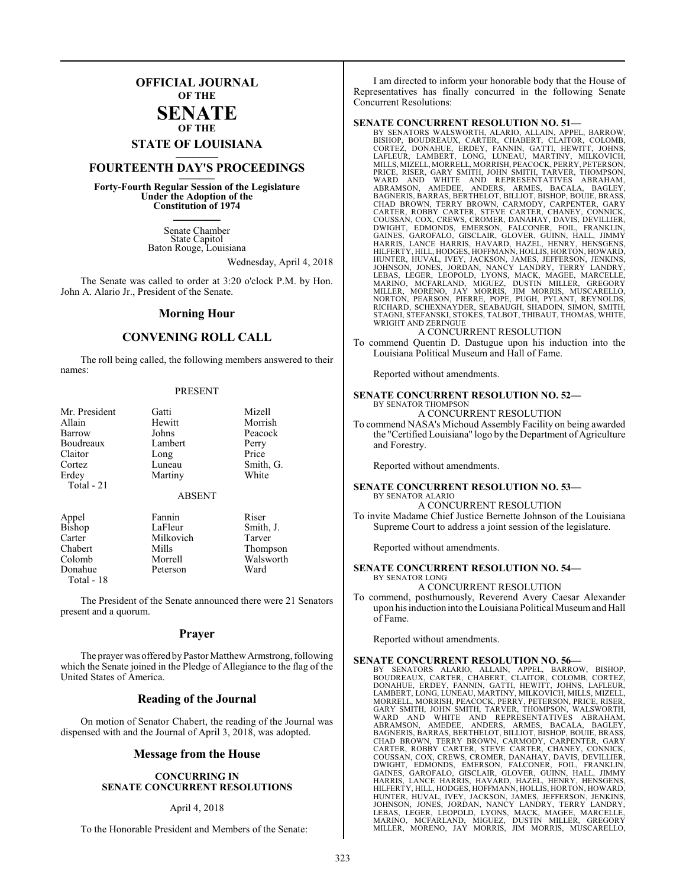# OFFICIAL JOURNAL OF THE SENATE OF THE STATE OF LOUISIANA

## FOURTEENTH DAY'S PROCEEDINGS

**Forty-Fourth Regular Session of the Legislature Under the Adoption of the Constitution of 1974**

Senate Chamber
State Capitol
Baton Rouge, Louisiana

Wednesday, April 4, 2018

The Senate was called to order at 3:20 o'clock P.M. by Hon. John A. Alario Jr., President of the Senate.

## Morning Hour

## CONVENING ROLL CALL

The roll being called, the following members answered to their names:

PRESENT

| | | |
|---|---|---|
| Mr. President | Gatti | Mizell |
| Allain | Hewitt | Morrish |
| Barrow | Johns | Peacock |
| Boudreaux | Lambert | Perry |
| Claitor | Long | Price |
| Cortez | Luneau | Smith, G. |
| Erdey | Martiny | White |
| Total - 21 | | |

ABSENT

| | | |
|---|---|---|
| Appel | Fannin | Riser |
| Bishop | LaFleur | Smith, J. |
| Carter | Milkovich | Tarver |
| Chabert | Mills | Thompson |
| Colomb | Morrell | Walsworth |
| Donahue | Peterson | Ward |
| Total - 18 | | |

The President of the Senate announced there were 21 Senators present and a quorum.

## Prayer

The prayer was offered by Pastor Matthew Armstrong, following which the Senate joined in the Pledge of Allegiance to the flag of the United States of America.

## Reading of the Journal

On motion of Senator Chabert, the reading of the Journal was dispensed with and the Journal of April 3, 2018, was adopted.

## Message from the House

**CONCURRING IN SENATE CONCURRENT RESOLUTIONS**

April 4, 2018

To the Honorable President and Members of the Senate:

I am directed to inform your honorable body that the House of Representatives has finally concurred in the following Senate Concurrent Resolutions:

**SENATE CONCURRENT RESOLUTION NO. 51—**
BY SENATORS WALSWORTH, ALARIO, ALLAIN, APPEL, BARROW, BISHOP, BOUDREAUX, CARTER, CHABERT, CLAITOR, COLOMB, CORTEZ, DONAHUE, ERDEY, FANNIN, GATTI, HEWITT, JOHNS, LAFLEUR, LAMBERT, LONG, LUNEAU, MARTINY, MILKOVICH, MILLS, MIZELL, MORRELL, MORRISH, PEACOCK, PERRY, PETERSON, PRICE, RISER, GARY SMITH, JOHN SMITH, TARVER, THOMPSON, WARD AND WHITE AND REPRESENTATIVES ABRAHAM, ABRAMSON, AMEDEE, ANDERS, ARMES, BACALA, BAGLEY, BAGNERIS, BARRAS, BERTHELOT, BILLIOT, BISHOP, BOUIE, BRASS, CHAD BROWN, TERRY BROWN, CARMODY, CARPENTER, GARY CARTER, ROBBY CARTER, STEVE CARTER, CHANEY, CONNICK, COUSSAN, COX, CREWS, CROMER, DANAHAY, DAVIS, DEVILLIER, DWIGHT, EDMONDS, EMERSON, FALCONER, FOIL, FRANKLIN, GAINES, GAROFALO, GISCLAIR, GLOVER, GUINN, HALL, JIMMY HARRIS, LANCE HARRIS, HAVARD, HAZEL, HENRY, HENSGENS, HILFERTY, HILL, HODGES, HOFFMANN, HOLLIS, HORTON, HOWARD, HUNTER, HUVAL, IVEY, JACKSON, JAMES, JEFFERSON, JENKINS, JOHNSON, JONES, JORDAN, NANCY LANDRY, TERRY LANDRY, LEBAS, LEGER, LEOPOLD, LYONS, MACK, MAGEE, MARCELLE, MARINO, MCFARLAND, MIGUEZ, DUSTIN MILLER, GREGORY MILLER, MORENO, JAY MORRIS, JIM MORRIS, MUSCARELLO, NORTON, PEARSON, PIERRE, POPE, PUGH, PYLANT, REYNOLDS, RICHARD, SCHEXNAYDER, SEABAUGH, SHADOIN, SIMON, SMITH, STAGNI, STEFANSKI, STOKES, TALBOT, THIBAUT, THOMAS, WHITE, WRIGHT AND ZERINGUE

A CONCURRENT RESOLUTION

To commend Quentin D. Dastugue upon his induction into the Louisiana Political Museum and Hall of Fame.

Reported without amendments.

**SENATE CONCURRENT RESOLUTION NO. 52—**
BY SENATOR THOMPSON

A CONCURRENT RESOLUTION

To commend NASA's Michoud Assembly Facility on being awarded the "Certified Louisiana" logo by the Department of Agriculture and Forestry.

Reported without amendments.

**SENATE CONCURRENT RESOLUTION NO. 53—**
BY SENATOR ALARIO

A CONCURRENT RESOLUTION

To invite Madame Chief Justice Bernette Johnson of the Louisiana Supreme Court to address a joint session of the legislature.

Reported without amendments.

**SENATE CONCURRENT RESOLUTION NO. 54—**
BY SENATOR LONG

A CONCURRENT RESOLUTION

To commend, posthumously, Reverend Avery Caesar Alexander upon his induction into the Louisiana Political Museum and Hall of Fame.

Reported without amendments.

**SENATE CONCURRENT RESOLUTION NO. 56—**
BY SENATORS ALARIO, ALLAIN, APPEL, BARROW, BISHOP, BOUDREAUX, CARTER, CHABERT, CLAITOR, COLOMB, CORTEZ, DONAHUE, ERDEY, FANNIN, GATTI, HEWITT, JOHNS, LAFLEUR, LAMBERT, LONG, LUNEAU, MARTINY, MILKOVICH, MILLS, MIZELL, MORRELL, MORRISH, PEACOCK, PERRY, PETERSON, PRICE, RISER, GARY SMITH, JOHN SMITH, TARVER, THOMPSON, WALSWORTH, WARD AND WHITE AND REPRESENTATIVES ABRAHAM, ABRAMSON, AMEDEE, ANDERS, ARMES, BACALA, BAGLEY, BAGNERIS, BARRAS, BERTHELOT, BILLIOT, BISHOP, BOUIE, BRASS, CHAD BROWN, TERRY BROWN, CARMODY, CARPENTER, GARY CARTER, ROBBY CARTER, STEVE CARTER, CHANEY, CONNICK, COUSSAN, COX, CREWS, CROMER, DANAHAY, DAVIS, DEVILLIER, DWIGHT, EDMONDS, EMERSON, FALCONER, FOIL, FRANKLIN, GAINES, GAROFALO, GISCLAIR, GLOVER, GUINN, HALL, JIMMY HARRIS, LANCE HARRIS, HAVARD, HAZEL, HENRY, HENSGENS, HILFERTY, HILL, HODGES, HOFFMANN, HOLLIS, HORTON, HOWARD, HUNTER, HUVAL, IVEY, JACKSON, JAMES, JEFFERSON, JENKINS, JOHNSON, JONES, JORDAN, NANCY LANDRY, TERRY LANDRY, LEBAS, LEGER, LEOPOLD, LYONS, MACK, MAGEE, MARCELLE, MARINO, MCFARLAND, MIGUEZ, DUSTIN MILLER, GREGORY MILLER, MORENO, JAY MORRIS, JIM MORRIS, MUSCARELLO,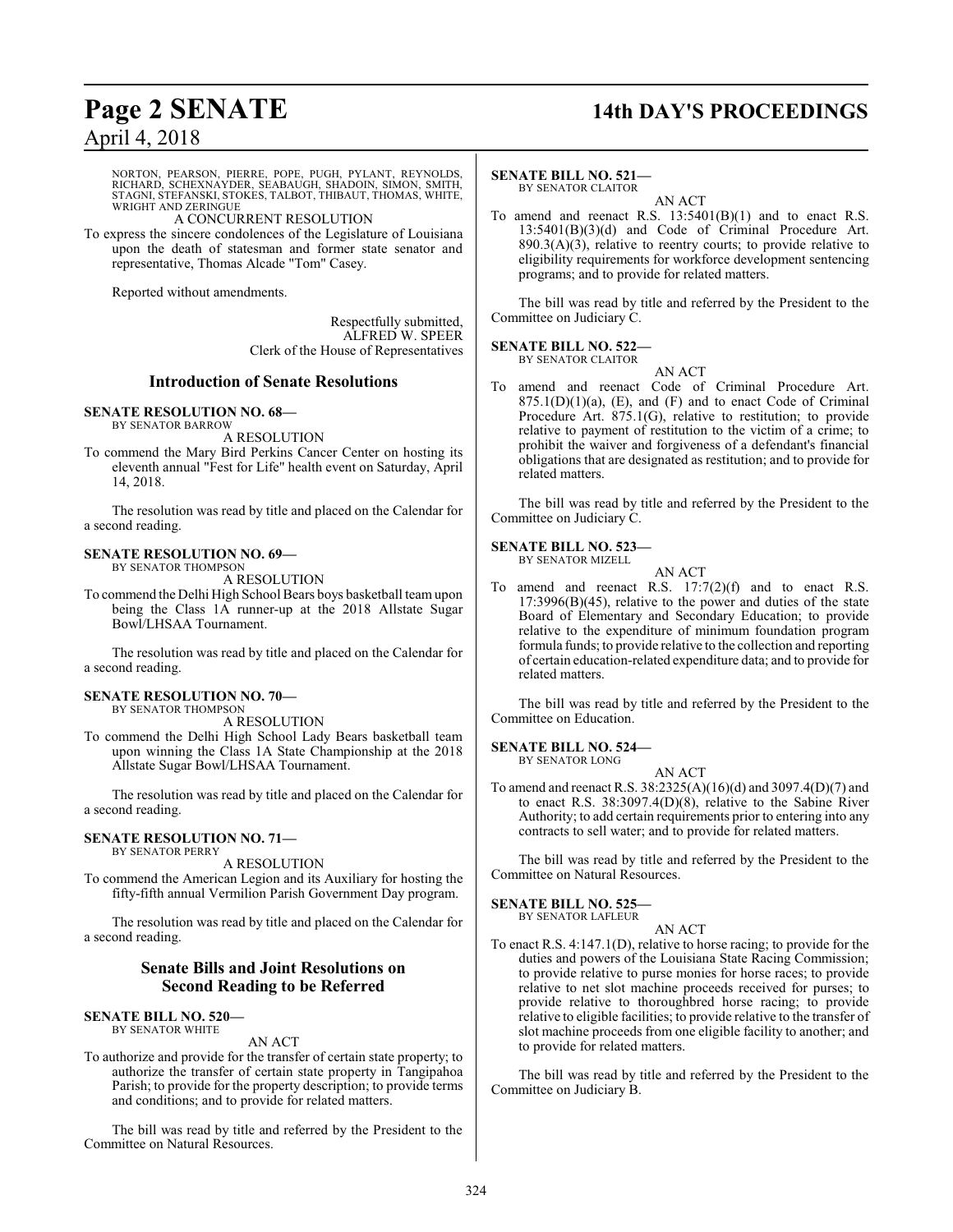NORTON, PEARSON, PIERRE, POPE, PUGH, PYLANT, REYNOLDS, RICHARD, SCHEXNAYDER, SEABAUGH, SHADOIN, SIMON, SMITH, STAGNI, STEFANSKI, STOKES, TALBOT, THIBAUT, THOMAS, WHITE, WRIGHT AND ZERINGUE

A CONCURRENT RESOLUTION

To express the sincere condolences of the Legislature of Louisiana upon the death of statesman and former state senator and representative, Thomas Alcade "Tom" Casey.

Reported without amendments.

Respectfully submitted,
ALFRED W. SPEER
Clerk of the House of Representatives

## Introduction of Senate Resolutions

**SENATE RESOLUTION NO. 68—**
BY SENATOR BARROW

A RESOLUTION

To commend the Mary Bird Perkins Cancer Center on hosting its eleventh annual "Fest for Life" health event on Saturday, April 14, 2018.

The resolution was read by title and placed on the Calendar for a second reading.

**SENATE RESOLUTION NO. 69—**
BY SENATOR THOMPSON

A RESOLUTION

To commend the Delhi High School Bears boys basketball team upon being the Class 1A runner-up at the 2018 Allstate Sugar Bowl/LHSAA Tournament.

The resolution was read by title and placed on the Calendar for a second reading.

**SENATE RESOLUTION NO. 70—**
BY SENATOR THOMPSON

A RESOLUTION

To commend the Delhi High School Lady Bears basketball team upon winning the Class 1A State Championship at the 2018 Allstate Sugar Bowl/LHSAA Tournament.

The resolution was read by title and placed on the Calendar for a second reading.

**SENATE RESOLUTION NO. 71—**
BY SENATOR PERRY

A RESOLUTION

To commend the American Legion and its Auxiliary for hosting the fifty-fifth annual Vermilion Parish Government Day program.

The resolution was read by title and placed on the Calendar for a second reading.

## Senate Bills and Joint Resolutions on Second Reading to be Referred

**SENATE BILL NO. 520—**
BY SENATOR WHITE

AN ACT

To authorize and provide for the transfer of certain state property; to authorize the transfer of certain state property in Tangipahoa Parish; to provide for the property description; to provide terms and conditions; and to provide for related matters.

The bill was read by title and referred by the President to the Committee on Natural Resources.

**SENATE BILL NO. 521—**
BY SENATOR CLAITOR

AN ACT

To amend and reenact R.S. 13:5401(B)(1) and to enact R.S. 13:5401(B)(3)(d) and Code of Criminal Procedure Art. 890.3(A)(3), relative to reentry courts; to provide relative to eligibility requirements for workforce development sentencing programs; and to provide for related matters.

The bill was read by title and referred by the President to the Committee on Judiciary C.

**SENATE BILL NO. 522—**
BY SENATOR CLAITOR

AN ACT

To amend and reenact Code of Criminal Procedure Art. 875.1(D)(1)(a), (E), and (F) and to enact Code of Criminal Procedure Art. 875.1(G), relative to restitution; to provide relative to payment of restitution to the victim of a crime; to prohibit the waiver and forgiveness of a defendant's financial obligations that are designated as restitution; and to provide for related matters.

The bill was read by title and referred by the President to the Committee on Judiciary C.

**SENATE BILL NO. 523—**
BY SENATOR MIZELL

AN ACT

To amend and reenact R.S. 17:7(2)(f) and to enact R.S. 17:3996(B)(45), relative to the power and duties of the state Board of Elementary and Secondary Education; to provide relative to the expenditure of minimum foundation program formula funds; to provide relative to the collection and reporting of certain education-related expenditure data; and to provide for related matters.

The bill was read by title and referred by the President to the Committee on Education.

**SENATE BILL NO. 524—**
BY SENATOR LONG

AN ACT

To amend and reenact R.S. 38:2325(A)(16)(d) and 3097.4(D)(7) and to enact R.S. 38:3097.4(D)(8), relative to the Sabine River Authority; to add certain requirements prior to entering into any contracts to sell water; and to provide for related matters.

The bill was read by title and referred by the President to the Committee on Natural Resources.

**SENATE BILL NO. 525—**
BY SENATOR LAFLEUR

AN ACT

To enact R.S. 4:147.1(D), relative to horse racing; to provide for the duties and powers of the Louisiana State Racing Commission; to provide relative to purse monies for horse races; to provide relative to net slot machine proceeds received for purses; to provide relative to thoroughbred horse racing; to provide relative to eligible facilities; to provide relative to the transfer of slot machine proceeds from one eligible facility to another; and to provide for related matters.

The bill was read by title and referred by the President to the Committee on Judiciary B.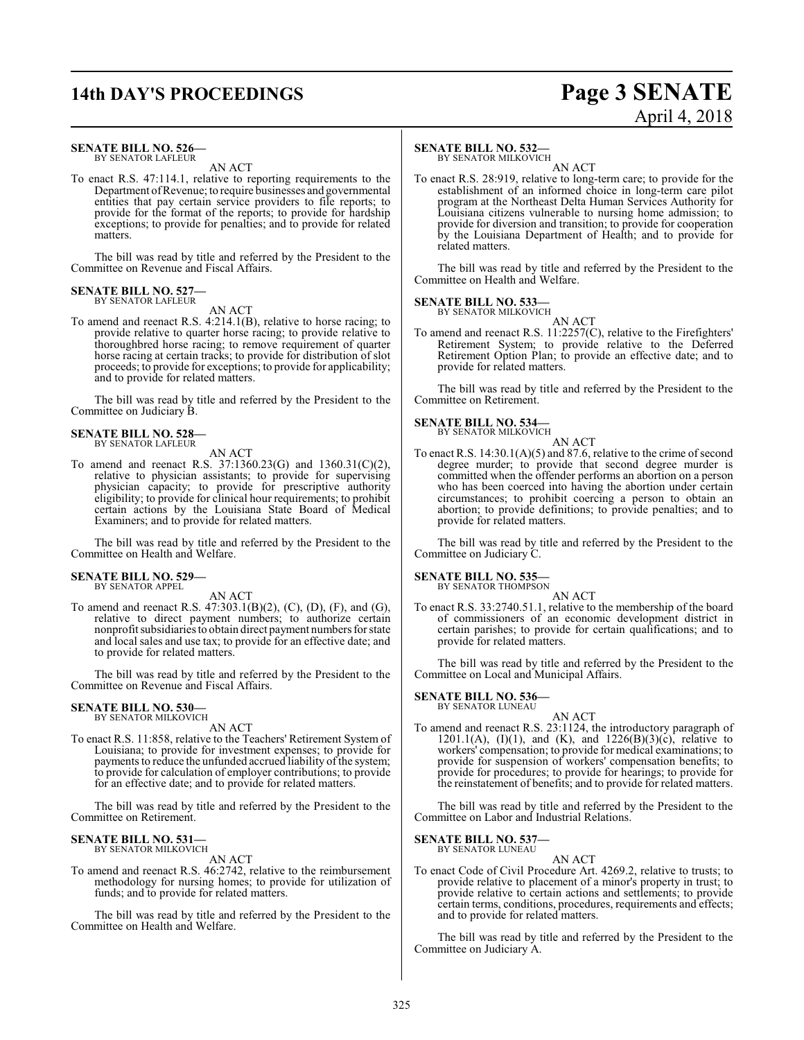**SENATE BILL NO. 526—**
BY SENATOR LAFLEUR

AN ACT

To enact R.S. 47:114.1, relative to reporting requirements to the Department of Revenue; to require businesses and governmental entities that pay certain service providers to file reports; to provide for the format of the reports; to provide for hardship exceptions; to provide for penalties; and to provide for related matters.

The bill was read by title and referred by the President to the Committee on Revenue and Fiscal Affairs.

**SENATE BILL NO. 527—**
BY SENATOR LAFLEUR

AN ACT

To amend and reenact R.S. 4:214.1(B), relative to horse racing; to provide relative to quarter horse racing; to provide relative to thoroughbred horse racing; to remove requirement of quarter horse racing at certain tracks; to provide for distribution of slot proceeds; to provide for exceptions; to provide for applicability; and to provide for related matters.

The bill was read by title and referred by the President to the Committee on Judiciary B.

**SENATE BILL NO. 528—**
BY SENATOR LAFLEUR

AN ACT

To amend and reenact R.S. 37:1360.23(G) and 1360.31(C)(2), relative to physician assistants; to provide for supervising physician capacity; to provide for prescriptive authority eligibility; to provide for clinical hour requirements; to prohibit certain actions by the Louisiana State Board of Medical Examiners; and to provide for related matters.

The bill was read by title and referred by the President to the Committee on Health and Welfare.

**SENATE BILL NO. 529—**
BY SENATOR APPEL

AN ACT

To amend and reenact R.S. 47:303.1(B)(2), (C), (D), (F), and (G), relative to direct payment numbers; to authorize certain nonprofit subsidiaries to obtain direct payment numbers for state and local sales and use tax; to provide for an effective date; and to provide for related matters.

The bill was read by title and referred by the President to the Committee on Revenue and Fiscal Affairs.

**SENATE BILL NO. 530—**
BY SENATOR MILKOVICH

AN ACT

To enact R.S. 11:858, relative to the Teachers' Retirement System of Louisiana; to provide for investment expenses; to provide for payments to reduce the unfunded accrued liability of the system; to provide for calculation of employer contributions; to provide for an effective date; and to provide for related matters.

The bill was read by title and referred by the President to the Committee on Retirement.

**SENATE BILL NO. 531—**
BY SENATOR MILKOVICH

AN ACT

To amend and reenact R.S. 46:2742, relative to the reimbursement methodology for nursing homes; to provide for utilization of funds; and to provide for related matters.

The bill was read by title and referred by the President to the Committee on Health and Welfare.

**SENATE BILL NO. 532—**
BY SENATOR MILKOVICH

AN ACT

To enact R.S. 28:919, relative to long-term care; to provide for the establishment of an informed choice in long-term care pilot program at the Northeast Delta Human Services Authority for Louisiana citizens vulnerable to nursing home admission; to provide for diversion and transition; to provide for cooperation by the Louisiana Department of Health; and to provide for related matters.

The bill was read by title and referred by the President to the Committee on Health and Welfare.

**SENATE BILL NO. 533—**
BY SENATOR MILKOVICH

AN ACT

To amend and reenact R.S. 11:2257(C), relative to the Firefighters' Retirement System; to provide relative to the Deferred Retirement Option Plan; to provide an effective date; and to provide for related matters.

The bill was read by title and referred by the President to the Committee on Retirement.

**SENATE BILL NO. 534—**
BY SENATOR MILKOVICH

AN ACT

To enact R.S. 14:30.1(A)(5) and 87.6, relative to the crime of second degree murder; to provide that second degree murder is committed when the offender performs an abortion on a person who has been coerced into having the abortion under certain circumstances; to prohibit coercing a person to obtain an abortion; to provide definitions; to provide penalties; and to provide for related matters.

The bill was read by title and referred by the President to the Committee on Judiciary C.

**SENATE BILL NO. 535—**
BY SENATOR THOMPSON

AN ACT

To enact R.S. 33:2740.51.1, relative to the membership of the board of commissioners of an economic development district in certain parishes; to provide for certain qualifications; and to provide for related matters.

The bill was read by title and referred by the President to the Committee on Local and Municipal Affairs.

**SENATE BILL NO. 536—**
BY SENATOR LUNEAU

AN ACT

To amend and reenact R.S. 23:1124, the introductory paragraph of 1201.1(A), (I)(1), and (K), and 1226(B)(3)(c), relative to workers' compensation; to provide for medical examinations; to provide for suspension of workers' compensation benefits; to provide for procedures; to provide for hearings; to provide for the reinstatement of benefits; and to provide for related matters.

The bill was read by title and referred by the President to the Committee on Labor and Industrial Relations.

**SENATE BILL NO. 537—**
BY SENATOR LUNEAU

AN ACT

To enact Code of Civil Procedure Art. 4269.2, relative to trusts; to provide relative to placement of a minor's property in trust; to provide relative to certain actions and settlements; to provide certain terms, conditions, procedures, requirements and effects; and to provide for related matters.

The bill was read by title and referred by the President to the Committee on Judiciary A.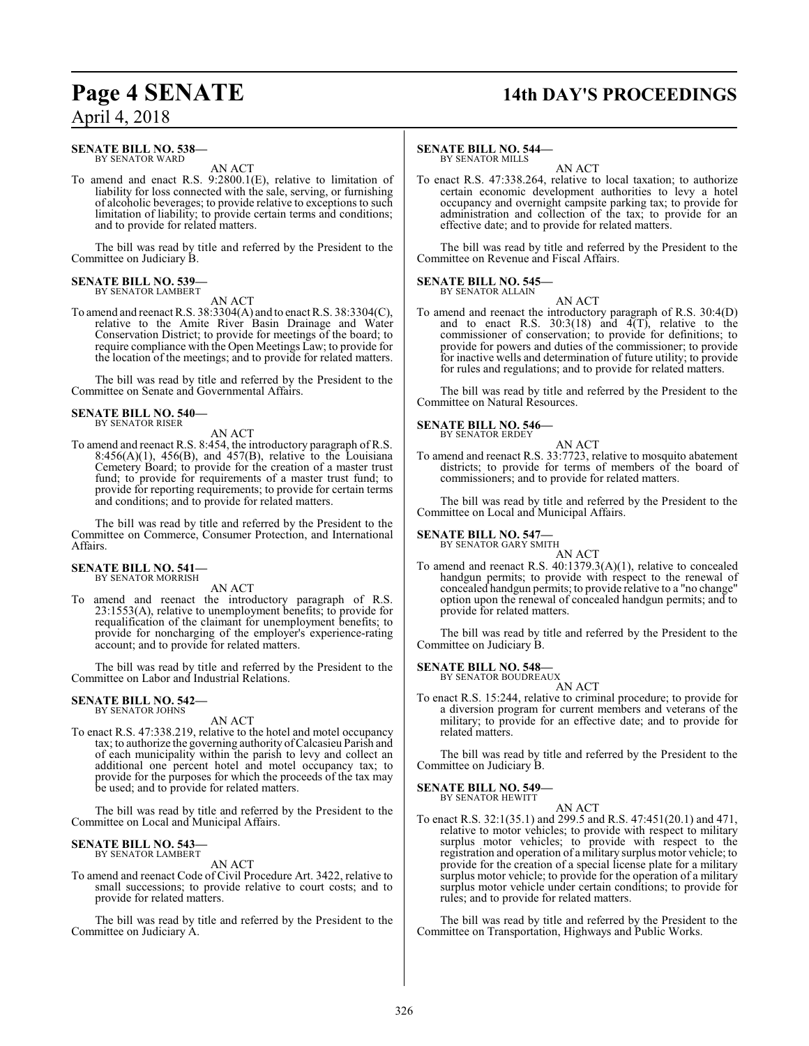**SENATE BILL NO. 538—**
BY SENATOR WARD

AN ACT

To amend and enact R.S. 9:2800.1(E), relative to limitation of liability for loss connected with the sale, serving, or furnishing of alcoholic beverages; to provide relative to exceptions to such limitation of liability; to provide certain terms and conditions; and to provide for related matters.

The bill was read by title and referred by the President to the Committee on Judiciary B.

**SENATE BILL NO. 539—**
BY SENATOR LAMBERT

AN ACT

To amend and reenact R.S. 38:3304(A) and to enact R.S. 38:3304(C), relative to the Amite River Basin Drainage and Water Conservation District; to provide for meetings of the board; to require compliance with the Open Meetings Law; to provide for the location of the meetings; and to provide for related matters.

The bill was read by title and referred by the President to the Committee on Senate and Governmental Affairs.

**SENATE BILL NO. 540—**
BY SENATOR RISER

AN ACT

To amend and reenact R.S. 8:454, the introductory paragraph of R.S. 8:456(A)(1), 456(B), and 457(B), relative to the Louisiana Cemetery Board; to provide for the creation of a master trust fund; to provide for requirements of a master trust fund; to provide for reporting requirements; to provide for certain terms and conditions; and to provide for related matters.

The bill was read by title and referred by the President to the Committee on Commerce, Consumer Protection, and International Affairs.

**SENATE BILL NO. 541—**
BY SENATOR MORRISH

AN ACT

To amend and reenact the introductory paragraph of R.S. 23:1553(A), relative to unemployment benefits; to provide for requalification of the claimant for unemployment benefits; to provide for noncharging of the employer's experience-rating account; and to provide for related matters.

The bill was read by title and referred by the President to the Committee on Labor and Industrial Relations.

**SENATE BILL NO. 542—**
BY SENATOR JOHNS

AN ACT

To enact R.S. 47:338.219, relative to the hotel and motel occupancy tax; to authorize the governing authority of Calcasieu Parish and of each municipality within the parish to levy and collect an additional one percent hotel and motel occupancy tax; to provide for the purposes for which the proceeds of the tax may be used; and to provide for related matters.

The bill was read by title and referred by the President to the Committee on Local and Municipal Affairs.

**SENATE BILL NO. 543—**
BY SENATOR LAMBERT

AN ACT

To amend and reenact Code of Civil Procedure Art. 3422, relative to small successions; to provide relative to court costs; and to provide for related matters.

The bill was read by title and referred by the President to the Committee on Judiciary A.

**SENATE BILL NO. 544—**
BY SENATOR MILLS

AN ACT

To enact R.S. 47:338.264, relative to local taxation; to authorize certain economic development authorities to levy a hotel occupancy and overnight campsite parking tax; to provide for administration and collection of the tax; to provide for an effective date; and to provide for related matters.

The bill was read by title and referred by the President to the Committee on Revenue and Fiscal Affairs.

**SENATE BILL NO. 545—**
BY SENATOR ALLAIN

AN ACT

To amend and reenact the introductory paragraph of R.S. 30:4(D) and to enact R.S. 30:3(18) and 4(T), relative to the commissioner of conservation; to provide for definitions; to provide for powers and duties of the commissioner; to provide for inactive wells and determination of future utility; to provide for rules and regulations; and to provide for related matters.

The bill was read by title and referred by the President to the Committee on Natural Resources.

**SENATE BILL NO. 546—**
BY SENATOR ERDEY

AN ACT

To amend and reenact R.S. 33:7723, relative to mosquito abatement districts; to provide for terms of members of the board of commissioners; and to provide for related matters.

The bill was read by title and referred by the President to the Committee on Local and Municipal Affairs.

**SENATE BILL NO. 547—**
BY SENATOR GARY SMITH

AN ACT

To amend and reenact R.S. 40:1379.3(A)(1), relative to concealed handgun permits; to provide with respect to the renewal of concealed handgun permits; to provide relative to a "no change" option upon the renewal of concealed handgun permits; and to provide for related matters.

The bill was read by title and referred by the President to the Committee on Judiciary B.

**SENATE BILL NO. 548—**
BY SENATOR BOUDREAUX

AN ACT

To enact R.S. 15:244, relative to criminal procedure; to provide for a diversion program for current members and veterans of the military; to provide for an effective date; and to provide for related matters.

The bill was read by title and referred by the President to the Committee on Judiciary B.

**SENATE BILL NO. 549—**
BY SENATOR HEWITT

AN ACT

To enact R.S. 32:1(35.1) and 299.5 and R.S. 47:451(20.1) and 471, relative to motor vehicles; to provide with respect to military surplus motor vehicles; to provide with respect to the registration and operation of a military surplus motor vehicle; to provide for the creation of a special license plate for a military surplus motor vehicle; to provide for the operation of a military surplus motor vehicle under certain conditions; to provide for rules; and to provide for related matters.

The bill was read by title and referred by the President to the Committee on Transportation, Highways and Public Works.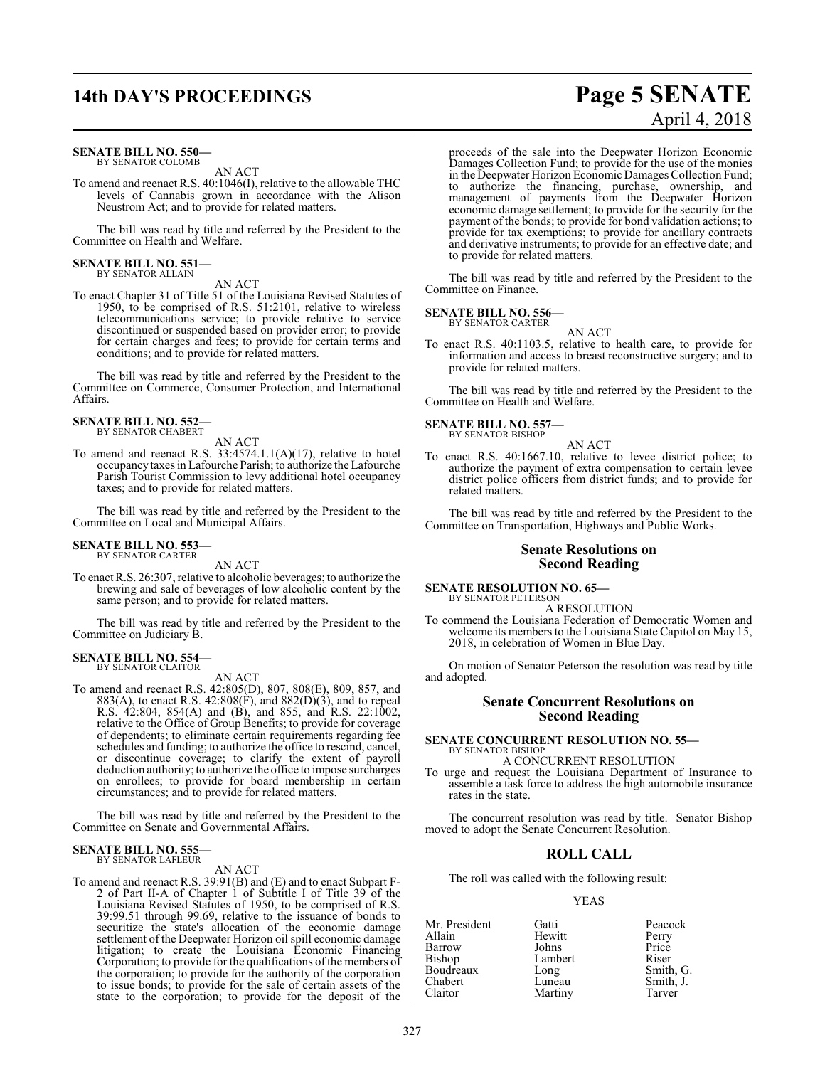**SENATE BILL NO. 550—**
BY SENATOR COLOMB

AN ACT

To amend and reenact R.S. 40:1046(I), relative to the allowable THC levels of Cannabis grown in accordance with the Alison Neustrom Act; and to provide for related matters.

The bill was read by title and referred by the President to the Committee on Health and Welfare.

**SENATE BILL NO. 551—**
BY SENATOR ALLAIN

AN ACT

To enact Chapter 31 of Title 51 of the Louisiana Revised Statutes of 1950, to be comprised of R.S. 51:2101, relative to wireless telecommunications service; to provide relative to service discontinued or suspended based on provider error; to provide for certain charges and fees; to provide for certain terms and conditions; and to provide for related matters.

The bill was read by title and referred by the President to the Committee on Commerce, Consumer Protection, and International Affairs.

**SENATE BILL NO. 552—**
BY SENATOR CHABERT

AN ACT

To amend and reenact R.S. 33:4574.1.1(A)(17), relative to hotel occupancy taxes in Lafourche Parish; to authorize the Lafourche Parish Tourist Commission to levy additional hotel occupancy taxes; and to provide for related matters.

The bill was read by title and referred by the President to the Committee on Local and Municipal Affairs.

**SENATE BILL NO. 553—**
BY SENATOR CARTER

AN ACT

To enact R.S. 26:307, relative to alcoholic beverages; to authorize the brewing and sale of beverages of low alcoholic content by the same person; and to provide for related matters.

The bill was read by title and referred by the President to the Committee on Judiciary B.

**SENATE BILL NO. 554—**
BY SENATOR CLAITOR

AN ACT

To amend and reenact R.S. 42:805(D), 807, 808(E), 809, 857, and 883(A), to enact R.S. 42:808(F), and 882(D)(3), and to repeal R.S. 42:804, 854(A) and (B), and 855, and R.S. 22:1002, relative to the Office of Group Benefits; to provide for coverage of dependents; to eliminate certain requirements regarding fee schedules and funding; to authorize the office to rescind, cancel, or discontinue coverage; to clarify the extent of payroll deduction authority; to authorize the office to impose surcharges on enrollees; to provide for board membership in certain circumstances; and to provide for related matters.

The bill was read by title and referred by the President to the Committee on Senate and Governmental Affairs.

**SENATE BILL NO. 555—**
BY SENATOR LAFLEUR

AN ACT

To amend and reenact R.S. 39:91(B) and (E) and to enact Subpart F-2 of Part II-A of Chapter 1 of Subtitle I of Title 39 of the Louisiana Revised Statutes of 1950, to be comprised of R.S. 39:99.51 through 99.69, relative to the issuance of bonds to securitize the state's allocation of the economic damage settlement of the Deepwater Horizon oil spill economic damage litigation; to create the Louisiana Economic Financing Corporation; to provide for the qualifications of the members of the corporation; to provide for the authority of the corporation to issue bonds; to provide for the sale of certain assets of the state to the corporation; to provide for the deposit of the proceeds of the sale into the Deepwater Horizon Economic Damages Collection Fund; to provide for the use of the monies in the Deepwater Horizon Economic Damages Collection Fund; to authorize the financing, purchase, ownership, and management of payments from the Deepwater Horizon economic damage settlement; to provide for the security for the payment of the bonds; to provide for bond validation actions; to provide for tax exemptions; to provide for ancillary contracts and derivative instruments; to provide for an effective date; and to provide for related matters.

The bill was read by title and referred by the President to the Committee on Finance.

**SENATE BILL NO. 556—**
BY SENATOR CARTER

AN ACT

To enact R.S. 40:1103.5, relative to health care, to provide for information and access to breast reconstructive surgery; and to provide for related matters.

The bill was read by title and referred by the President to the Committee on Health and Welfare.

**SENATE BILL NO. 557—**
BY SENATOR BISHOP

AN ACT

To enact R.S. 40:1667.10, relative to levee district police; to authorize the payment of extra compensation to certain levee district police officers from district funds; and to provide for related matters.

The bill was read by title and referred by the President to the Committee on Transportation, Highways and Public Works.

## Senate Resolutions on Second Reading

**SENATE RESOLUTION NO. 65—**
BY SENATOR PETERSON

A RESOLUTION

To commend the Louisiana Federation of Democratic Women and welcome its members to the Louisiana State Capitol on May 15, 2018, in celebration of Women in Blue Day.

On motion of Senator Peterson the resolution was read by title and adopted.

## Senate Concurrent Resolutions on Second Reading

**SENATE CONCURRENT RESOLUTION NO. 55—**
BY SENATOR BISHOP

A CONCURRENT RESOLUTION

To urge and request the Louisiana Department of Insurance to assemble a task force to address the high automobile insurance rates in the state.

The concurrent resolution was read by title. Senator Bishop moved to adopt the Senate Concurrent Resolution.

## ROLL CALL

The roll was called with the following result:

YEAS

| | | |
|---|---|---|
| Mr. President | Gatti | Peacock |
| Allain | Hewitt | Perry |
| Barrow | Johns | Price |
| Bishop | Lambert | Riser |
| Boudreaux | Long | Smith, G. |
| Chabert | Luneau | Smith, J. |
| Claitor | Martiny | Tarver |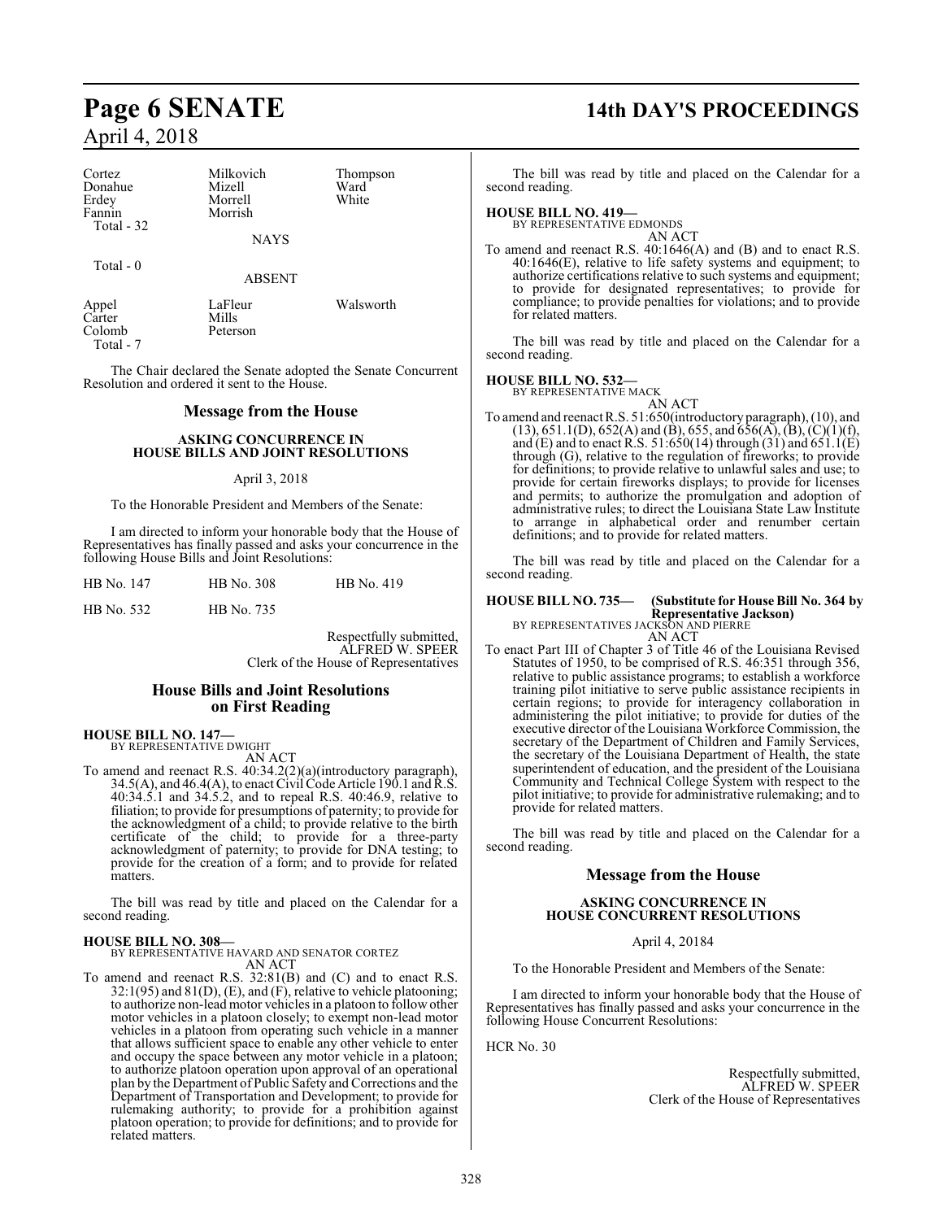| Cortez | Milkovich | Thompson |
| --- | --- | --- |
| Donahue | Mizell | Ward |
| Erdey | Morrell | White |
| Fannin | Morrish | |
| Total - 32 | | |

NAYS

Total - 0

ABSENT

| Appel | LaFleur | Walsworth |
| --- | --- | --- |
| Carter | Mills | |
| Colomb | Peterson | |
| Total - 7 | | |

The Chair declared the Senate adopted the Senate Concurrent Resolution and ordered it sent to the House.

## Message from the House

### ASKING CONCURRENCE IN HOUSE BILLS AND JOINT RESOLUTIONS

April 3, 2018

To the Honorable President and Members of the Senate:

I am directed to inform your honorable body that the House of Representatives has finally passed and asks your concurrence in the following House Bills and Joint Resolutions:

| HB No. 147 | HB No. 308 | HB No. 419 |
| --- | --- | --- |
| HB No. 532 | HB No. 735 | |

Respectfully submitted,
ALFRED W. SPEER
Clerk of the House of Representatives

## House Bills and Joint Resolutions on First Reading

**HOUSE BILL NO. 147—**
BY REPRESENTATIVE DWIGHT
AN ACT

To amend and reenact R.S. 40:34.2(2)(a)(introductory paragraph), 34.5(A), and 46.4(A), to enact Civil Code Article 190.1 and R.S. 40:34.5.1 and 34.5.2, and to repeal R.S. 40:46.9, relative to filiation; to provide for presumptions of paternity; to provide for the acknowledgment of a child; to provide relative to the birth certificate of the child; to provide for a three-party acknowledgment of paternity; to provide for DNA testing; to provide for the creation of a form; and to provide for related matters.

The bill was read by title and placed on the Calendar for a second reading.

**HOUSE BILL NO. 308—**
BY REPRESENTATIVE HAVARD AND SENATOR CORTEZ
AN ACT

To amend and reenact R.S. 32:81(B) and (C) and to enact R.S. 32:1(95) and 81(D), (E), and (F), relative to vehicle platooning; to authorize non-lead motor vehicles in a platoon to follow other motor vehicles in a platoon closely; to exempt non-lead motor vehicles in a platoon from operating such vehicle in a manner that allows sufficient space to enable any other vehicle to enter and occupy the space between any motor vehicle in a platoon; to authorize platoon operation upon approval of an operational plan by the Department of Public Safety and Corrections and the Department of Transportation and Development; to provide for rulemaking authority; to provide for a prohibition against platoon operation; to provide for definitions; and to provide for related matters.

The bill was read by title and placed on the Calendar for a second reading.

**HOUSE BILL NO. 419—**
BY REPRESENTATIVE EDMONDS
AN ACT

To amend and reenact R.S. 40:1646(A) and (B) and to enact R.S. 40:1646(E), relative to life safety systems and equipment; to authorize certifications relative to such systems and equipment; to provide for designated representatives; to provide for compliance; to provide penalties for violations; and to provide for related matters.

The bill was read by title and placed on the Calendar for a second reading.

**HOUSE BILL NO. 532—**
BY REPRESENTATIVE MACK
AN ACT

To amend and reenact R.S. 51:650(introductory paragraph), (10), and (13), 651.1(D), 652(A) and (B), 655, and 656(A), (B), (C)(1)(f), and (E) and to enact R.S. 51:650(14) through (31) and 651.1(E) through (G), relative to the regulation of fireworks; to provide for definitions; to provide relative to unlawful sales and use; to provide for certain fireworks displays; to provide for licenses and permits; to authorize the promulgation and adoption of administrative rules; to direct the Louisiana State Law Institute to arrange in alphabetical order and renumber certain definitions; and to provide for related matters.

The bill was read by title and placed on the Calendar for a second reading.

**HOUSE BILL NO. 735— (Substitute for House Bill No. 364 by Representative Jackson)**
BY REPRESENTATIVES JACKSON AND PIERRE
AN ACT

To enact Part III of Chapter 3 of Title 46 of the Louisiana Revised Statutes of 1950, to be comprised of R.S. 46:351 through 356, relative to public assistance programs; to establish a workforce training pilot initiative to serve public assistance recipients in certain regions; to provide for interagency collaboration in administering the pilot initiative; to provide for duties of the executive director of the Louisiana Workforce Commission, the secretary of the Department of Children and Family Services, the secretary of the Louisiana Department of Health, the state superintendent of education, and the president of the Louisiana Community and Technical College System with respect to the pilot initiative; to provide for administrative rulemaking; and to provide for related matters.

The bill was read by title and placed on the Calendar for a second reading.

## Message from the House

### ASKING CONCURRENCE IN HOUSE CONCURRENT RESOLUTIONS

April 4, 20184

To the Honorable President and Members of the Senate:

I am directed to inform your honorable body that the House of Representatives has finally passed and asks your concurrence in the following House Concurrent Resolutions:

HCR No. 30

Respectfully submitted,
ALFRED W. SPEER
Clerk of the House of Representatives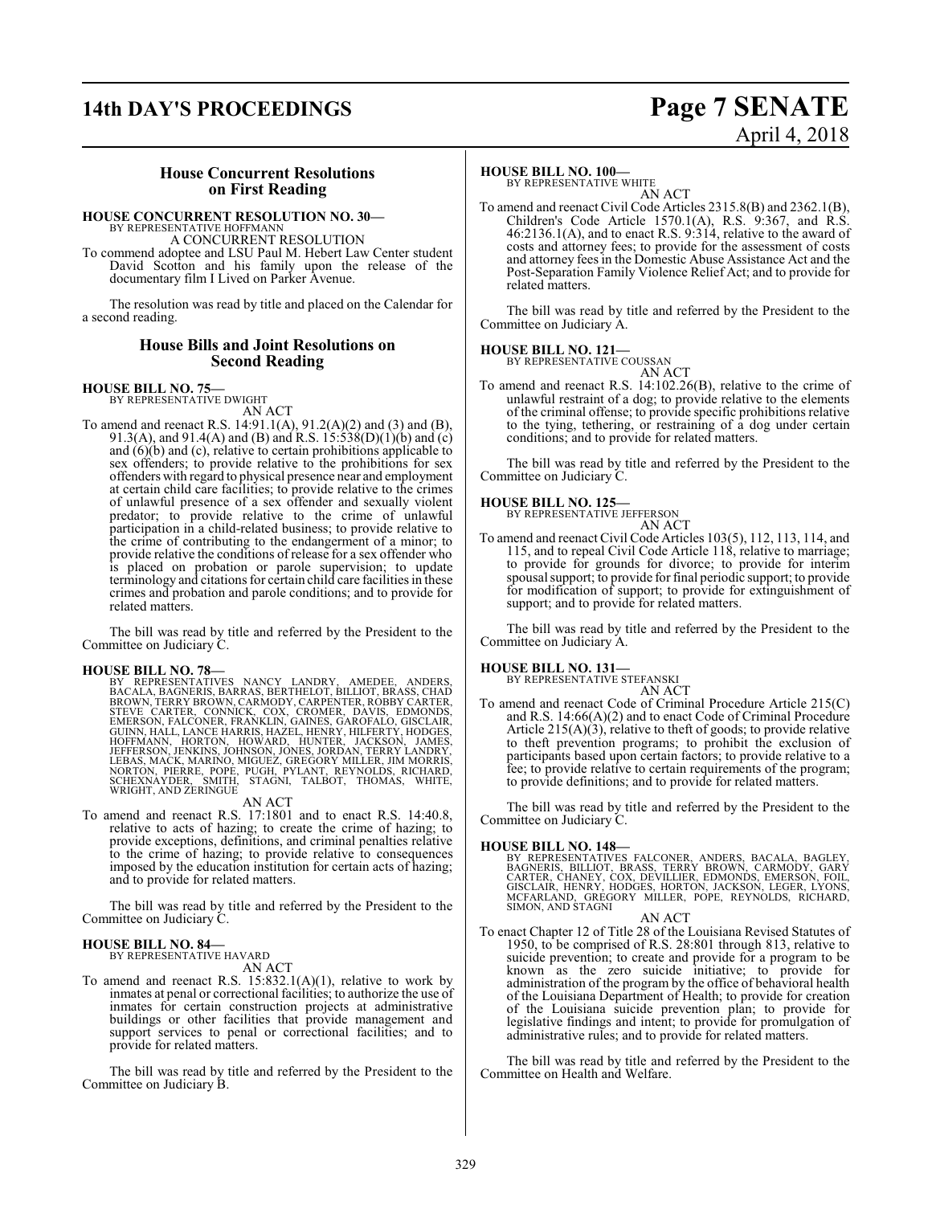## House Concurrent Resolutions on First Reading

**HOUSE CONCURRENT RESOLUTION NO. 30—**
BY REPRESENTATIVE HOFFMANN
A CONCURRENT RESOLUTION

To commend adoptee and LSU Paul M. Hebert Law Center student David Scotton and his family upon the release of the documentary film I Lived on Parker Avenue.

The resolution was read by title and placed on the Calendar for a second reading.

## House Bills and Joint Resolutions on Second Reading

**HOUSE BILL NO. 75—**
BY REPRESENTATIVE DWIGHT
AN ACT

To amend and reenact R.S. 14:91.1(A), 91.2(A)(2) and (3) and (B), 91.3(A), and 91.4(A) and (B) and R.S. 15:538(D)(1)(b) and (c) and (6)(b) and (c), relative to certain prohibitions applicable to sex offenders; to provide relative to the prohibitions for sex offenders with regard to physical presence near and employment at certain child care facilities; to provide relative to the crimes of unlawful presence of a sex offender and sexually violent predator; to provide relative to the crime of unlawful participation in a child-related business; to provide relative to the crime of contributing to the endangerment of a minor; to provide relative the conditions of release for a sex offender who is placed on probation or parole supervision; to update terminology and citations for certain child care facilities in these crimes and probation and parole conditions; and to provide for related matters.

The bill was read by title and referred by the President to the Committee on Judiciary C.

**HOUSE BILL NO. 78—**
BY REPRESENTATIVES NANCY LANDRY, AMEDEE, ANDERS, BACALA, BAGNERIS, BARRAS, BERTHELOT, BILLIOT, BRASS, CHAD BROWN, TERRY BROWN, CARMODY, CARPENTER, ROBBY CARTER, STEVE CARTER, CONNICK, COX, CROMER, DAVIS, EDMONDS, EMERSON, FALCONER, FRANKLIN, GAINES, GAROFALO, GISCLAIR, GUINN, HALL, LANCE HARRIS, HAZEL, HENRY, HILFERTY, HODGES, HOFFMANN, HORTON, HOWARD, HUNTER, JACKSON, JAMES, JEFFERSON, JENKINS, JOHNSON, JONES, JORDAN, TERRY LANDRY, LEBAS, MACK, MARINO, MIGUEZ, GREGORY MILLER, JIM MORRIS, NORTON, PIERRE, POPE, PUGH, PYLANT, REYNOLDS, RICHARD, SCHEXNAYDER, SMITH, STAGNI, TALBOT, THOMAS, WHITE, WRIGHT, AND ZERINGUE
AN ACT

To amend and reenact R.S. 17:1801 and to enact R.S. 14:40.8, relative to acts of hazing; to create the crime of hazing; to provide exceptions, definitions, and criminal penalties relative to the crime of hazing; to provide relative to consequences imposed by the education institution for certain acts of hazing; and to provide for related matters.

The bill was read by title and referred by the President to the Committee on Judiciary C.

**HOUSE BILL NO. 84—**
BY REPRESENTATIVE HAVARD
AN ACT

To amend and reenact R.S. 15:832.1(A)(1), relative to work by inmates at penal or correctional facilities; to authorize the use of inmates for certain construction projects at administrative buildings or other facilities that provide management and support services to penal or correctional facilities; and to provide for related matters.

The bill was read by title and referred by the President to the Committee on Judiciary B.

**HOUSE BILL NO. 100—**
BY REPRESENTATIVE WHITE
AN ACT

To amend and reenact Civil Code Articles 2315.8(B) and 2362.1(B), Children's Code Article 1570.1(A), R.S. 9:367, and R.S. 46:2136.1(A), and to enact R.S. 9:314, relative to the award of costs and attorney fees; to provide for the assessment of costs and attorney fees in the Domestic Abuse Assistance Act and the Post-Separation Family Violence Relief Act; and to provide for related matters.

The bill was read by title and referred by the President to the Committee on Judiciary A.

**HOUSE BILL NO. 121—**
BY REPRESENTATIVE COUSSAN
AN ACT

To amend and reenact R.S. 14:102.26(B), relative to the crime of unlawful restraint of a dog; to provide relative to the elements of the criminal offense; to provide specific prohibitions relative to the tying, tethering, or restraining of a dog under certain conditions; and to provide for related matters.

The bill was read by title and referred by the President to the Committee on Judiciary C.

**HOUSE BILL NO. 125—**
BY REPRESENTATIVE JEFFERSON
AN ACT

To amend and reenact Civil Code Articles 103(5), 112, 113, 114, and 115, and to repeal Civil Code Article 118, relative to marriage; to provide for grounds for divorce; to provide for interim spousal support; to provide for final periodic support; to provide for modification of support; to provide for extinguishment of support; and to provide for related matters.

The bill was read by title and referred by the President to the Committee on Judiciary A.

**HOUSE BILL NO. 131—**
BY REPRESENTATIVE STEFANSKI
AN ACT

To amend and reenact Code of Criminal Procedure Article 215(C) and R.S. 14:66(A)(2) and to enact Code of Criminal Procedure Article 215(A)(3), relative to theft of goods; to provide relative to theft prevention programs; to prohibit the exclusion of participants based upon certain factors; to provide relative to a fee; to provide relative to certain requirements of the program; to provide definitions; and to provide for related matters.

The bill was read by title and referred by the President to the Committee on Judiciary C.

**HOUSE BILL NO. 148—**
BY REPRESENTATIVES FALCONER, ANDERS, BACALA, BAGLEY, BAGNERIS, BILLIOT, BRASS, TERRY BROWN, CARMODY, GARY CARTER, CHANEY, COX, DEVILLIER, EDMONDS, EMERSON, FOIL, GISCLAIR, HENRY, HODGES, HORTON, JACKSON, LEGER, LYONS, MCFARLAND, GREGORY MILLER, POPE, REYNOLDS, RICHARD, SIMON, AND STAGNI
AN ACT

To enact Chapter 12 of Title 28 of the Louisiana Revised Statutes of 1950, to be comprised of R.S. 28:801 through 813, relative to suicide prevention; to create and provide for a program to be known as the zero suicide initiative; to provide for administration of the program by the office of behavioral health of the Louisiana Department of Health; to provide for creation of the Louisiana suicide prevention plan; to provide for legislative findings and intent; to provide for promulgation of administrative rules; and to provide for related matters.

The bill was read by title and referred by the President to the Committee on Health and Welfare.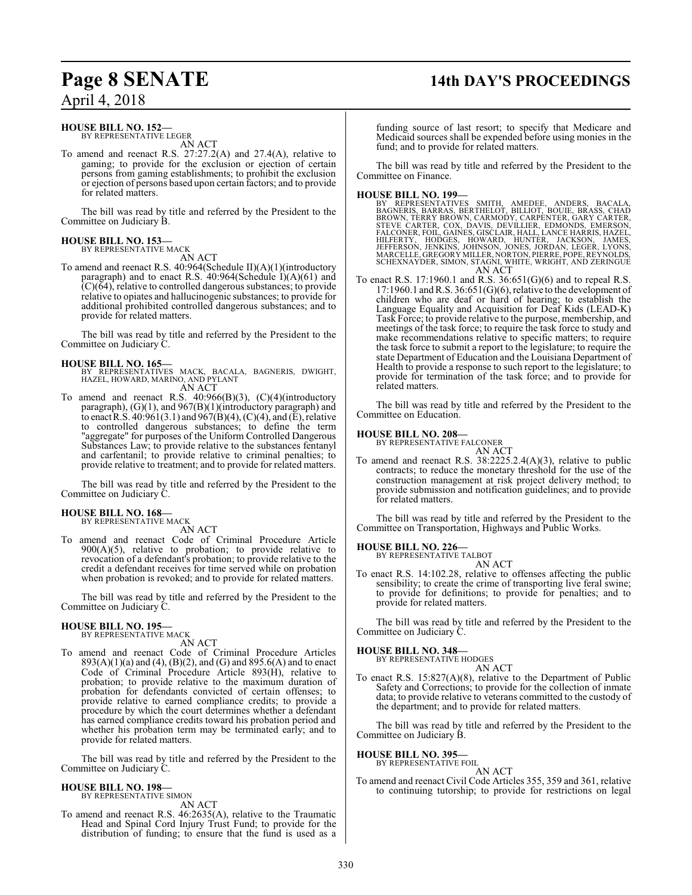**HOUSE BILL NO. 152—**
BY REPRESENTATIVE LEGER
AN ACT

To amend and reenact R.S. 27:27.2(A) and 27.4(A), relative to gaming; to provide for the exclusion or ejection of certain persons from gaming establishments; to prohibit the exclusion or ejection of persons based upon certain factors; and to provide for related matters.

The bill was read by title and referred by the President to the Committee on Judiciary B.

**HOUSE BILL NO. 153—**
BY REPRESENTATIVE MACK
AN ACT

To amend and reenact R.S. 40:964(Schedule II)(A)(1)(introductory paragraph) and to enact R.S. 40:964(Schedule I)(A)(61) and (C)(64), relative to controlled dangerous substances; to provide relative to opiates and hallucinogenic substances; to provide for additional prohibited controlled dangerous substances; and to provide for related matters.

The bill was read by title and referred by the President to the Committee on Judiciary C.

**HOUSE BILL NO. 165—**
BY REPRESENTATIVES MACK, BACALA, BAGNERIS, DWIGHT, HAZEL, HOWARD, MARINO, AND PYLANT
AN ACT

To amend and reenact R.S. 40:966(B)(3), (C)(4)(introductory paragraph), (G)(1), and 967(B)(1)(introductory paragraph) and to enact R.S. 40:961(3.1) and 967(B)(4), (C)(4), and (E), relative to controlled dangerous substances; to define the term "aggregate" for purposes of the Uniform Controlled Dangerous Substances Law; to provide relative to the substances fentanyl and carfentanil; to provide relative to criminal penalties; to provide relative to treatment; and to provide for related matters.

The bill was read by title and referred by the President to the Committee on Judiciary C.

**HOUSE BILL NO. 168—**
BY REPRESENTATIVE MACK
AN ACT

To amend and reenact Code of Criminal Procedure Article 900(A)(5), relative to probation; to provide relative to revocation of a defendant's probation; to provide relative to the credit a defendant receives for time served while on probation when probation is revoked; and to provide for related matters.

The bill was read by title and referred by the President to the Committee on Judiciary C.

**HOUSE BILL NO. 195—**
BY REPRESENTATIVE MACK
AN ACT

To amend and reenact Code of Criminal Procedure Articles 893(A)(1)(a) and (4), (B)(2), and (G) and 895.6(A) and to enact Code of Criminal Procedure Article 893(H), relative to probation; to provide relative to the maximum duration of probation for defendants convicted of certain offenses; to provide relative to earned compliance credits; to provide a procedure by which the court determines whether a defendant has earned compliance credits toward his probation period and whether his probation term may be terminated early; and to provide for related matters.

The bill was read by title and referred by the President to the Committee on Judiciary C.

**HOUSE BILL NO. 198—**
BY REPRESENTATIVE SIMON
AN ACT

To amend and reenact R.S. 46:2635(A), relative to the Traumatic Head and Spinal Cord Injury Trust Fund; to provide for the distribution of funding; to ensure that the fund is used as a funding source of last resort; to specify that Medicare and Medicaid sources shall be expended before using monies in the fund; and to provide for related matters.

The bill was read by title and referred by the President to the Committee on Finance.

**HOUSE BILL NO. 199—**
BY REPRESENTATIVES SMITH, AMEDEE, ANDERS, BACALA, BAGNERIS, BARRAS, BERTHELOT, BILLIOT, BOUIE, BRASS, CHAD BROWN, TERRY BROWN, CARMODY, CARPENTER, GARY CARTER, STEVE CARTER, COX, DAVIS, DEVILLIER, EDMONDS, EMERSON, FALCONER, FOIL, GAINES, GISCLAIR, HALL, LANCE HARRIS, HAZEL, HILFERTY, HODGES, HOWARD, HUNTER, JACKSON, JAMES, JEFFERSON, JENKINS, JOHNSON, JONES, JORDAN, LEGER, LYONS, MARCELLE, GREGORY MILLER, NORTON, PIERRE, POPE, REYNOLDS, SCHEXNAYDER, SIMON, STAGNI, WHITE, WRIGHT, AND ZERINGUE
AN ACT

To enact R.S. 17:1960.1 and R.S. 36:651(G)(6) and to repeal R.S. 17:1960.1 and R.S. 36:651(G)(6), relative to the development of children who are deaf or hard of hearing; to establish the Language Equality and Acquisition for Deaf Kids (LEAD-K) Task Force; to provide relative to the purpose, membership, and meetings of the task force; to require the task force to study and make recommendations relative to specific matters; to require the task force to submit a report to the legislature; to require the state Department of Education and the Louisiana Department of Health to provide a response to such report to the legislature; to provide for termination of the task force; and to provide for related matters.

The bill was read by title and referred by the President to the Committee on Education.

**HOUSE BILL NO. 208—**
BY REPRESENTATIVE FALCONER
AN ACT

To amend and reenact R.S. 38:2225.2.4(A)(3), relative to public contracts; to reduce the monetary threshold for the use of the construction management at risk project delivery method; to provide submission and notification guidelines; and to provide for related matters.

The bill was read by title and referred by the President to the Committee on Transportation, Highways and Public Works.

**HOUSE BILL NO. 226—**
BY REPRESENTATIVE TALBOT
AN ACT

To enact R.S. 14:102.28, relative to offenses affecting the public sensibility; to create the crime of transporting live feral swine; to provide for definitions; to provide for penalties; and to provide for related matters.

The bill was read by title and referred by the President to the Committee on Judiciary C.

**HOUSE BILL NO. 348—**
BY REPRESENTATIVE HODGES
AN ACT

To enact R.S. 15:827(A)(8), relative to the Department of Public Safety and Corrections; to provide for the collection of inmate data; to provide relative to veterans committed to the custody of the department; and to provide for related matters.

The bill was read by title and referred by the President to the Committee on Judiciary B.

**HOUSE BILL NO. 395—**
BY REPRESENTATIVE FOIL
AN ACT

To amend and reenact Civil Code Articles 355, 359 and 361, relative to continuing tutorship; to provide for restrictions on legal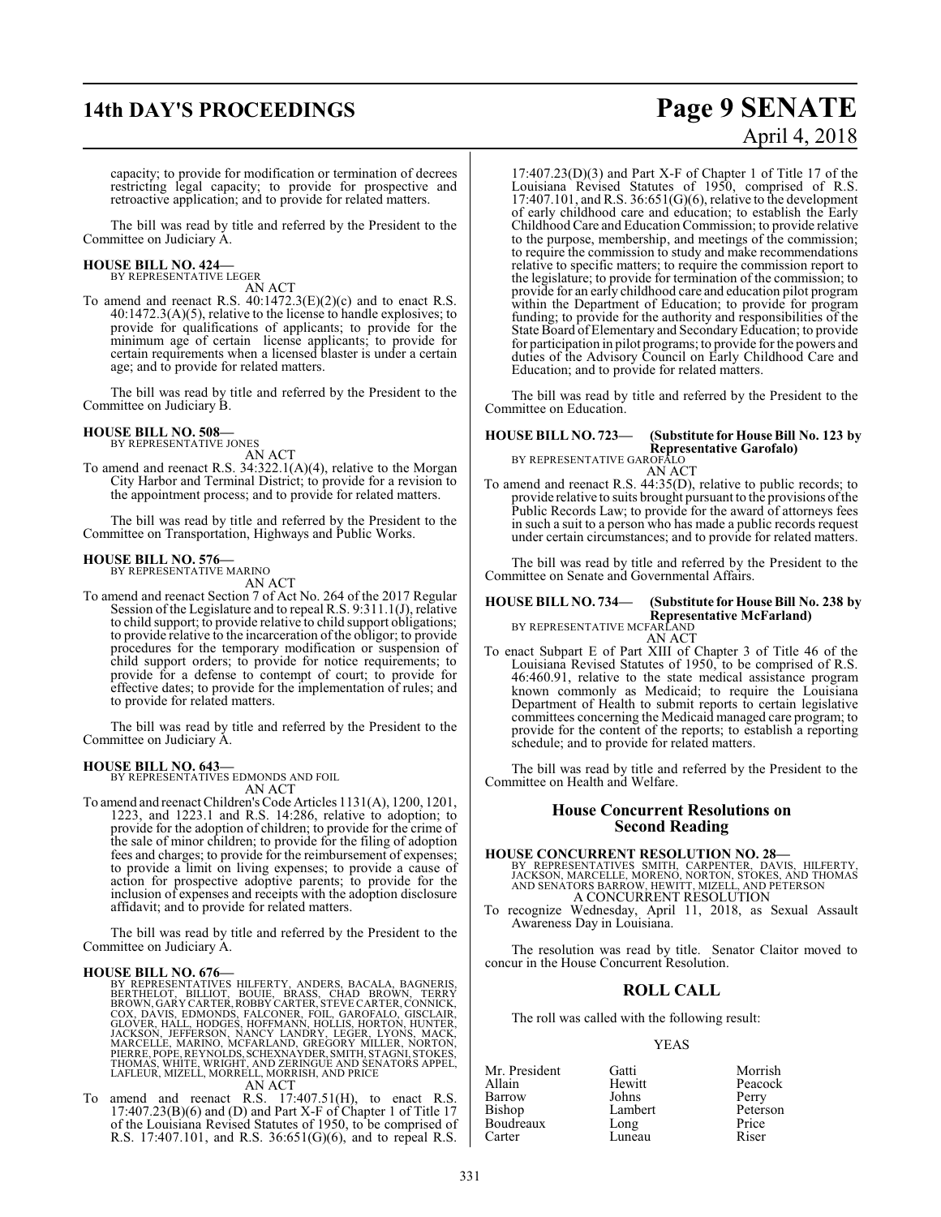capacity; to provide for modification or termination of decrees restricting legal capacity; to provide for prospective and retroactive application; and to provide for related matters.

The bill was read by title and referred by the President to the Committee on Judiciary A.

**HOUSE BILL NO. 424—**
BY REPRESENTATIVE LEGER
AN ACT

To amend and reenact R.S. 40:1472.3(E)(2)(c) and to enact R.S. 40:1472.3(A)(5), relative to the license to handle explosives; to provide for qualifications of applicants; to provide for the minimum age of certain license applicants; to provide for certain requirements when a licensed blaster is under a certain age; and to provide for related matters.

The bill was read by title and referred by the President to the Committee on Judiciary B.

**HOUSE BILL NO. 508—**
BY REPRESENTATIVE JONES
AN ACT

To amend and reenact R.S. 34:322.1(A)(4), relative to the Morgan City Harbor and Terminal District; to provide for a revision to the appointment process; and to provide for related matters.

The bill was read by title and referred by the President to the Committee on Transportation, Highways and Public Works.

**HOUSE BILL NO. 576—**
BY REPRESENTATIVE MARINO
AN ACT

To amend and reenact Section 7 of Act No. 264 of the 2017 Regular Session of the Legislature and to repeal R.S. 9:311.1(J), relative to child support; to provide relative to child support obligations; to provide relative to the incarceration of the obligor; to provide procedures for the temporary modification or suspension of child support orders; to provide for notice requirements; to provide for a defense to contempt of court; to provide for effective dates; to provide for the implementation of rules; and to provide for related matters.

The bill was read by title and referred by the President to the Committee on Judiciary A.

**HOUSE BILL NO. 643—**
BY REPRESENTATIVES EDMONDS AND FOIL
AN ACT

To amend and reenact Children's Code Articles 1131(A), 1200, 1201, 1223, and 1223.1 and R.S. 14:286, relative to adoption; to provide for the adoption of children; to provide for the crime of the sale of minor children; to provide for the filing of adoption fees and charges; to provide for the reimbursement of expenses; to provide a limit on living expenses; to provide a cause of action for prospective adoptive parents; to provide for the inclusion of expenses and receipts with the adoption disclosure affidavit; and to provide for related matters.

The bill was read by title and referred by the President to the Committee on Judiciary A.

**HOUSE BILL NO. 676—**
BY REPRESENTATIVES HILFERTY, ANDERS, BACALA, BAGNERIS, BERTHELOT, BILLIOT, BOUIE, BRASS, CHAD BROWN, TERRY BROWN, GARY CARTER, ROBBY CARTER, STEVE CARTER, CONNICK, COX, DAVIS, EDMONDS, FALCONER, FOIL, GAROFALO, GISCLAIR, GLOVER, HALL, HODGES, HOFFMANN, HOLLIS, HORTON, HUNTER, JACKSON, JEFFERSON, NANCY LANDRY, LEGER, LYONS, MACK, MARCELLE, MARINO, MCFARLAND, GREGORY MILLER, NORTON, PIERRE, POPE, REYNOLDS, SCHEXNAYDER, SMITH, STAGNI, STOKES, THOMAS, WHITE, WRIGHT, AND ZERINGUE AND SENATORS APPEL, LAFLEUR, MIZELL, MORRELL, MORRISH, AND PRICE
AN ACT

To amend and reenact R.S. 17:407.51(H), to enact R.S. 17:407.23(B)(6) and (D) and Part X-F of Chapter 1 of Title 17 of the Louisiana Revised Statutes of 1950, to be comprised of R.S. 17:407.101, and R.S. 36:651(G)(6), and to repeal R.S. 17:407.23(D)(3) and Part X-F of Chapter 1 of Title 17 of the Louisiana Revised Statutes of 1950, comprised of R.S. 17:407.101, and R.S. 36:651(G)(6), relative to the development of early childhood care and education; to establish the Early Childhood Care and Education Commission; to provide relative to the purpose, membership, and meetings of the commission; to require the commission to study and make recommendations relative to specific matters; to require the commission report to the legislature; to provide for termination of the commission; to provide for an early childhood care and education pilot program within the Department of Education; to provide for program funding; to provide for the authority and responsibilities of the State Board of Elementary and Secondary Education; to provide for participation in pilot programs; to provide for the powers and duties of the Advisory Council on Early Childhood Care and Education; and to provide for related matters.

The bill was read by title and referred by the President to the Committee on Education.

**HOUSE BILL NO. 723— (Substitute for House Bill No. 123 by Representative Garofalo)**
BY REPRESENTATIVE GAROFALO
AN ACT

To amend and reenact R.S. 44:35(D), relative to public records; to provide relative to suits brought pursuant to the provisions of the Public Records Law; to provide for the award of attorneys fees in such a suit to a person who has made a public records request under certain circumstances; and to provide for related matters.

The bill was read by title and referred by the President to the Committee on Senate and Governmental Affairs.

**HOUSE BILL NO. 734— (Substitute for House Bill No. 238 by Representative McFarland)**
BY REPRESENTATIVE MCFARLAND
AN ACT

To enact Subpart E of Part XIII of Chapter 3 of Title 46 of the Louisiana Revised Statutes of 1950, to be comprised of R.S. 46:460.91, relative to the state medical assistance program known commonly as Medicaid; to require the Louisiana Department of Health to submit reports to certain legislative committees concerning the Medicaid managed care program; to provide for the content of the reports; to establish a reporting schedule; and to provide for related matters.

The bill was read by title and referred by the President to the Committee on Health and Welfare.

## House Concurrent Resolutions on Second Reading

**HOUSE CONCURRENT RESOLUTION NO. 28—**
BY REPRESENTATIVES SMITH, CARPENTER, DAVIS, HILFERTY, JACKSON, MARCELLE, MORENO, NORTON, STOKES, AND THOMAS AND SENATORS BARROW, HEWITT, MIZELL, AND PETERSON
A CONCURRENT RESOLUTION

To recognize Wednesday, April 11, 2018, as Sexual Assault Awareness Day in Louisiana.

The resolution was read by title. Senator Claitor moved to concur in the House Concurrent Resolution.

## ROLL CALL

The roll was called with the following result:

YEAS

| | | |
|---|---|---|
| Mr. President | Gatti | Morrish |
| Allain | Hewitt | Peacock |
| Barrow | Johns | Perry |
| Bishop | Lambert | Peterson |
| Boudreaux | Long | Price |
| Carter | Luneau | Riser |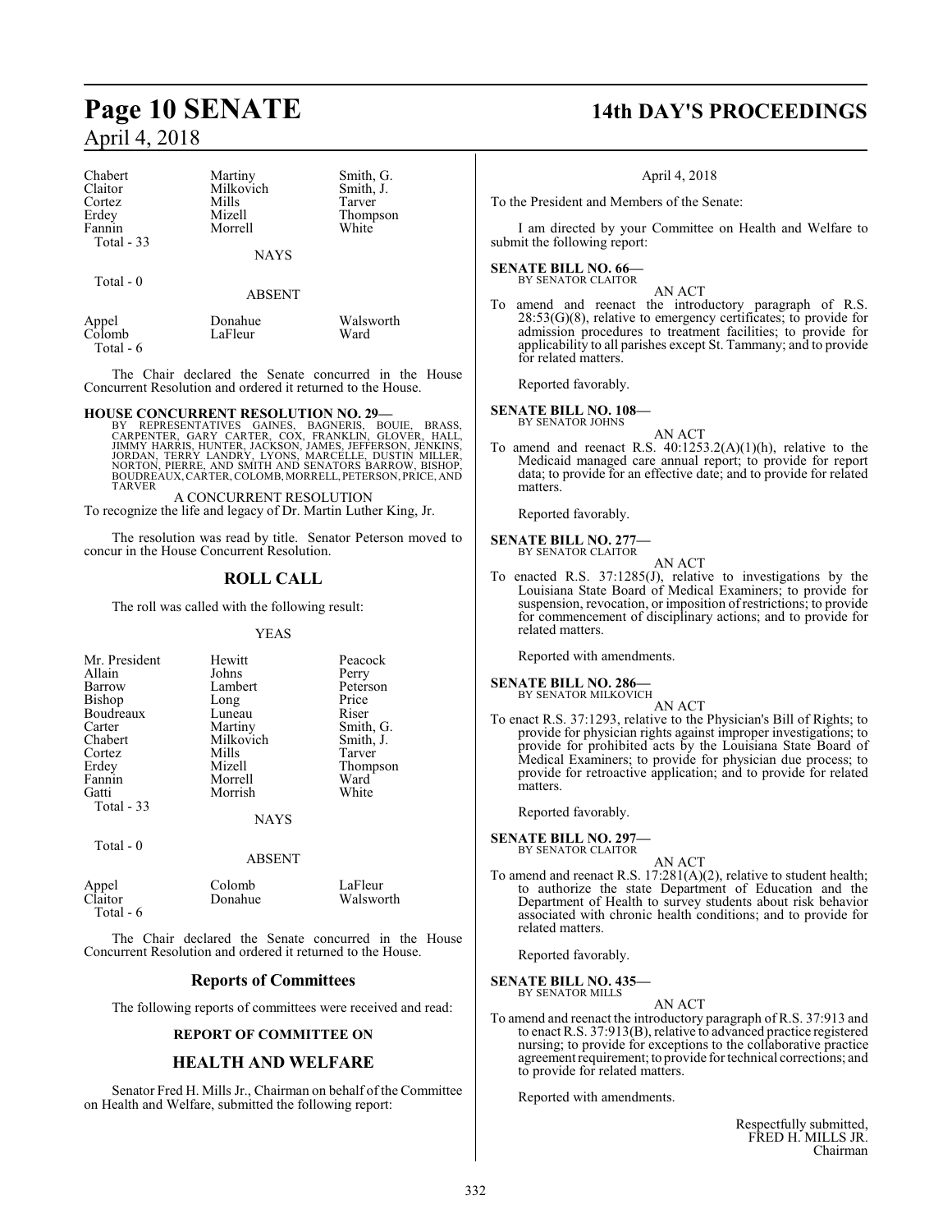| | | |
|---|---|---|
| Chabert | Martiny | Smith, G. |
| Claitor | Milkovich | Smith, J. |
| Cortez | Mills | Tarver |
| Erdey | Mizell | Thompson |
| Fannin | Morrell | White |
| Total - 33 | | |

NAYS

Total - 0

ABSENT

| | | |
|---|---|---|
| Appel | Donahue | Walsworth |
| Colomb | LaFleur | Ward |
| Total - 6 | | |

The Chair declared the Senate concurred in the House Concurrent Resolution and ordered it returned to the House.

**HOUSE CONCURRENT RESOLUTION NO. 29—**
BY REPRESENTATIVES GAINES, BAGNERIS, BOUIE, BRASS, CARPENTER, GARY CARTER, COX, FRANKLIN, GLOVER, HALL, JIMMY HARRIS, HUNTER, JACKSON, JAMES, JEFFERSON, JENKINS, JORDAN, TERRY LANDRY, LYONS, MARCELLE, DUSTIN MILLER, NORTON, PIERRE, AND SMITH AND SENATORS BARROW, BISHOP, BOUDREAUX, CARTER, COLOMB, MORRELL, PETERSON, PRICE, AND TARVER

A CONCURRENT RESOLUTION

To recognize the life and legacy of Dr. Martin Luther King, Jr.

The resolution was read by title. Senator Peterson moved to concur in the House Concurrent Resolution.

## ROLL CALL

The roll was called with the following result:

YEAS

| | | |
|---|---|---|
| Mr. President | Hewitt | Peacock |
| Allain | Johns | Perry |
| Barrow | Lambert | Peterson |
| Bishop | Long | Price |
| Boudreaux | Luneau | Riser |
| Carter | Martiny | Smith, G. |
| Chabert | Milkovich | Smith, J. |
| Cortez | Mills | Tarver |
| Erdey | Mizell | Thompson |
| Fannin | Morrell | Ward |
| Gatti | Morrish | White |
| Total - 33 | | |

NAYS

Total - 0

ABSENT

| | | |
|---|---|---|
| Appel | Colomb | LaFleur |
| Claitor | Donahue | Walsworth |
| Total - 6 | | |

The Chair declared the Senate concurred in the House Concurrent Resolution and ordered it returned to the House.

## Reports of Committees

The following reports of committees were received and read:

### REPORT OF COMMITTEE ON

## HEALTH AND WELFARE

Senator Fred H. Mills Jr., Chairman on behalf of the Committee on Health and Welfare, submitted the following report:

April 4, 2018

To the President and Members of the Senate:

I am directed by your Committee on Health and Welfare to submit the following report:

**SENATE BILL NO. 66—**
BY SENATOR CLAITOR

AN ACT

To amend and reenact the introductory paragraph of R.S. 28:53(G)(8), relative to emergency certificates; to provide for admission procedures to treatment facilities; to provide for applicability to all parishes except St. Tammany; and to provide for related matters.

Reported favorably.

**SENATE BILL NO. 108—**
BY SENATOR JOHNS

AN ACT

To amend and reenact R.S. 40:1253.2(A)(1)(h), relative to the Medicaid managed care annual report; to provide for report data; to provide for an effective date; and to provide for related matters.

Reported favorably.

**SENATE BILL NO. 277—**
BY SENATOR CLAITOR

AN ACT

To enacted R.S. 37:1285(J), relative to investigations by the Louisiana State Board of Medical Examiners; to provide for suspension, revocation, or imposition of restrictions; to provide for commencement of disciplinary actions; and to provide for related matters.

Reported with amendments.

**SENATE BILL NO. 286—**
BY SENATOR MILKOVICH

AN ACT

To enact R.S. 37:1293, relative to the Physician's Bill of Rights; to provide for physician rights against improper investigations; to provide for prohibited acts by the Louisiana State Board of Medical Examiners; to provide for physician due process; to provide for retroactive application; and to provide for related matters.

Reported favorably.

**SENATE BILL NO. 297—**
BY SENATOR CLAITOR

AN ACT

To amend and reenact R.S. 17:281(A)(2), relative to student health; to authorize the state Department of Education and the Department of Health to survey students about risk behavior associated with chronic health conditions; and to provide for related matters.

Reported favorably.

**SENATE BILL NO. 435—**
BY SENATOR MILLS

AN ACT

To amend and reenact the introductory paragraph of R.S. 37:913 and to enact R.S. 37:913(B), relative to advanced practice registered nursing; to provide for exceptions to the collaborative practice agreement requirement; to provide for technical corrections; and to provide for related matters.

Reported with amendments.

Respectfully submitted,
FRED H. MILLS JR.
Chairman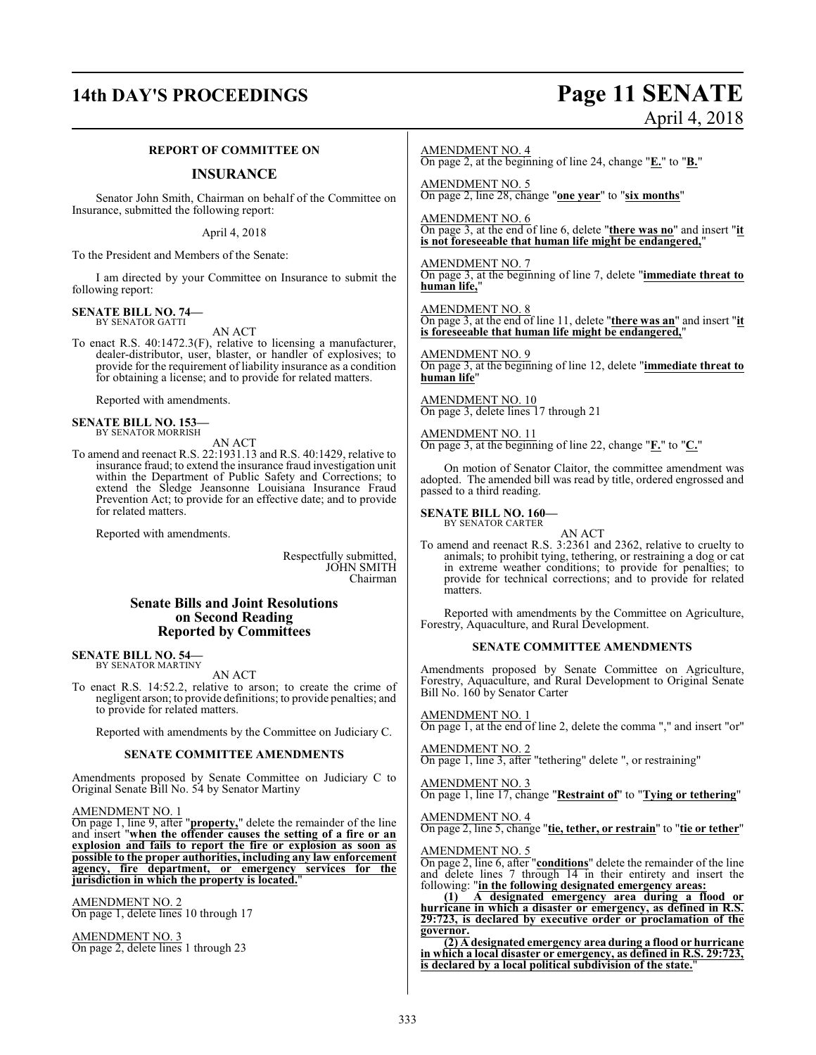### REPORT OF COMMITTEE ON

## INSURANCE

Senator John Smith, Chairman on behalf of the Committee on Insurance, submitted the following report:

April 4, 2018

To the President and Members of the Senate:

I am directed by your Committee on Insurance to submit the following report:

**SENATE BILL NO. 74—**
BY SENATOR GATTI

AN ACT

To enact R.S. 40:1472.3(F), relative to licensing a manufacturer, dealer-distributor, user, blaster, or handler of explosives; to provide for the requirement of liability insurance as a condition for obtaining a license; and to provide for related matters.

Reported with amendments.

**SENATE BILL NO. 153—**
BY SENATOR MORRISH

AN ACT

To amend and reenact R.S. 22:1931.13 and R.S. 40:1429, relative to insurance fraud; to extend the insurance fraud investigation unit within the Department of Public Safety and Corrections; to extend the Sledge Jeansonne Louisiana Insurance Fraud Prevention Act; to provide for an effective date; and to provide for related matters.

Reported with amendments.

Respectfully submitted,
JOHN SMITH
Chairman

## Senate Bills and Joint Resolutions on Second Reading Reported by Committees

**SENATE BILL NO. 54—**
BY SENATOR MARTINY

AN ACT

To enact R.S. 14:52.2, relative to arson; to create the crime of negligent arson; to provide definitions; to provide penalties; and to provide for related matters.

Reported with amendments by the Committee on Judiciary C.

### SENATE COMMITTEE AMENDMENTS

Amendments proposed by Senate Committee on Judiciary C to Original Senate Bill No. 54 by Senator Martiny

AMENDMENT NO. 1
On page 1, line 9, after "**property,**" delete the remainder of the line and insert "**when the offender causes the setting of a fire or an explosion and fails to report the fire or explosion as soon as possible to the proper authorities, including any law enforcement agency, fire department, or emergency services for the jurisdiction in which the property is located.**"

AMENDMENT NO. 2
On page 1, delete lines 10 through 17

AMENDMENT NO. 3
On page 2, delete lines 1 through 23

AMENDMENT NO. 4
On page 2, at the beginning of line 24, change "**E.**" to "**B.**"

AMENDMENT NO. 5
On page 2, line 28, change "**one year**" to "**six months**"

AMENDMENT NO. 6
On page 3, at the end of line 6, delete "**there was no**" and insert "**it is not foreseeable that human life might be endangered,**"

AMENDMENT NO. 7
On page 3, at the beginning of line 7, delete "**immediate threat to human life,**"

AMENDMENT NO. 8
On page 3, at the end of line 11, delete "**there was an**" and insert "**it is foreseeable that human life might be endangered,**"

AMENDMENT NO. 9
On page 3, at the beginning of line 12, delete "**immediate threat to human life**"

AMENDMENT NO. 10
On page 3, delete lines 17 through 21

AMENDMENT NO. 11
On page 3, at the beginning of line 22, change "**F.**" to "**C.**"

On motion of Senator Claitor, the committee amendment was adopted. The amended bill was read by title, ordered engrossed and passed to a third reading.

**SENATE BILL NO. 160—**
BY SENATOR CARTER

AN ACT

To amend and reenact R.S. 3:2361 and 2362, relative to cruelty to animals; to prohibit tying, tethering, or restraining a dog or cat in extreme weather conditions; to provide for penalties; to provide for technical corrections; and to provide for related matters.

Reported with amendments by the Committee on Agriculture, Forestry, Aquaculture, and Rural Development.

### SENATE COMMITTEE AMENDMENTS

Amendments proposed by Senate Committee on Agriculture, Forestry, Aquaculture, and Rural Development to Original Senate Bill No. 160 by Senator Carter

AMENDMENT NO. 1
On page 1, at the end of line 2, delete the comma "," and insert "or"

AMENDMENT NO. 2
On page 1, line 3, after "tethering" delete ", or restraining"

AMENDMENT NO. 3
On page 1, line 17, change "**Restraint of**" to "**Tying or tethering**"

AMENDMENT NO. 4
On page 2, line 5, change "**tie, tether, or restrain**" to "**tie or tether**"

AMENDMENT NO. 5
On page 2, line 6, after "**conditions**" delete the remainder of the line and delete lines 7 through 14 in their entirety and insert the following: "**in the following designated emergency areas:**

**(1) A designated emergency area during a flood or hurricane in which a disaster or emergency, as defined in R.S. 29:723, is declared by executive order or proclamation of the governor.**

**(2) A designated emergency area during a flood or hurricane in which a local disaster or emergency, as defined in R.S. 29:723, is declared by a local political subdivision of the state.**"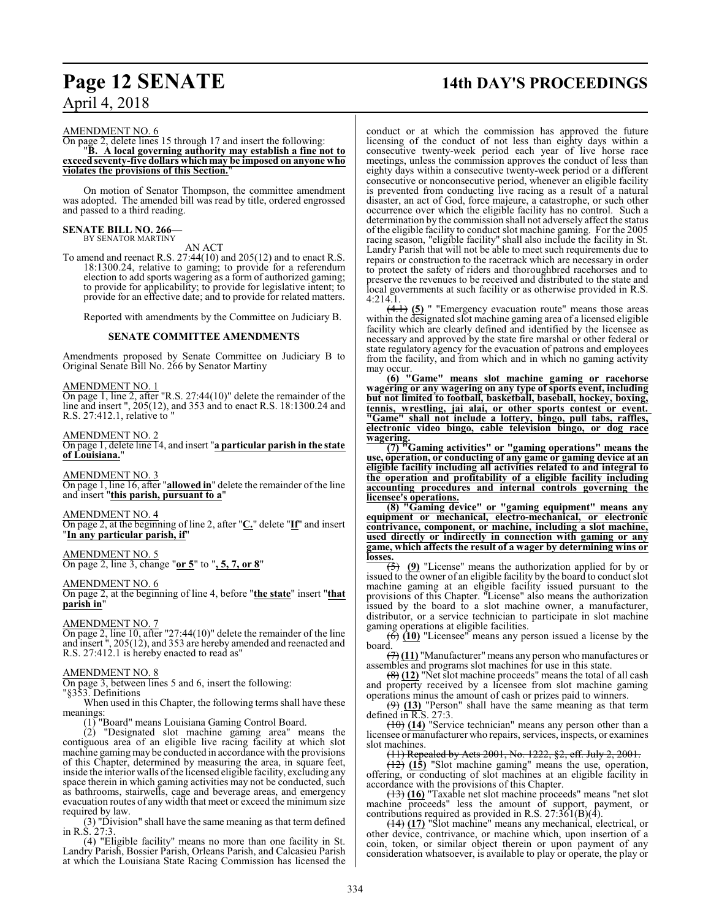AMENDMENT NO. 6

On page 2, delete lines 15 through 17 and insert the following:

"**B. A local governing authority may establish a fine not to exceed seventy-five dollars which may be imposed on anyone who violates the provisions of this Section.**"

On motion of Senator Thompson, the committee amendment was adopted. The amended bill was read by title, ordered engrossed and passed to a third reading.

**SENATE BILL NO. 266—**
BY SENATOR MARTINY

AN ACT

To amend and reenact R.S. 27:44(10) and 205(12) and to enact R.S. 18:1300.24, relative to gaming; to provide for a referendum election to add sports wagering as a form of authorized gaming; to provide for applicability; to provide for legislative intent; to provide for an effective date; and to provide for related matters.

Reported with amendments by the Committee on Judiciary B.

**SENATE COMMITTEE AMENDMENTS**

Amendments proposed by Senate Committee on Judiciary B to Original Senate Bill No. 266 by Senator Martiny

AMENDMENT NO. 1

On page 1, line 2, after "R.S. 27:44(10)" delete the remainder of the line and insert ", 205(12), and 353 and to enact R.S. 18:1300.24 and R.S. 27:412.1, relative to "

AMENDMENT NO. 2

On page 1, delete line 14, and insert "**a particular parish in the state of Louisiana.**"

AMENDMENT NO. 3

On page 1, line 16, after "**allowed in**" delete the remainder of the line and insert "**this parish, pursuant to a**"

AMENDMENT NO. 4

On page 2, at the beginning of line 2, after "**C.**" delete "**If**" and insert "**In any particular parish, if**"

AMENDMENT NO. 5

On page 2, line 3, change "**or 5**" to "**, 5, 7, or 8**"

AMENDMENT NO. 6

On page 2, at the beginning of line 4, before "**the state**" insert "**that parish in**"

AMENDMENT NO. 7

On page 2, line 10, after "27:44(10)" delete the remainder of the line and insert ", 205(12), and 353 are hereby amended and reenacted and R.S. 27:412.1 is hereby enacted to read as"

AMENDMENT NO. 8

On page 3, between lines 5 and 6, insert the following:

"§353. Definitions

When used in this Chapter, the following terms shall have these meanings:

(1) "Board" means Louisiana Gaming Control Board.

(2) "Designated slot machine gaming area" means the contiguous area of an eligible live racing facility at which slot machine gaming may be conducted in accordance with the provisions of this Chapter, determined by measuring the area, in square feet, inside the interior walls of the licensed eligible facility, excluding any space therein in which gaming activities may not be conducted, such as bathrooms, stairwells, cage and beverage areas, and emergency evacuation routes of any width that meet or exceed the minimum size required by law.

(3) "Division" shall have the same meaning as that term defined in R.S. 27:3.

(4) "Eligible facility" means no more than one facility in St. Landry Parish, Bossier Parish, Orleans Parish, and Calcasieu Parish at which the Louisiana State Racing Commission has licensed the conduct or at which the commission has approved the future licensing of the conduct of not less than eighty days within a consecutive twenty-week period each year of live horse race meetings, unless the commission approves the conduct of less than eighty days within a consecutive twenty-week period or a different consecutive or nonconsecutive period, whenever an eligible facility is prevented from conducting live racing as a result of a natural disaster, an act of God, force majeure, a catastrophe, or such other occurrence over which the eligible facility has no control. Such a determination by the commission shall not adversely affect the status of the eligible facility to conduct slot machine gaming. For the 2005 racing season, "eligible facility" shall also include the facility in St. Landry Parish that will not be able to meet such requirements due to repairs or construction to the racetrack which are necessary in order to protect the safety of riders and thoroughbred racehorses and to preserve the revenues to be received and distributed to the state and local governments at such facility or as otherwise provided in R.S. 4:214.1.

~~(4.1)~~ **(5)** " "Emergency evacuation route" means those areas within the designated slot machine gaming area of a licensed eligible facility which are clearly defined and identified by the licensee as necessary and approved by the state fire marshal or other federal or state regulatory agency for the evacuation of patrons and employees from the facility, and from which and in which no gaming activity may occur.

**(6) "Game" means slot machine gaming or racehorse wagering or any wagering on any type of sports event, including but not limited to football, basketball, baseball, hockey, boxing, tennis, wrestling, jai alai, or other sports contest or event. "Game" shall not include a lottery, bingo, pull tabs, raffles, electronic video bingo, cable television bingo, or dog race wagering.**

**(7) "Gaming activities" or "gaming operations" means the use, operation, or conducting of any game or gaming device at an eligible facility including all activities related to and integral to the operation and profitability of a eligible facility including accounting procedures and internal controls governing the licensee's operations.**

**(8) "Gaming device" or "gaming equipment" means any equipment or mechanical, electro-mechanical, or electronic contrivance, component, or machine, including a slot machine, used directly or indirectly in connection with gaming or any game, which affects the result of a wager by determining wins or losses.**

~~(5)~~ **(9)** "License" means the authorization applied for by or issued to the owner of an eligible facility by the board to conduct slot machine gaming at an eligible facility issued pursuant to the provisions of this Chapter. "License" also means the authorization issued by the board to a slot machine owner, a manufacturer, distributor, or a service technician to participate in slot machine gaming operations at eligible facilities.

~~(6)~~ **(10)** "Licensee" means any person issued a license by the board.

~~(7)~~ **(11)** "Manufacturer" means any person who manufactures or assembles and programs slot machines for use in this state.

~~(8)~~ **(12)** "Net slot machine proceeds" means the total of all cash and property received by a licensee from slot machine gaming operations minus the amount of cash or prizes paid to winners.

~~(9)~~ **(13)** "Person" shall have the same meaning as that term defined in R.S. 27:3.

~~(10)~~ **(14)** "Service technician" means any person other than a licensee or manufacturer who repairs, services, inspects, or examines slot machines.

~~(11) Repealed by Acts 2001, No. 1222, §2, eff. July 2, 2001.~~

~~(12)~~ **(15)** "Slot machine gaming" means the use, operation, offering, or conducting of slot machines at an eligible facility in accordance with the provisions of this Chapter.

~~(13)~~ **(16)** "Taxable net slot machine proceeds" means "net slot machine proceeds" less the amount of support, payment, or contributions required as provided in R.S. 27:361(B)(4).

~~(14)~~ **(17)** "Slot machine" means any mechanical, electrical, or other device, contrivance, or machine which, upon insertion of a coin, token, or similar object therein or upon payment of any consideration whatsoever, is available to play or operate, the play or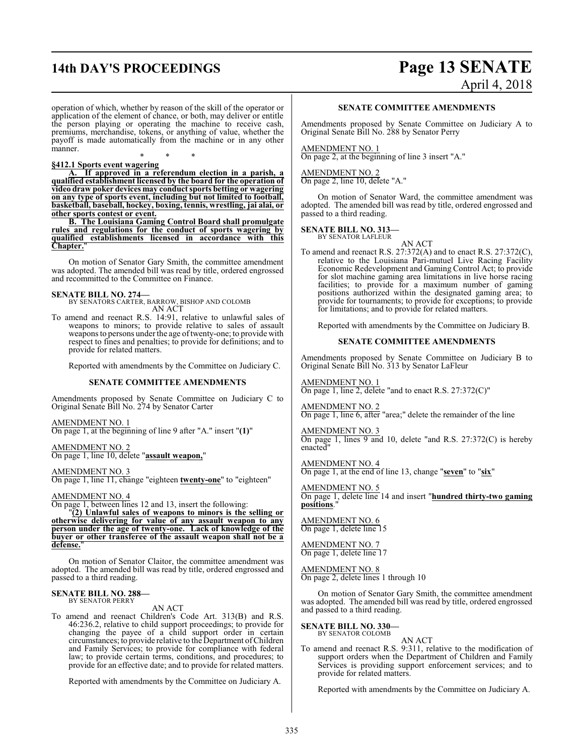operation of which, whether by reason of the skill of the operator or application of the element of chance, or both, may deliver or entitle the person playing or operating the machine to receive cash, premiums, merchandise, tokens, or anything of value, whether the payoff is made automatically from the machine or in any other manner.

\* \* \*

**§412.1 Sports event wagering**

**A. If approved in a referendum election in a parish, a qualified establishment licensed by the board for the operation of video draw poker devices may conduct sports betting or wagering on any type of sports event, including but not limited to football, basketball, baseball, hockey, boxing, tennis, wrestling, jai alai, or other sports contest or event.**

**B. The Louisiana Gaming Control Board shall promulgate rules and regulations for the conduct of sports wagering by qualified establishments licensed in accordance with this Chapter.**"

On motion of Senator Gary Smith, the committee amendment was adopted. The amended bill was read by title, ordered engrossed and recommitted to the Committee on Finance.

**SENATE BILL NO. 274—**
BY SENATORS CARTER, BARROW, BISHOP AND COLOMB
AN ACT

To amend and reenact R.S. 14:91, relative to unlawful sales of weapons to minors; to provide relative to sales of assault weapons to persons under the age of twenty-one; to provide with respect to fines and penalties; to provide for definitions; and to provide for related matters.

Reported with amendments by the Committee on Judiciary C.

**SENATE COMMITTEE AMENDMENTS**

Amendments proposed by Senate Committee on Judiciary C to Original Senate Bill No. 274 by Senator Carter

AMENDMENT NO. 1
On page 1, at the beginning of line 9 after "A." insert "**(1)**"

AMENDMENT NO. 2
On page 1, line 10, delete "**assault weapon,**"

AMENDMENT NO. 3
On page 1, line 11, change "eighteen **twenty-one**" to "eighteen"

AMENDMENT NO. 4
On page 1, between lines 12 and 13, insert the following:

"**(2) Unlawful sales of weapons to minors is the selling or otherwise delivering for value of any assault weapon to any person under the age of twenty-one. Lack of knowledge of the buyer or other transferee of the assault weapon shall not be a defense.**"

On motion of Senator Claitor, the committee amendment was adopted. The amended bill was read by title, ordered engrossed and passed to a third reading.

**SENATE BILL NO. 288—**
BY SENATOR PERRY
AN ACT

To amend and reenact Children's Code Art. 313(B) and R.S. 46:236.2, relative to child support proceedings; to provide for changing the payee of a child support order in certain circumstances; to provide relative to the Department of Children and Family Services; to provide for compliance with federal law; to provide certain terms, conditions, and procedures; to provide for an effective date; and to provide for related matters.

Reported with amendments by the Committee on Judiciary A.

**SENATE COMMITTEE AMENDMENTS**

Amendments proposed by Senate Committee on Judiciary A to Original Senate Bill No. 288 by Senator Perry

AMENDMENT NO. 1
On page 2, at the beginning of line 3 insert "A."

AMENDMENT NO. 2
On page 2, line 10, delete "A."

On motion of Senator Ward, the committee amendment was adopted. The amended bill was read by title, ordered engrossed and passed to a third reading.

**SENATE BILL NO. 313—**
BY SENATOR LAFLEUR
AN ACT

To amend and reenact R.S. 27:372(A) and to enact R.S. 27:372(C), relative to the Louisiana Pari-mutuel Live Racing Facility Economic Redevelopment and Gaming Control Act; to provide for slot machine gaming area limitations in live horse racing facilities; to provide for a maximum number of gaming positions authorized within the designated gaming area; to provide for tournaments; to provide for exceptions; to provide for limitations; and to provide for related matters.

Reported with amendments by the Committee on Judiciary B.

**SENATE COMMITTEE AMENDMENTS**

Amendments proposed by Senate Committee on Judiciary B to Original Senate Bill No. 313 by Senator LaFleur

AMENDMENT NO. 1
On page 1, line 2, delete "and to enact R.S. 27:372(C)"

AMENDMENT NO. 2
On page 1, line 6, after "area;" delete the remainder of the line

AMENDMENT NO. 3
On page 1, lines 9 and 10, delete "and R.S. 27:372(C) is hereby enacted"

AMENDMENT NO. 4
On page 1, at the end of line 13, change "**seven**" to "**six**"

AMENDMENT NO. 5
On page 1, delete line 14 and insert "**hundred thirty-two gaming positions**."

AMENDMENT NO. 6
On page 1, delete line 15

AMENDMENT NO. 7
On page 1, delete line 17

AMENDMENT NO. 8
On page 2, delete lines 1 through 10

On motion of Senator Gary Smith, the committee amendment was adopted. The amended bill was read by title, ordered engrossed and passed to a third reading.

**SENATE BILL NO. 330—**
BY SENATOR COLOMB
AN ACT

To amend and reenact R.S. 9:311, relative to the modification of support orders when the Department of Children and Family Services is providing support enforcement services; and to provide for related matters.

Reported with amendments by the Committee on Judiciary A.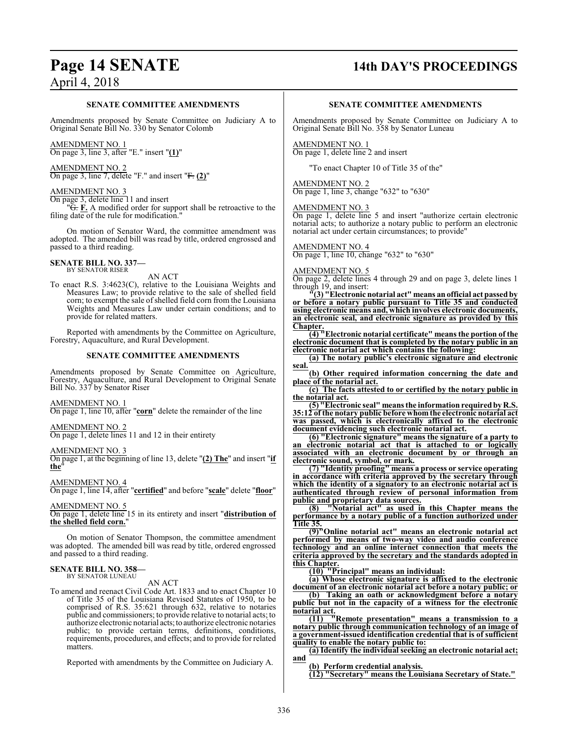### SENATE COMMITTEE AMENDMENTS

Amendments proposed by Senate Committee on Judiciary A to Original Senate Bill No. 330 by Senator Colomb

AMENDMENT NO. 1
On page 3, line 3, after "E." insert "**(1)**"

AMENDMENT NO. 2
On page 3, line 7, delete "F." and insert "~~F.~~ **(2)**"

AMENDMENT NO. 3
On page 3, delete line 11 and insert

"~~G.~~ **F.** A modified order for support shall be retroactive to the filing date of the rule for modification."

On motion of Senator Ward, the committee amendment was adopted. The amended bill was read by title, ordered engrossed and passed to a third reading.

**SENATE BILL NO. 337—**
BY SENATOR RISER

AN ACT

To enact R.S. 3:4623(C), relative to the Louisiana Weights and Measures Law; to provide relative to the sale of shelled field corn; to exempt the sale of shelled field corn from the Louisiana Weights and Measures Law under certain conditions; and to provide for related matters.

Reported with amendments by the Committee on Agriculture, Forestry, Aquaculture, and Rural Development.

### SENATE COMMITTEE AMENDMENTS

Amendments proposed by Senate Committee on Agriculture, Forestry, Aquaculture, and Rural Development to Original Senate Bill No. 337 by Senator Riser

AMENDMENT NO. 1
On page 1, line 10, after "**corn**" delete the remainder of the line

AMENDMENT NO. 2
On page 1, delete lines 11 and 12 in their entirety

AMENDMENT NO. 3
On page 1, at the beginning of line 13, delete "**(2) The**" and insert "**if the**"

AMENDMENT NO. 4
On page 1, line 14, after "**certified**" and before "**scale**" delete "**floor**"

AMENDMENT NO. 5
On page 1, delete line 15 in its entirety and insert "**distribution of the shelled field corn.**"

On motion of Senator Thompson, the committee amendment was adopted. The amended bill was read by title, ordered engrossed and passed to a third reading.

**SENATE BILL NO. 358—**
BY SENATOR LUNEAU

AN ACT

To amend and reenact Civil Code Art. 1833 and to enact Chapter 10 of Title 35 of the Louisiana Revised Statutes of 1950, to be comprised of R.S. 35:621 through 632, relative to notaries public and commissioners; to provide relative to notarial acts; to authorize electronic notarial acts; to authorize electronic notaries public; to provide certain terms, definitions, conditions, requirements, procedures, and effects; and to provide for related matters.

Reported with amendments by the Committee on Judiciary A.

### SENATE COMMITTEE AMENDMENTS

Amendments proposed by Senate Committee on Judiciary A to Original Senate Bill No. 358 by Senator Luneau

AMENDMENT NO. 1
On page 1, delete line 2 and insert

"To enact Chapter 10 of Title 35 of the"

AMENDMENT NO. 2
On page 1, line 3, change "632" to "630"

AMENDMENT NO. 3
On page 1, delete line 5 and insert "authorize certain electronic notarial acts; to authorize a notary public to perform an electronic notarial act under certain circumstances; to provide"

AMENDMENT NO. 4
On page 1, line 10, change "632" to "630"

AMENDMENT NO. 5
On page 2, delete lines 4 through 29 and on page 3, delete lines 1 through 19, and insert:

"**(3) "Electronic notarial act" means an official act passed by or before a notary public pursuant to Title 35 and conducted using electronic means and, which involves electronic documents, an electronic seal, and electronic signature as provided by this Chapter.**

**(4) "Electronic notarial certificate" means the portion of the electronic document that is completed by the notary public in an electronic notarial act which contains the following:**

**(a) The notary public's electronic signature and electronic seal.**

**(b) Other required information concerning the date and place of the notarial act.**

**(c) The facts attested to or certified by the notary public in the notarial act.**

**(5) "Electronic seal" means the information required by R.S. 35:12 of the notary public before whom the electronic notarial act was passed, which is electronically affixed to the electronic document evidencing such electronic notarial act.**

**(6) "Electronic signature" means the signature of a party to an electronic notarial act that is attached to or logically associated with an electronic document by or through an electronic sound, symbol, or mark.**

**(7) "Identity proofing" means a process or service operating in accordance with criteria approved by the secretary through which the identity of a signatory to an electronic notarial act is authenticated through review of personal information from public and proprietary data sources.**

**(8) "Notarial act" as used in this Chapter means the performance by a notary public of a function authorized under Title 35.**

**(9)"Online notarial act" means an electronic notarial act performed by means of two-way video and audio conference technology and an online internet connection that meets the criteria approved by the secretary and the standards adopted in this Chapter.**

**(10) "Principal" means an individual:**

**(a) Whose electronic signature is affixed to the electronic document of an electronic notarial act before a notary public; or**

**(b) Taking an oath or acknowledgment before a notary public but not in the capacity of a witness for the electronic notarial act.**

**(11) "Remote presentation" means a transmission to a notary public through communication technology of an image of a government-issued identification credential that is of sufficient quality to enable the notary public to:**

**(a) Identify the individual seeking an electronic notarial act; and**

**(b) Perform credential analysis.**

**(12) "Secretary" means the Louisiana Secretary of State."**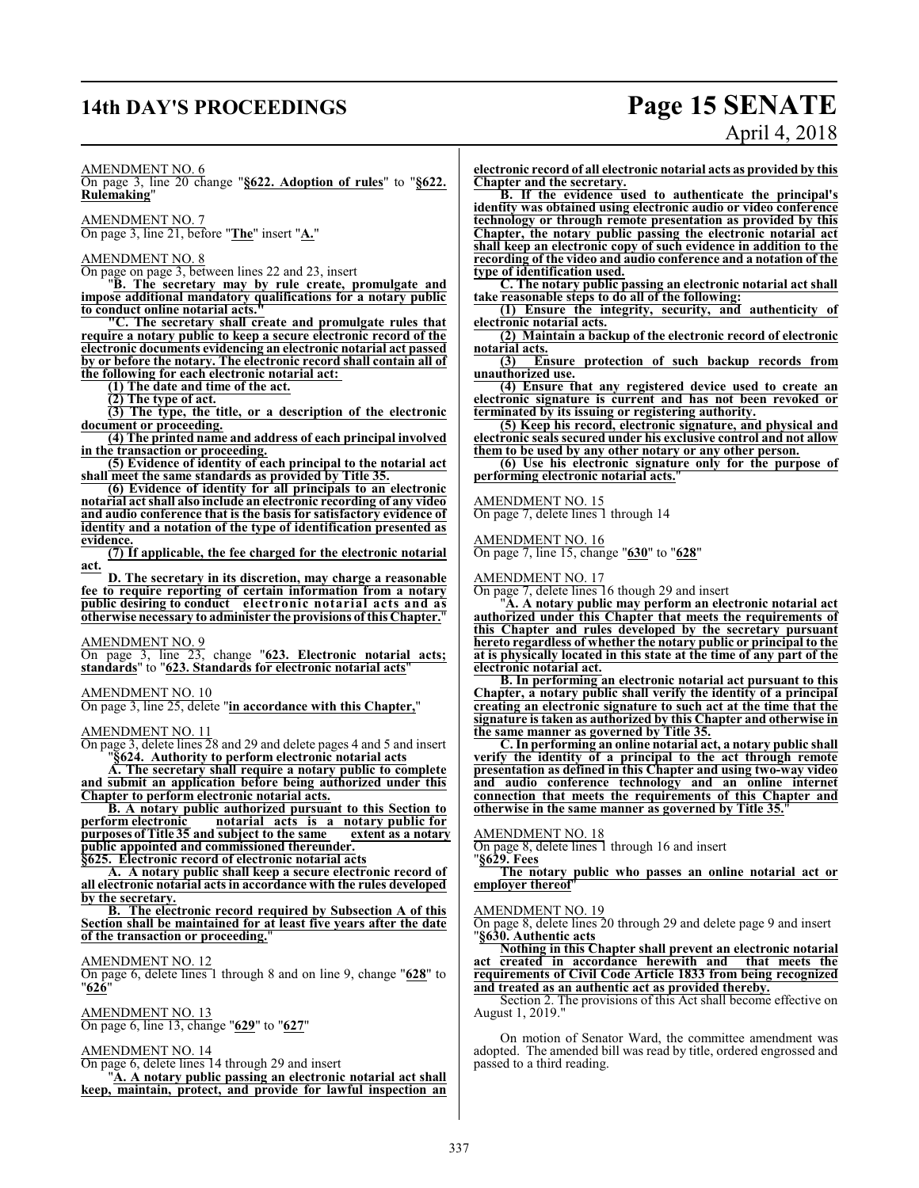AMENDMENT NO. 6

On page 3, line 20 change "**§622. Adoption of rules**" to "**§622. Rulemaking**"

AMENDMENT NO. 7

On page 3, line 21, before "**The**" insert "**A.**"

AMENDMENT NO. 8

On page on page 3, between lines 22 and 23, insert

"**B. The secretary may by rule create, promulgate and impose additional mandatory qualifications for a notary public to conduct online notarial acts.**"

"**C. The secretary shall create and promulgate rules that require a notary public to keep a secure electronic record of the electronic documents evidencing an electronic notarial act passed by or before the notary. The electronic record shall contain all of the following for each electronic notarial act:**

**(1) The date and time of the act.**

**(2) The type of act.**

**(3) The type, the title, or a description of the electronic document or proceeding.**

**(4) The printed name and address of each principal involved in the transaction or proceeding.**

**(5) Evidence of identity of each principal to the notarial act shall meet the same standards as provided by Title 35.**

**(6) Evidence of identity for all principals to an electronic notarial act shall also include an electronic recording of any video and audio conference that is the basis for satisfactory evidence of identity and a notation of the type of identification presented as evidence.**

**(7) If applicable, the fee charged for the electronic notarial act.**

**D. The secretary in its discretion, may charge a reasonable fee to require reporting of certain information from a notary public desiring to conduct electronic notarial acts and as otherwise necessary to administer the provisions of this Chapter.**"

AMENDMENT NO. 9

On page 3, line 23, change "**623. Electronic notarial acts; standards**" to "**623. Standards for electronic notarial acts**"

AMENDMENT NO. 10

On page 3, line 25, delete "**in accordance with this Chapter,**"

AMENDMENT NO. 11

On page 3, delete lines 28 and 29 and delete pages 4 and 5 and insert

"**§624. Authority to perform electronic notarial acts**

**A. The secretary shall require a notary public to complete and submit an application before being authorized under this Chapter to perform electronic notarial acts.**

**B. A notary public authorized pursuant to this Section to perform electronic notarial acts is a notary public for purposes of Title 35 and subject to the same extent as a notary public appointed and commissioned thereunder.**

**§625. Electronic record of electronic notarial acts**

**A. A notary public shall keep a secure electronic record of all electronic notarial acts in accordance with the rules developed by the secretary.**

**B. The electronic record required by Subsection A of this Section shall be maintained for at least five years after the date of the transaction or proceeding.**"

AMENDMENT NO. 12

On page 6, delete lines 1 through 8 and on line 9, change "**628**" to "**626**"

AMENDMENT NO. 13

On page 6, line 13, change "**629**" to "**627**"

AMENDMENT NO. 14

On page 6, delete lines 14 through 29 and insert

"**A. A notary public passing an electronic notarial act shall keep, maintain, protect, and provide for lawful inspection an electronic record of all electronic notarial acts as provided by this Chapter and the secretary.**

**B. If the evidence used to authenticate the principal's identity was obtained using electronic audio or video conference technology or through remote presentation as provided by this Chapter, the notary public passing the electronic notarial act shall keep an electronic copy of such evidence in addition to the recording of the video and audio conference and a notation of the type of identification used.**

**C. The notary public passing an electronic notarial act shall take reasonable steps to do all of the following:**

**(1) Ensure the integrity, security, and authenticity of electronic notarial acts.**

**(2) Maintain a backup of the electronic record of electronic notarial acts.**

**(3) Ensure protection of such backup records from unauthorized use.**

**(4) Ensure that any registered device used to create an electronic signature is current and has not been revoked or terminated by its issuing or registering authority.**

**(5) Keep his record, electronic signature, and physical and electronic seals secured under his exclusive control and not allow them to be used by any other notary or any other person.**

**(6) Use his electronic signature only for the purpose of performing electronic notarial acts.**"

AMENDMENT NO. 15

On page 7, delete lines 1 through 14

AMENDMENT NO. 16

On page 7, line 15, change "**630**" to "**628**"

AMENDMENT NO. 17

On page 7, delete lines 16 though 29 and insert

"**A. A notary public may perform an electronic notarial act authorized under this Chapter that meets the requirements of this Chapter and rules developed by the secretary pursuant hereto regardless of whether the notary public or principal to the at is physically located in this state at the time of any part of the electronic notarial act.**

**B. In performing an electronic notarial act pursuant to this Chapter, a notary public shall verify the identity of a principal creating an electronic signature to such act at the time that the signature is taken as authorized by this Chapter and otherwise in the same manner as governed by Title 35.**

**C. In performing an online notarial act, a notary public shall verify the identity of a principal to the act through remote presentation as defined in this Chapter and using two-way video and audio conference technology and an online internet connection that meets the requirements of this Chapter and otherwise in the same manner as governed by Title 35.**"

AMENDMENT NO. 18

On page 8, delete lines 1 through 16 and insert

"**§629. Fees**

**The notary public who passes an online notarial act or employer thereof**"

AMENDMENT NO. 19

On page 8, delete lines 20 through 29 and delete page 9 and insert

"**§630. Authentic acts**

**Nothing in this Chapter shall prevent an electronic notarial act created in accordance herewith and that meets the requirements of Civil Code Article 1833 from being recognized and treated as an authentic act as provided thereby.**

Section 2. The provisions of this Act shall become effective on August 1, 2019."

On motion of Senator Ward, the committee amendment was adopted. The amended bill was read by title, ordered engrossed and passed to a third reading.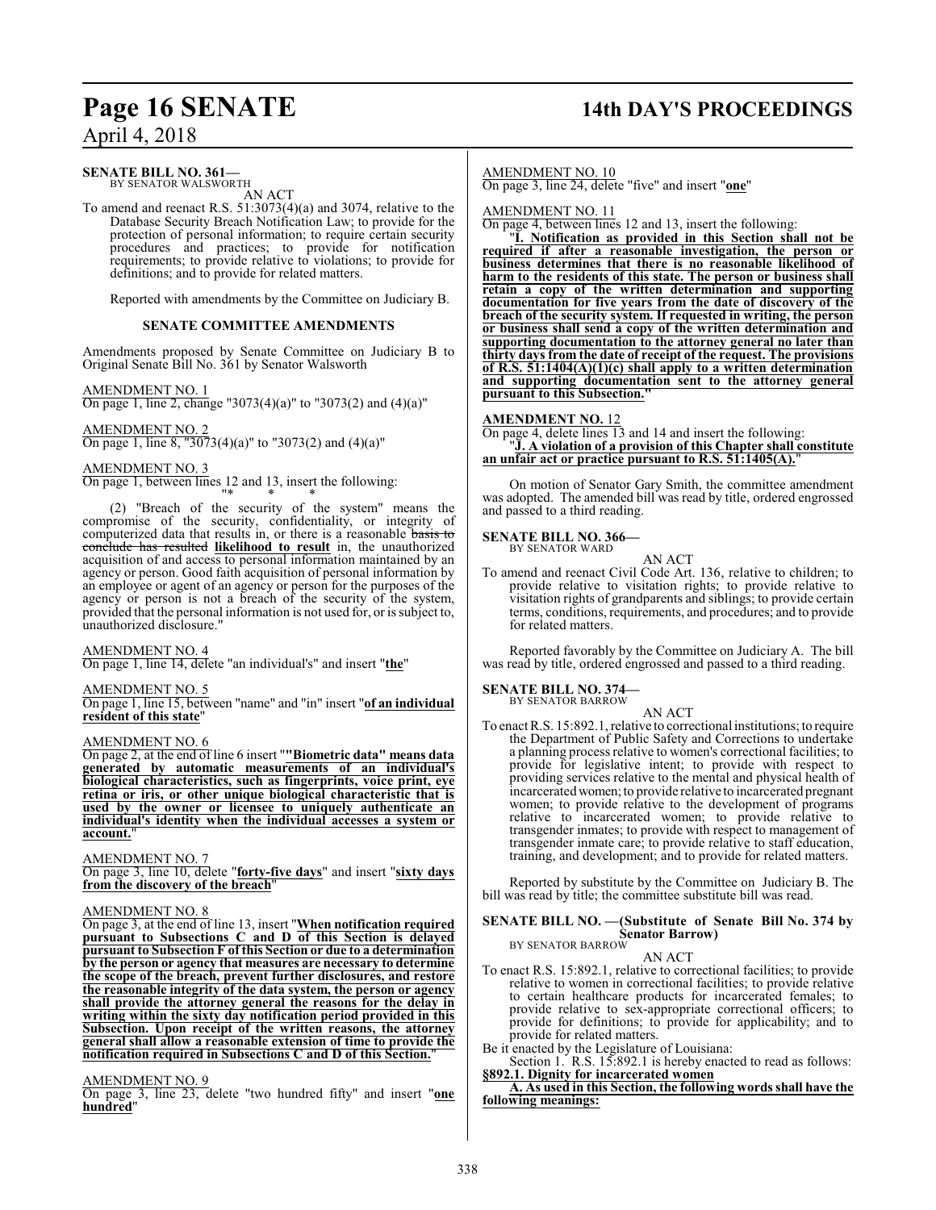**SENATE BILL NO. 361—**
BY SENATOR WALSWORTH

AN ACT

To amend and reenact R.S. 51:3073(4)(a) and 3074, relative to the Database Security Breach Notification Law; to provide for the protection of personal information; to require certain security procedures and practices; to provide for notification requirements; to provide relative to violations; to provide for definitions; and to provide for related matters.

Reported with amendments by the Committee on Judiciary B.

**SENATE COMMITTEE AMENDMENTS**

Amendments proposed by Senate Committee on Judiciary B to Original Senate Bill No. 361 by Senator Walsworth

AMENDMENT NO. 1
On page 1, line 2, change "3073(4)(a)" to "3073(2) and (4)(a)"

AMENDMENT NO. 2
On page 1, line 8, "3073(4)(a)" to "3073(2) and (4)(a)"

AMENDMENT NO. 3
On page 1, between lines 12 and 13, insert the following:
"* * *

(2) "Breach of the security of the system" means the compromise of the security, confidentiality, or integrity of computerized data that results in, or there is a reasonable ~~basis to conclude has resulted~~ **likelihood to result** in, the unauthorized acquisition of and access to personal information maintained by an agency or person. Good faith acquisition of personal information by an employee or agent of an agency or person for the purposes of the agency or person is not a breach of the security of the system, provided that the personal information is not used for, or is subject to, unauthorized disclosure."

AMENDMENT NO. 4
On page 1, line 14, delete "an individual's" and insert "**the**"

AMENDMENT NO. 5
On page 1, line 15, between "name" and "in" insert "**of an individual resident of this state**"

AMENDMENT NO. 6
On page 2, at the end of line 6 insert "**"Biometric data" means data generated by automatic measurements of an individual's biological characteristics, such as fingerprints, voice print, eye retina or iris, or other unique biological characteristic that is used by the owner or licensee to uniquely authenticate an individual's identity when the individual accesses a system or account.**"

AMENDMENT NO. 7
On page 3, line 10, delete "**forty-five days**" and insert "**sixty days from the discovery of the breach**"

AMENDMENT NO. 8
On page 3, at the end of line 13, insert "**When notification required pursuant to Subsections C and D of this Section is delayed pursuant to Subsection F of this Section or due to a determination by the person or agency that measures are necessary to determine the scope of the breach, prevent further disclosures, and restore the reasonable integrity of the data system, the person or agency shall provide the attorney general the reasons for the delay in writing within the sixty day notification period provided in this Subsection. Upon receipt of the written reasons, the attorney general shall allow a reasonable extension of time to provide the notification required in Subsections C and D of this Section.**"

AMENDMENT NO. 9
On page 3, line 23, delete "two hundred fifty" and insert "**one hundred**"

AMENDMENT NO. 10
On page 3, line 24, delete "five" and insert "**one**"

AMENDMENT NO. 11
On page 4, between lines 12 and 13, insert the following:

"**I. Notification as provided in this Section shall not be required if after a reasonable investigation, the person or business determines that there is no reasonable likelihood of harm to the residents of this state. The person or business shall retain a copy of the written determination and supporting documentation for five years from the date of discovery of the breach of the security system. If requested in writing, the person or business shall send a copy of the written determination and supporting documentation to the attorney general no later than thirty days from the date of receipt of the request. The provisions of R.S. 51:1404(A)(1)(c) shall apply to a written determination and supporting documentation sent to the attorney general pursuant to this Subsection.**"

**AMENDMENT NO.** 12
On page 4, delete lines 13 and 14 and insert the following:
"**J. A violation of a provision of this Chapter shall constitute an unfair act or practice pursuant to R.S. 51:1405(A).**"

On motion of Senator Gary Smith, the committee amendment was adopted. The amended bill was read by title, ordered engrossed and passed to a third reading.

**SENATE BILL NO. 366—**
BY SENATOR WARD

AN ACT

To amend and reenact Civil Code Art. 136, relative to children; to provide relative to visitation rights; to provide relative to visitation rights of grandparents and siblings; to provide certain terms, conditions, requirements, and procedures; and to provide for related matters.

Reported favorably by the Committee on Judiciary A. The bill was read by title, ordered engrossed and passed to a third reading.

**SENATE BILL NO. 374—**
BY SENATOR BARROW

AN ACT

To enact R.S. 15:892.1, relative to correctional institutions; to require the Department of Public Safety and Corrections to undertake a planning process relative to women's correctional facilities; to provide for legislative intent; to provide with respect to providing services relative to the mental and physical health of incarcerated women; to provide relative to incarcerated pregnant women; to provide relative to the development of programs relative to incarcerated women; to provide relative to transgender inmates; to provide with respect to management of transgender inmate care; to provide relative to staff education, training, and development; and to provide for related matters.

Reported by substitute by the Committee on Judiciary B. The bill was read by title; the committee substitute bill was read.

**SENATE BILL NO. —(Substitute of Senate Bill No. 374 by Senator Barrow)**
BY SENATOR BARROW

AN ACT

To enact R.S. 15:892.1, relative to correctional facilities; to provide relative to women in correctional facilities; to provide relative to certain healthcare products for incarcerated females; to provide relative to sex-appropriate correctional officers; to provide for definitions; to provide for applicability; and to provide for related matters.

Be it enacted by the Legislature of Louisiana:

Section 1. R.S. 15:892.1 is hereby enacted to read as follows:

**§892.1. Dignity for incarcerated women**

**A. As used in this Section, the following words shall have the following meanings:**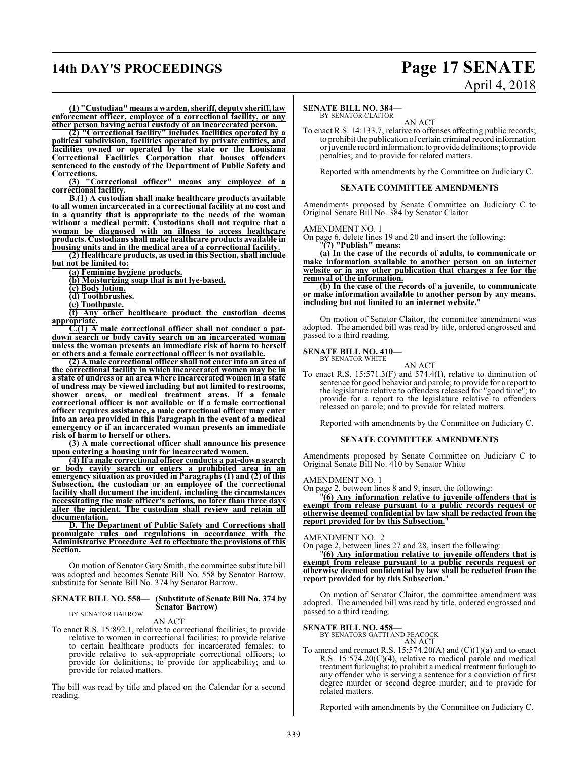**(1) "Custodian" means a warden, sheriff, deputy sheriff, law enforcement officer, employee of a correctional facility, or any other person having actual custody of an incarcerated person.**

**(2) "Correctional facility" includes facilities operated by a political subdivision, facilities operated by private entities, and facilities owned or operated by the state or the Louisiana Correctional Facilities Corporation that houses offenders sentenced to the custody of the Department of Public Safety and Corrections.**

**(3) "Correctional officer" means any employee of a correctional facility.**

**B.(1) A custodian shall make healthcare products available to all women incarcerated in a correctional facility at no cost and in a quantity that is appropriate to the needs of the woman without a medical permit. Custodians shall not require that a woman be diagnosed with an illness to access healthcare products. Custodians shall make healthcare products available in housing units and in the medical area of a correctional facility.**

**(2) Healthcare products, as used in this Section, shall include but not be limited to:**

**(a) Feminine hygiene products.**

**(b) Moisturizing soap that is not lye-based.**

**(c) Body lotion.**

**(d) Toothbrushes.**

**(e) Toothpaste.**

**(f) Any other healthcare product the custodian deems appropriate.**

**C.(1) A male correctional officer shall not conduct a pat-down search or body cavity search on an incarcerated woman unless the woman presents an immediate risk of harm to herself or others and a female correctional officer is not available.**

**(2) A male correctional officer shall not enter into an area of the correctional facility in which incarcerated women may be in a state of undress or an area where incarcerated women in a state of undress may be viewed including but not limited to restrooms, shower areas, or medical treatment areas. If a female correctional officer is not available or if a female correctional officer requires assistance, a male correctional officer may enter into an area provided in this Paragraph in the event of a medical emergency or if an incarcerated woman presents an immediate risk of harm to herself or others.**

**(3) A male correctional officer shall announce his presence upon entering a housing unit for incarcerated women.**

**(4) If a male correctional officer conducts a pat-down search or body cavity search or enters a prohibited area in an emergency situation as provided in Paragraphs (1) and (2) of this Subsection, the custodian or an employee of the correctional facility shall document the incident, including the circumstances necessitating the male officer's actions, no later than three days after the incident. The custodian shall review and retain all documentation.**

**D. The Department of Public Safety and Corrections shall promulgate rules and regulations in accordance with the Administrative Procedure Act to effectuate the provisions of this Section.**

On motion of Senator Gary Smith, the committee substitute bill was adopted and becomes Senate Bill No. 558 by Senator Barrow, substitute for Senate Bill No. 374 by Senator Barrow.

**SENATE BILL NO. 558— (Substitute of Senate Bill No. 374 by Senator Barrow)**
BY SENATOR BARROW

AN ACT

To enact R.S. 15:892.1, relative to correctional facilities; to provide relative to women in correctional facilities; to provide relative to certain healthcare products for incarcerated females; to provide relative to sex-appropriate correctional officers; to provide for definitions; to provide for applicability; and to provide for related matters.

The bill was read by title and placed on the Calendar for a second reading.

**SENATE BILL NO. 384—**
BY SENATOR CLAITOR

AN ACT

To enact R.S. 14:133.7, relative to offenses affecting public records; to prohibit the publication of certain criminal record information or juvenile record information; to provide definitions; to provide penalties; and to provide for related matters.

Reported with amendments by the Committee on Judiciary C.

**SENATE COMMITTEE AMENDMENTS**

Amendments proposed by Senate Committee on Judiciary C to Original Senate Bill No. 384 by Senator Claitor

AMENDMENT NO. 1

On page 6, delete lines 19 and 20 and insert the following:

"**(7) "Publish" means:**

**(a) In the case of the records of adults, to communicate or make information available to another person on an internet website or in any other publication that charges a fee for the removal of the information.**

**(b) In the case of the records of a juvenile, to communicate or make information available to another person by any means, including but not limited to an internet website.**"

On motion of Senator Claitor, the committee amendment was adopted. The amended bill was read by title, ordered engrossed and passed to a third reading.

**SENATE BILL NO. 410—**
BY SENATOR WHITE

AN ACT

To enact R.S. 15:571.3(F) and 574.4(I), relative to diminution of sentence for good behavior and parole; to provide for a report to the legislature relative to offenders released for "good time"; to provide for a report to the legislature relative to offenders released on parole; and to provide for related matters.

Reported with amendments by the Committee on Judiciary C.

**SENATE COMMITTEE AMENDMENTS**

Amendments proposed by Senate Committee on Judiciary C to Original Senate Bill No. 410 by Senator White

AMENDMENT NO. 1

On page 2, between lines 8 and 9, insert the following:

"**(6) Any information relative to juvenile offenders that is exempt from release pursuant to a public records request or otherwise deemed confidential by law shall be redacted from the report provided for by this Subsection.**"

AMENDMENT NO. 2

On page 2, between lines 27 and 28, insert the following:

"**(6) Any information relative to juvenile offenders that is exempt from release pursuant to a public records request or otherwise deemed confidential by law shall be redacted from the report provided for by this Subsection.**"

On motion of Senator Claitor, the committee amendment was adopted. The amended bill was read by title, ordered engrossed and passed to a third reading.

**SENATE BILL NO. 458—**
BY SENATORS GATTI AND PEACOCK

AN ACT

To amend and reenact R.S. 15:574.20(A) and (C)(1)(a) and to enact R.S. 15:574.20(C)(4), relative to medical parole and medical treatment furloughs; to prohibit a medical treatment furlough to any offender who is serving a sentence for a conviction of first degree murder or second degree murder; and to provide for related matters.

Reported with amendments by the Committee on Judiciary C.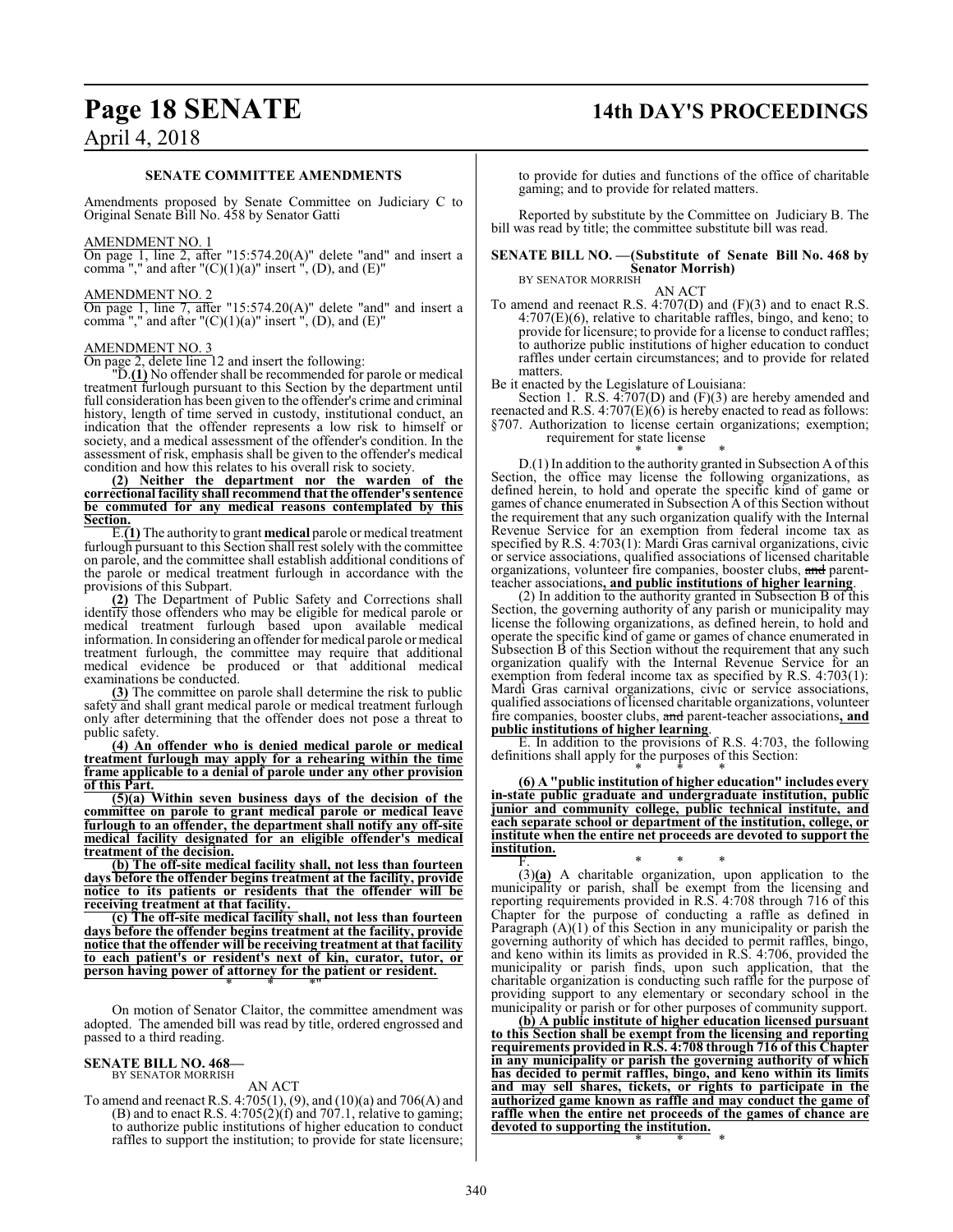### SENATE COMMITTEE AMENDMENTS

Amendments proposed by Senate Committee on Judiciary C to Original Senate Bill No. 458 by Senator Gatti

AMENDMENT NO. 1

On page 1, line 2, after "15:574.20(A)" delete "and" and insert a comma "," and after "(C)(1)(a)" insert ", (D), and (E)"

AMENDMENT NO. 2

On page 1, line 7, after "15:574.20(A)" delete "and" and insert a comma "," and after "(C)(1)(a)" insert ", (D), and (E)"

AMENDMENT NO. 3

On page 2, delete line 12 and insert the following:

"D.**(1)** No offender shall be recommended for parole or medical treatment furlough pursuant to this Section by the department until full consideration has been given to the offender's crime and criminal history, length of time served in custody, institutional conduct, an indication that the offender represents a low risk to himself or society, and a medical assessment of the offender's condition. In the assessment of risk, emphasis shall be given to the offender's medical condition and how this relates to his overall risk to society.

**(2) Neither the department nor the warden of the correctional facility shall recommend that the offender's sentence be commuted for any medical reasons contemplated by this Section.**

E.**(1)** The authority to grant **medical** parole or medical treatment furlough pursuant to this Section shall rest solely with the committee on parole, and the committee shall establish additional conditions of the parole or medical treatment furlough in accordance with the provisions of this Subpart.

**(2)** The Department of Public Safety and Corrections shall identify those offenders who may be eligible for medical parole or medical treatment furlough based upon available medical information. In considering an offender for medical parole or medical treatment furlough, the committee may require that additional medical evidence be produced or that additional medical examinations be conducted.

**(3)** The committee on parole shall determine the risk to public safety and shall grant medical parole or medical treatment furlough only after determining that the offender does not pose a threat to public safety.

**(4) An offender who is denied medical parole or medical treatment furlough may apply for a rehearing within the time frame applicable to a denial of parole under any other provision of this Part.**

**(5)(a) Within seven business days of the decision of the committee on parole to grant medical parole or medical leave furlough to an offender, the department shall notify any off-site medical facility designated for an eligible offender's medical treatment of the decision.**

**(b) The off-site medical facility shall, not less than fourteen days before the offender begins treatment at the facility, provide notice to its patients or residents that the offender will be receiving treatment at that facility.**

**(c) The off-site medical facility shall, not less than fourteen days before the offender begins treatment at the facility, provide notice that the offender will be receiving treatment at that facility to each patient's or resident's next of kin, curator, tutor, or person having power of attorney for the patient or resident.**

\* \* \*"

On motion of Senator Claitor, the committee amendment was adopted. The amended bill was read by title, ordered engrossed and passed to a third reading.

**SENATE BILL NO. 468—**
BY SENATOR MORRISH

AN ACT

To amend and reenact R.S. 4:705(1), (9), and (10)(a) and 706(A) and (B) and to enact R.S. 4:705(2)(f) and 707.1, relative to gaming; to authorize public institutions of higher education to conduct raffles to support the institution; to provide for state licensure; to provide for duties and functions of the office of charitable gaming; and to provide for related matters.

Reported by substitute by the Committee on Judiciary B. The bill was read by title; the committee substitute bill was read.

**SENATE BILL NO. —(Substitute of Senate Bill No. 468 by Senator Morrish)**
BY SENATOR MORRISH

AN ACT

To amend and reenact R.S. 4:707(D) and (F)(3) and to enact R.S. 4:707(E)(6), relative to charitable raffles, bingo, and keno; to provide for licensure; to provide for a license to conduct raffles; to authorize public institutions of higher education to conduct raffles under certain circumstances; and to provide for related matters.

Be it enacted by the Legislature of Louisiana:

Section 1. R.S. 4:707(D) and (F)(3) are hereby amended and reenacted and R.S. 4:707(E)(6) is hereby enacted to read as follows:

§707. Authorization to license certain organizations; exemption; requirement for state license

\* \* \*

D.(1) In addition to the authority granted in Subsection A of this Section, the office may license the following organizations, as defined herein, to hold and operate the specific kind of game or games of chance enumerated in Subsection A of this Section without the requirement that any such organization qualify with the Internal Revenue Service for an exemption from federal income tax as specified by R.S. 4:703(1): Mardi Gras carnival organizations, civic or service associations, qualified associations of licensed charitable organizations, volunteer fire companies, booster clubs, ~~and~~ parent-teacher associations**, and public institutions of higher learning**.

(2) In addition to the authority granted in Subsection B of this Section, the governing authority of any parish or municipality may license the following organizations, as defined herein, to hold and operate the specific kind of game or games of chance enumerated in Subsection B of this Section without the requirement that any such organization qualify with the Internal Revenue Service for an exemption from federal income tax as specified by R.S. 4:703(1): Mardi Gras carnival organizations, civic or service associations, qualified associations of licensed charitable organizations, volunteer fire companies, booster clubs, ~~and~~ parent-teacher associations**, and public institutions of higher learning**.

E. In addition to the provisions of R.S. 4:703, the following definitions shall apply for the purposes of this Section:

\* \* \*

**(6) A "public institution of higher education" includes every in-state public graduate and undergraduate institution, public junior and community college, public technical institute, and each separate school or department of the institution, college, or institute when the entire net proceeds are devoted to support the institution.**

F. \* \* \*

(3)**(a)** A charitable organization, upon application to the municipality or parish, shall be exempt from the licensing and reporting requirements provided in R.S. 4:708 through 716 of this Chapter for the purpose of conducting a raffle as defined in Paragraph (A)(1) of this Section in any municipality or parish the governing authority of which has decided to permit raffles, bingo, and keno within its limits as provided in R.S. 4:706, provided the municipality or parish finds, upon such application, that the charitable organization is conducting such raffle for the purpose of providing support to any elementary or secondary school in the municipality or parish or for other purposes of community support.

**(b) A public institute of higher education licensed pursuant to this Section shall be exempt from the licensing and reporting requirements provided in R.S. 4:708 through 716 of this Chapter in any municipality or parish the governing authority of which has decided to permit raffles, bingo, and keno within its limits and may sell shares, tickets, or rights to participate in the authorized game known as raffle and may conduct the game of raffle when the entire net proceeds of the games of chance are devoted to supporting the institution.**

\* \* \*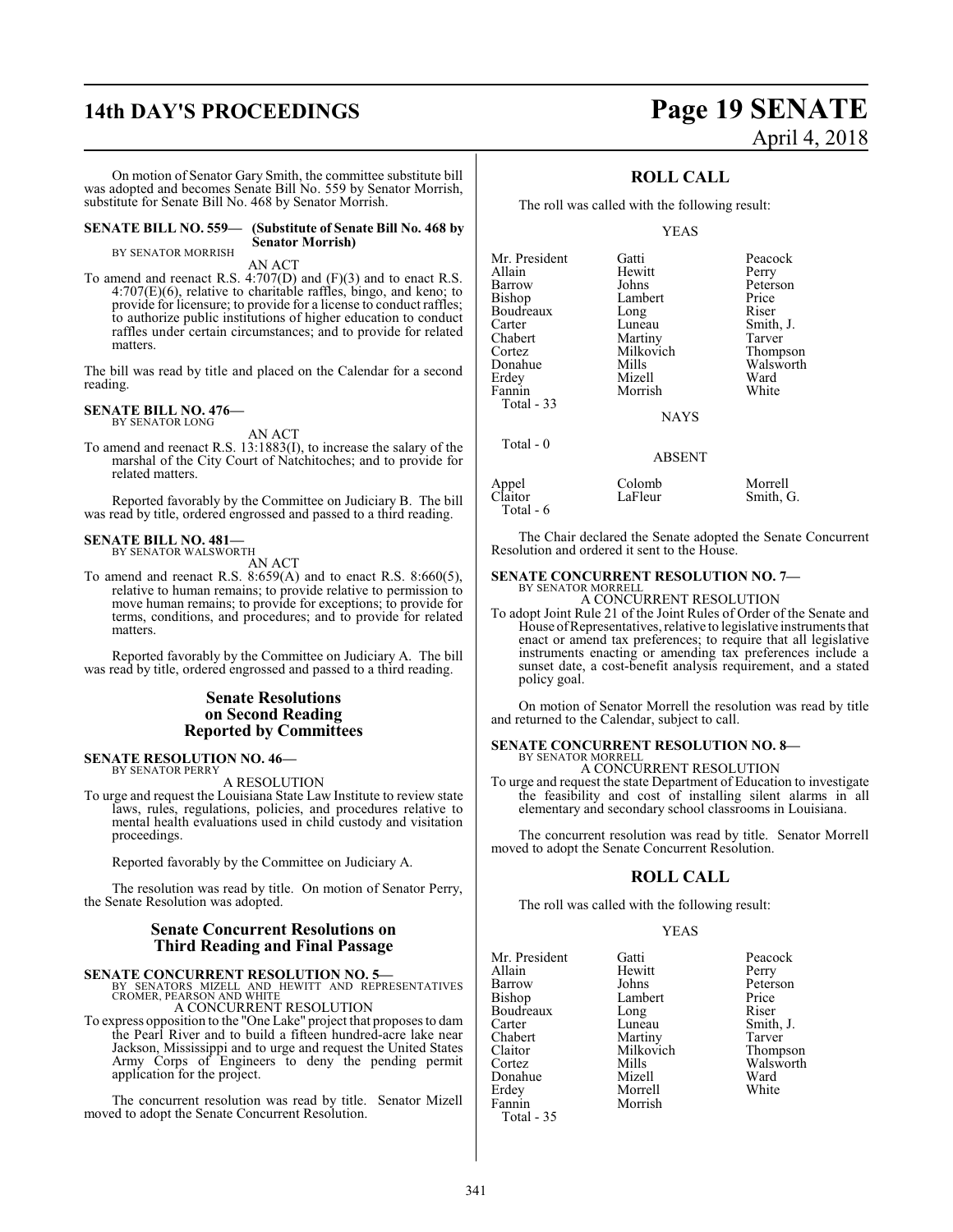On motion of Senator Gary Smith, the committee substitute bill was adopted and becomes Senate Bill No. 559 by Senator Morrish, substitute for Senate Bill No. 468 by Senator Morrish.

**SENATE BILL NO. 559— (Substitute of Senate Bill No. 468 by Senator Morrish)**
BY SENATOR MORRISH

AN ACT

To amend and reenact R.S. 4:707(D) and (F)(3) and to enact R.S. 4:707(E)(6), relative to charitable raffles, bingo, and keno; to provide for licensure; to provide for a license to conduct raffles; to authorize public institutions of higher education to conduct raffles under certain circumstances; and to provide for related matters.

The bill was read by title and placed on the Calendar for a second reading.

**SENATE BILL NO. 476—**
BY SENATOR LONG

AN ACT

To amend and reenact R.S. 13:1883(I), to increase the salary of the marshal of the City Court of Natchitoches; and to provide for related matters.

Reported favorably by the Committee on Judiciary B. The bill was read by title, ordered engrossed and passed to a third reading.

**SENATE BILL NO. 481—**
BY SENATOR WALSWORTH

AN ACT

To amend and reenact R.S. 8:659(A) and to enact R.S. 8:660(5), relative to human remains; to provide relative to permission to move human remains; to provide for exceptions; to provide for terms, conditions, and procedures; and to provide for related matters.

Reported favorably by the Committee on Judiciary A. The bill was read by title, ordered engrossed and passed to a third reading.

## Senate Resolutions on Second Reading Reported by Committees

**SENATE RESOLUTION NO. 46—**
BY SENATOR PERRY

A RESOLUTION

To urge and request the Louisiana State Law Institute to review state laws, rules, regulations, policies, and procedures relative to mental health evaluations used in child custody and visitation proceedings.

Reported favorably by the Committee on Judiciary A.

The resolution was read by title. On motion of Senator Perry, the Senate Resolution was adopted.

## Senate Concurrent Resolutions on Third Reading and Final Passage

**SENATE CONCURRENT RESOLUTION NO. 5—**
BY SENATORS MIZELL AND HEWITT AND REPRESENTATIVES CROMER, PEARSON AND WHITE

A CONCURRENT RESOLUTION

To express opposition to the "One Lake" project that proposes to dam the Pearl River and to build a fifteen hundred-acre lake near Jackson, Mississippi and to urge and request the United States Army Corps of Engineers to deny the pending permit application for the project.

The concurrent resolution was read by title. Senator Mizell moved to adopt the Senate Concurrent Resolution.

## ROLL CALL

The roll was called with the following result:

YEAS

| | | |
|---|---|---|
| Mr. President | Gatti | Peacock |
| Allain | Hewitt | Perry |
| Barrow | Johns | Peterson |
| Bishop | Lambert | Price |
| Boudreaux | Long | Riser |
| Carter | Luneau | Smith, J. |
| Chabert | Martiny | Tarver |
| Cortez | Milkovich | Thompson |
| Donahue | Mills | Walsworth |
| Erdey | Mizell | Ward |
| Fannin | Morrish | White |

Total - 33

NAYS

Total - 0

ABSENT

| | | |
|---|---|---|
| Appel | Colomb | Morrell |
| Claitor | LaFleur | Smith, G. |

Total - 6

The Chair declared the Senate adopted the Senate Concurrent Resolution and ordered it sent to the House.

**SENATE CONCURRENT RESOLUTION NO. 7—**
BY SENATOR MORRELL

A CONCURRENT RESOLUTION

To adopt Joint Rule 21 of the Joint Rules of Order of the Senate and House of Representatives, relative to legislative instruments that enact or amend tax preferences; to require that all legislative instruments enacting or amending tax preferences include a sunset date, a cost-benefit analysis requirement, and a stated policy goal.

On motion of Senator Morrell the resolution was read by title and returned to the Calendar, subject to call.

**SENATE CONCURRENT RESOLUTION NO. 8—**
BY SENATOR MORRELL

A CONCURRENT RESOLUTION

To urge and request the state Department of Education to investigate the feasibility and cost of installing silent alarms in all elementary and secondary school classrooms in Louisiana.

The concurrent resolution was read by title. Senator Morrell moved to adopt the Senate Concurrent Resolution.

## ROLL CALL

The roll was called with the following result:

YEAS

| | | |
|---|---|---|
| Mr. President | Gatti | Peacock |
| Allain | Hewitt | Perry |
| Barrow | Johns | Peterson |
| Bishop | Lambert | Price |
| Boudreaux | Long | Riser |
| Carter | Luneau | Smith, J. |
| Chabert | Martiny | Tarver |
| Claitor | Milkovich | Thompson |
| Cortez | Mills | Walsworth |
| Donahue | Mizell | Ward |
| Erdey | Morrell | White |
| Fannin | Morrish | |

Total - 35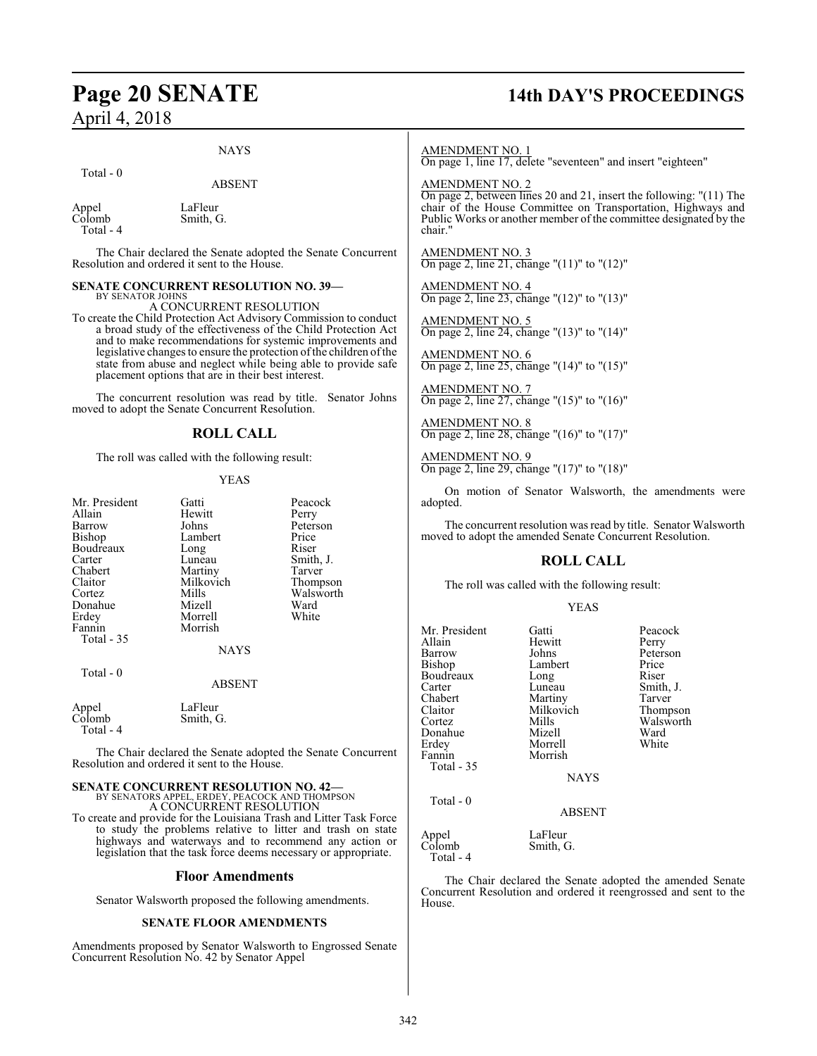NAYS

Total - 0

ABSENT

| | |
|---|---|
| Appel | LaFleur |
| Colomb | Smith, G. |
| Total - 4 | |

The Chair declared the Senate adopted the Senate Concurrent Resolution and ordered it sent to the House.

**SENATE CONCURRENT RESOLUTION NO. 39—**
BY SENATOR JOHNS

A CONCURRENT RESOLUTION

To create the Child Protection Act Advisory Commission to conduct a broad study of the effectiveness of the Child Protection Act and to make recommendations for systemic improvements and legislative changes to ensure the protection of the children of the state from abuse and neglect while being able to provide safe placement options that are in their best interest.

The concurrent resolution was read by title. Senator Johns moved to adopt the Senate Concurrent Resolution.

## ROLL CALL

The roll was called with the following result:

YEAS

| | | |
|---|---|---|
| Mr. President | Gatti | Peacock |
| Allain | Hewitt | Perry |
| Barrow | Johns | Peterson |
| Bishop | Lambert | Price |
| Boudreaux | Long | Riser |
| Carter | Luneau | Smith, J. |
| Chabert | Martiny | Tarver |
| Claitor | Milkovich | Thompson |
| Cortez | Mills | Walsworth |
| Donahue | Mizell | Ward |
| Erdey | Morrell | White |
| Fannin | Morrish | |
| Total - 35 | | |

NAYS

Total - 0

ABSENT

| | |
|---|---|
| Appel | LaFleur |
| Colomb | Smith, G. |
| Total - 4 | |

The Chair declared the Senate adopted the Senate Concurrent Resolution and ordered it sent to the House.

**SENATE CONCURRENT RESOLUTION NO. 42—**
BY SENATORS APPEL, ERDEY, PEACOCK AND THOMPSON

A CONCURRENT RESOLUTION

To create and provide for the Louisiana Trash and Litter Task Force to study the problems relative to litter and trash on state highways and waterways and to recommend any action or legislation that the task force deems necessary or appropriate.

## Floor Amendments

Senator Walsworth proposed the following amendments.

**SENATE FLOOR AMENDMENTS**

Amendments proposed by Senator Walsworth to Engrossed Senate Concurrent Resolution No. 42 by Senator Appel

AMENDMENT NO. 1
On page 1, line 17, delete "seventeen" and insert "eighteen"

AMENDMENT NO. 2
On page 2, between lines 20 and 21, insert the following: "(11) The chair of the House Committee on Transportation, Highways and Public Works or another member of the committee designated by the chair."

AMENDMENT NO. 3
On page 2, line 21, change "(11)" to "(12)"

AMENDMENT NO. 4
On page 2, line 23, change "(12)" to "(13)"

AMENDMENT NO. 5
On page 2, line 24, change "(13)" to "(14)"

AMENDMENT NO. 6
On page 2, line 25, change "(14)" to "(15)"

AMENDMENT NO. 7
On page 2, line 27, change "(15)" to "(16)"

AMENDMENT NO. 8
On page 2, line 28, change "(16)" to "(17)"

AMENDMENT NO. 9
On page 2, line 29, change "(17)" to "(18)"

On motion of Senator Walsworth, the amendments were adopted.

The concurrent resolution was read by title. Senator Walsworth moved to adopt the amended Senate Concurrent Resolution.

## ROLL CALL

The roll was called with the following result:

YEAS

| | | |
|---|---|---|
| Mr. President | Gatti | Peacock |
| Allain | Hewitt | Perry |
| Barrow | Johns | Peterson |
| Bishop | Lambert | Price |
| Boudreaux | Long | Riser |
| Carter | Luneau | Smith, J. |
| Chabert | Martiny | Tarver |
| Claitor | Milkovich | Thompson |
| Cortez | Mills | Walsworth |
| Donahue | Mizell | Ward |
| Erdey | Morrell | White |
| Fannin | Morrish | |
| Total - 35 | | |

NAYS

Total - 0

ABSENT

| | |
|---|---|
| Appel | LaFleur |
| Colomb | Smith, G. |
| Total - 4 | |

The Chair declared the Senate adopted the amended Senate Concurrent Resolution and ordered it reengrossed and sent to the House.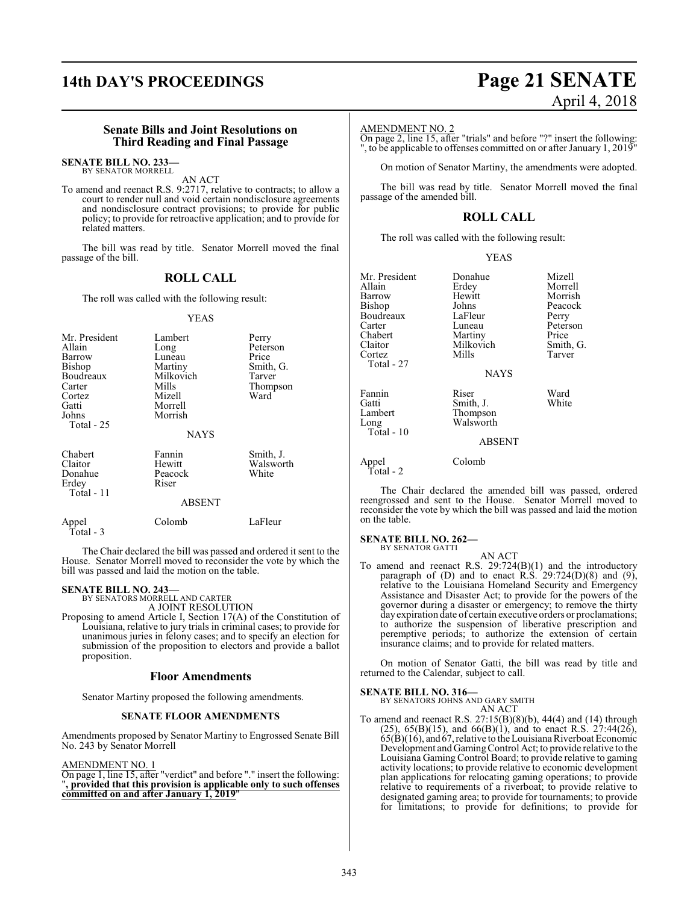## Senate Bills and Joint Resolutions on Third Reading and Final Passage

**SENATE BILL NO. 233—**
BY SENATOR MORRELL

AN ACT

To amend and reenact R.S. 9:2717, relative to contracts; to allow a court to render null and void certain nondisclosure agreements and nondisclosure contract provisions; to provide for public policy; to provide for retroactive application; and to provide for related matters.

The bill was read by title. Senator Morrell moved the final passage of the bill.

### ROLL CALL

The roll was called with the following result:

YEAS

| | | |
|---|---|---|
| Mr. President | Lambert | Perry |
| Allain | Long | Peterson |
| Barrow | Luneau | Price |
| Bishop | Martiny | Smith, G. |
| Boudreaux | Milkovich | Tarver |
| Carter | Mills | Thompson |
| Cortez | Mizell | Ward |
| Gatti | Morrell | |
| Johns | Morrish | |
| Total - 25 | | |

NAYS

| | | |
|---|---|---|
| Chabert | Fannin | Smith, J. |
| Claitor | Hewitt | Walsworth |
| Donahue | Peacock | White |
| Erdey | Riser | |
| Total - 11 | | |

ABSENT

| | | |
|---|---|---|
| Appel | Colomb | LaFleur |
| Total - 3 | | |

The Chair declared the bill was passed and ordered it sent to the House. Senator Morrell moved to reconsider the vote by which the bill was passed and laid the motion on the table.

**SENATE BILL NO. 243—**
BY SENATORS MORRELL AND CARTER

A JOINT RESOLUTION

Proposing to amend Article I, Section 17(A) of the Constitution of Louisiana, relative to jury trials in criminal cases; to provide for unanimous juries in felony cases; and to specify an election for submission of the proposition to electors and provide a ballot proposition.

### Floor Amendments

Senator Martiny proposed the following amendments.

**SENATE FLOOR AMENDMENTS**

Amendments proposed by Senator Martiny to Engrossed Senate Bill No. 243 by Senator Morrell

AMENDMENT NO. 1

On page 1, line 15, after "verdict" and before "." insert the following: "**, provided that this provision is applicable only to such offenses committed on and after January 1, 2019**"

AMENDMENT NO. 2

On page 2, line 15, after "trials" and before "?" insert the following: ", to be applicable to offenses committed on or after January 1, 2019"

On motion of Senator Martiny, the amendments were adopted.

The bill was read by title. Senator Morrell moved the final passage of the amended bill.

### ROLL CALL

The roll was called with the following result:

YEAS

| | | |
|---|---|---|
| Mr. President | Donahue | Mizell |
| Allain | Erdey | Morrell |
| Barrow | Hewitt | Morrish |
| Bishop | Johns | Peacock |
| Boudreaux | LaFleur | Perry |
| Carter | Luneau | Peterson |
| Chabert | Martiny | Price |
| Claitor | Milkovich | Smith, G. |
| Cortez | Mills | Tarver |
| Total - 27 | | |

NAYS

| | | |
|---|---|---|
| Fannin | Riser | Ward |
| Gatti | Smith, J. | White |
| Lambert | Thompson | |
| Long | Walsworth | |
| Total - 10 | | |

ABSENT

| | |
|---|---|
| Appel | Colomb |
| Total - 2 | |

The Chair declared the amended bill was passed, ordered reengrossed and sent to the House. Senator Morrell moved to reconsider the vote by which the bill was passed and laid the motion on the table.

**SENATE BILL NO. 262—**
BY SENATOR GATTI

AN ACT

To amend and reenact R.S. 29:724(B)(1) and the introductory paragraph of (D) and to enact R.S. 29:724(D)(8) and (9), relative to the Louisiana Homeland Security and Emergency Assistance and Disaster Act; to provide for the powers of the governor during a disaster or emergency; to remove the thirty day expiration date of certain executive orders or proclamations; to authorize the suspension of liberative prescription and peremptive periods; to authorize the extension of certain insurance claims; and to provide for related matters.

On motion of Senator Gatti, the bill was read by title and returned to the Calendar, subject to call.

**SENATE BILL NO. 316—**
BY SENATORS JOHNS AND GARY SMITH

AN ACT

To amend and reenact R.S. 27:15(B)(8)(b), 44(4) and (14) through (25), 65(B)(15), and 66(B)(1), and to enact R.S. 27:44(26), 65(B)(16), and 67, relative to the Louisiana Riverboat Economic Development and Gaming Control Act; to provide relative to the Louisiana Gaming Control Board; to provide relative to gaming activity locations; to provide relative to economic development plan applications for relocating gaming operations; to provide relative to requirements of a riverboat; to provide relative to designated gaming area; to provide for tournaments; to provide for limitations; to provide for definitions; to provide for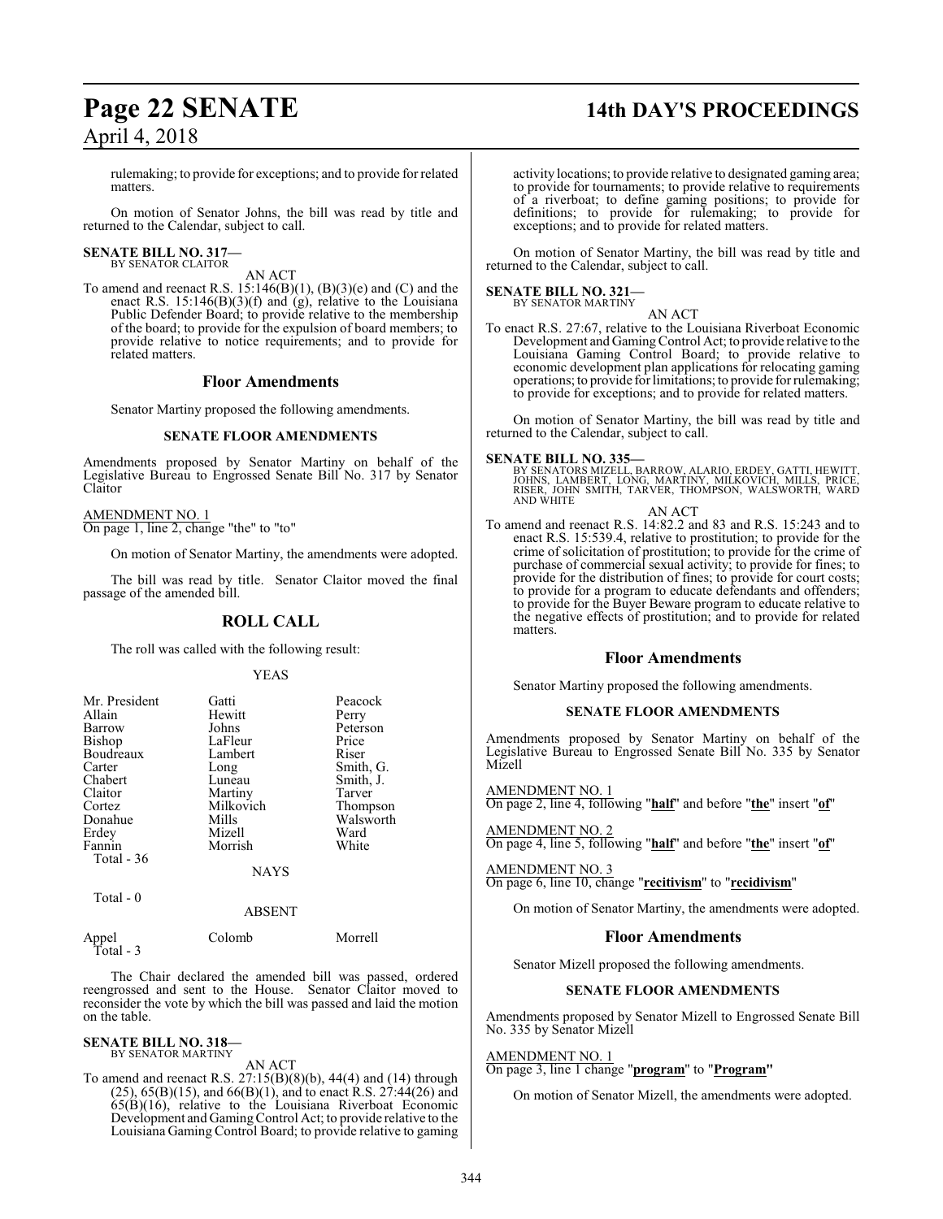rulemaking; to provide for exceptions; and to provide for related matters.

On motion of Senator Johns, the bill was read by title and returned to the Calendar, subject to call.

**SENATE BILL NO. 317—**
BY SENATOR CLAITOR

AN ACT

To amend and reenact R.S. 15:146(B)(1), (B)(3)(e) and (C) and the enact R.S. 15:146(B)(3)(f) and (g), relative to the Louisiana Public Defender Board; to provide relative to the membership of the board; to provide for the expulsion of board members; to provide relative to notice requirements; and to provide for related matters.

## Floor Amendments

Senator Martiny proposed the following amendments.

### SENATE FLOOR AMENDMENTS

Amendments proposed by Senator Martiny on behalf of the Legislative Bureau to Engrossed Senate Bill No. 317 by Senator Claitor

AMENDMENT NO. 1
On page 1, line 2, change "the" to "to"

On motion of Senator Martiny, the amendments were adopted.

The bill was read by title. Senator Claitor moved the final passage of the amended bill.

## ROLL CALL

The roll was called with the following result:

YEAS

| | | |
|---|---|---|
| Mr. President | Gatti | Peacock |
| Allain | Hewitt | Perry |
| Barrow | Johns | Peterson |
| Bishop | LaFleur | Price |
| Boudreaux | Lambert | Riser |
| Carter | Long | Smith, G. |
| Chabert | Luneau | Smith, J. |
| Claitor | Martiny | Tarver |
| Cortez | Milkovich | Thompson |
| Donahue | Mills | Walsworth |
| Erdey | Mizell | Ward |
| Fannin | Morrish | White |

Total - 36

NAYS

Total - 0

ABSENT

| | | |
|---|---|---|
| Appel | Colomb | Morrell |

Total - 3

The Chair declared the amended bill was passed, ordered reengrossed and sent to the House. Senator Claitor moved to reconsider the vote by which the bill was passed and laid the motion on the table.

**SENATE BILL NO. 318—**
BY SENATOR MARTINY

AN ACT

To amend and reenact R.S. 27:15(B)(8)(b), 44(4) and (14) through (25), 65(B)(15), and 66(B)(1), and to enact R.S. 27:44(26) and 65(B)(16), relative to the Louisiana Riverboat Economic Development and Gaming Control Act; to provide relative to the Louisiana Gaming Control Board; to provide relative to gaming activity locations; to provide relative to designated gaming area; to provide for tournaments; to provide relative to requirements of a riverboat; to define gaming positions; to provide for definitions; to provide for rulemaking; to provide for exceptions; and to provide for related matters.

On motion of Senator Martiny, the bill was read by title and returned to the Calendar, subject to call.

**SENATE BILL NO. 321—**
BY SENATOR MARTINY

AN ACT

To enact R.S. 27:67, relative to the Louisiana Riverboat Economic Development and Gaming Control Act; to provide relative to the Louisiana Gaming Control Board; to provide relative to economic development plan applications for relocating gaming operations; to provide for limitations; to provide for rulemaking; to provide for exceptions; and to provide for related matters.

On motion of Senator Martiny, the bill was read by title and returned to the Calendar, subject to call.

**SENATE BILL NO. 335—**
BY SENATORS MIZELL, BARROW, ALARIO, ERDEY, GATTI, HEWITT, JOHNS, LAMBERT, LONG, MARTINY, MILKOVICH, MILLS, PRICE, RISER, JOHN SMITH, TARVER, THOMPSON, WALSWORTH, WARD AND WHITE

AN ACT

To amend and reenact R.S. 14:82.2 and 83 and R.S. 15:243 and to enact R.S. 15:539.4, relative to prostitution; to provide for the crime of solicitation of prostitution; to provide for the crime of purchase of commercial sexual activity; to provide for fines; to provide for the distribution of fines; to provide for court costs; to provide for a program to educate defendants and offenders; to provide for the Buyer Beware program to educate relative to the negative effects of prostitution; and to provide for related matters.

## Floor Amendments

Senator Martiny proposed the following amendments.

### SENATE FLOOR AMENDMENTS

Amendments proposed by Senator Martiny on behalf of the Legislative Bureau to Engrossed Senate Bill No. 335 by Senator Mizell

AMENDMENT NO. 1
On page 2, line 4, following "**half**" and before "**the**" insert "**of**"

AMENDMENT NO. 2
On page 4, line 5, following "**half**" and before "**the**" insert "**of**"

AMENDMENT NO. 3
On page 6, line 10, change "**recitivism**" to "**recidivism**"

On motion of Senator Martiny, the amendments were adopted.

## Floor Amendments

Senator Mizell proposed the following amendments.

### SENATE FLOOR AMENDMENTS

Amendments proposed by Senator Mizell to Engrossed Senate Bill No. 335 by Senator Mizell

AMENDMENT NO. 1
On page 3, line 1 change "**program**" to "**Program"**

On motion of Senator Mizell, the amendments were adopted.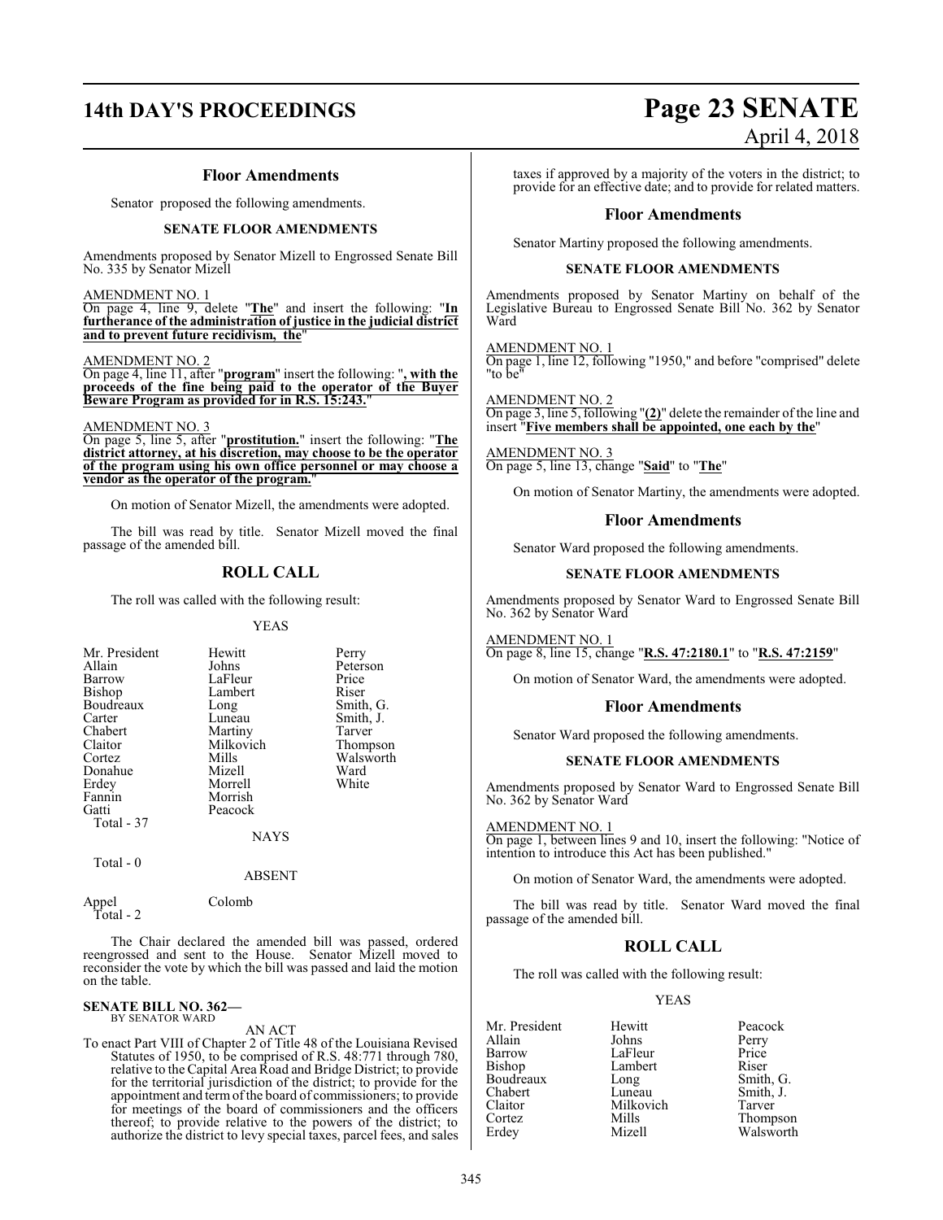## Floor Amendments

Senator proposed the following amendments.

### SENATE FLOOR AMENDMENTS

Amendments proposed by Senator Mizell to Engrossed Senate Bill No. 335 by Senator Mizell

AMENDMENT NO. 1

On page 4, line 9, delete "**The**" and insert the following: "**In furtherance of the administration of justice in the judicial district and to prevent future recidivism, the**"

AMENDMENT NO. 2

On page 4, line 11, after "**program**" insert the following: "**, with the proceeds of the fine being paid to the operator of the Buyer Beware Program as provided for in R.S. 15:243.**"

AMENDMENT NO. 3

On page 5, line 5, after "**prostitution.**" insert the following: "**The district attorney, at his discretion, may choose to be the operator of the program using his own office personnel or may choose a vendor as the operator of the program.**"

On motion of Senator Mizell, the amendments were adopted.

The bill was read by title. Senator Mizell moved the final passage of the amended bill.

## ROLL CALL

The roll was called with the following result:

YEAS

| | | |
|---|---|---|
| Mr. President | Hewitt | Perry |
| Allain | Johns | Peterson |
| Barrow | LaFleur | Price |
| Bishop | Lambert | Riser |
| Boudreaux | Long | Smith, G. |
| Carter | Luneau | Smith, J. |
| Chabert | Martiny | Tarver |
| Claitor | Milkovich | Thompson |
| Cortez | Mills | Walsworth |
| Donahue | Mizell | Ward |
| Erdey | Morrell | White |
| Fannin | Morrish | |
| Gatti | Peacock | |

Total - 37

NAYS

Total - 0

ABSENT

| | |
|---|---|
| Appel | Colomb |

Total - 2

The Chair declared the amended bill was passed, ordered reengrossed and sent to the House. Senator Mizell moved to reconsider the vote by which the bill was passed and laid the motion on the table.

**SENATE BILL NO. 362—**
BY SENATOR WARD

AN ACT

To enact Part VIII of Chapter 2 of Title 48 of the Louisiana Revised Statutes of 1950, to be comprised of R.S. 48:771 through 780, relative to the Capital Area Road and Bridge District; to provide for the territorial jurisdiction of the district; to provide for the appointment and term of the board of commissioners; to provide for meetings of the board of commissioners and the officers thereof; to provide relative to the powers of the district; to authorize the district to levy special taxes, parcel fees, and sales taxes if approved by a majority of the voters in the district; to provide for an effective date; and to provide for related matters.

## Floor Amendments

Senator Martiny proposed the following amendments.

### SENATE FLOOR AMENDMENTS

Amendments proposed by Senator Martiny on behalf of the Legislative Bureau to Engrossed Senate Bill No. 362 by Senator Ward

AMENDMENT NO. 1

On page 1, line 12, following "1950," and before "comprised" delete "to be"

AMENDMENT NO. 2

On page 3, line 5, following "**(2)**" delete the remainder of the line and insert "**Five members shall be appointed, one each by the**"

AMENDMENT NO. 3

On page 5, line 13, change "**Said**" to "**The**"

On motion of Senator Martiny, the amendments were adopted.

## Floor Amendments

Senator Ward proposed the following amendments.

### SENATE FLOOR AMENDMENTS

Amendments proposed by Senator Ward to Engrossed Senate Bill No. 362 by Senator Ward

AMENDMENT NO. 1

On page 8, line 15, change "**R.S. 47:2180.1**" to "**R.S. 47:2159**"

On motion of Senator Ward, the amendments were adopted.

## Floor Amendments

Senator Ward proposed the following amendments.

### SENATE FLOOR AMENDMENTS

Amendments proposed by Senator Ward to Engrossed Senate Bill No. 362 by Senator Ward

AMENDMENT NO. 1

On page 1, between lines 9 and 10, insert the following: "Notice of intention to introduce this Act has been published."

On motion of Senator Ward, the amendments were adopted.

The bill was read by title. Senator Ward moved the final passage of the amended bill.

## ROLL CALL

The roll was called with the following result:

YEAS

| | | |
|---|---|---|
| Mr. President | Hewitt | Peacock |
| Allain | Johns | Perry |
| Barrow | LaFleur | Price |
| Bishop | Lambert | Riser |
| Boudreaux | Long | Smith, G. |
| Chabert | Luneau | Smith, J. |
| Claitor | Milkovich | Tarver |
| Cortez | Mills | Thompson |
| Erdey | Mizell | Walsworth |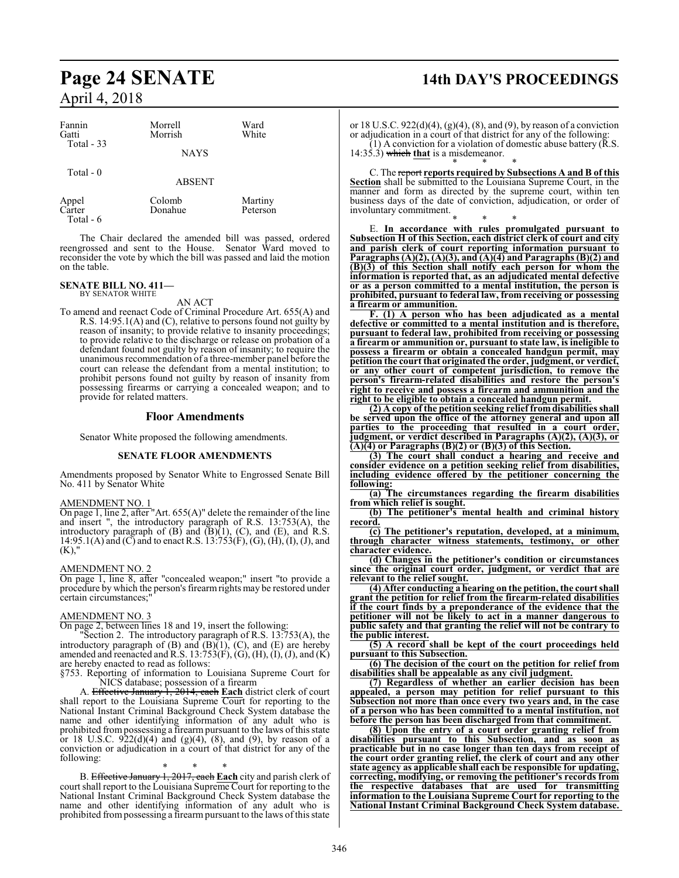| Fannin | Morrell | Ward |
|---|---|---|
| Gatti | Morrish | White |
| Total - 33 | | |

NAYS

Total - 0

ABSENT

| Appel | Colomb | Martiny |
|---|---|---|
| Carter | Donahue | Peterson |
| Total - 6 | | |

The Chair declared the amended bill was passed, ordered reengrossed and sent to the House. Senator Ward moved to reconsider the vote by which the bill was passed and laid the motion on the table.

**SENATE BILL NO. 411—**
BY SENATOR WHITE

AN ACT

To amend and reenact Code of Criminal Procedure Art. 655(A) and R.S. 14:95.1(A) and (C), relative to persons found not guilty by reason of insanity; to provide relative to insanity proceedings; to provide relative to the discharge or release on probation of a defendant found not guilty by reason of insanity; to require the unanimous recommendation of a three-member panel before the court can release the defendant from a mental institution; to prohibit persons found not guilty by reason of insanity from possessing firearms or carrying a concealed weapon; and to provide for related matters.

## Floor Amendments

Senator White proposed the following amendments.

### SENATE FLOOR AMENDMENTS

Amendments proposed by Senator White to Engrossed Senate Bill No. 411 by Senator White

AMENDMENT NO. 1

On page 1, line 2, after "Art. 655(A)" delete the remainder of the line and insert ", the introductory paragraph of R.S. 13:753(A), the introductory paragraph of (B) and (B)(1), (C), and (E), and R.S. 14:95.1(A) and (C) and to enact R.S. 13:753(F), (G), (H), (I), (J), and (K),"

AMENDMENT NO. 2

On page 1, line 8, after "concealed weapon;" insert "to provide a procedure by which the person's firearm rights may be restored under certain circumstances;"

AMENDMENT NO. 3

On page 2, between lines 18 and 19, insert the following:

"Section 2. The introductory paragraph of R.S. 13:753(A), the introductory paragraph of (B) and (B)(1), (C), and (E) are hereby amended and reenacted and R.S. 13:753(F), (G), (H), (I), (J), and (K) are hereby enacted to read as follows:

§753. Reporting of information to Louisiana Supreme Court for NICS database; possession of a firearm

A. ~~Effective January 1, 2014, each~~ **Each** district clerk of court shall report to the Louisiana Supreme Court for reporting to the National Instant Criminal Background Check System database the name and other identifying information of any adult who is prohibited from possessing a firearm pursuant to the laws of this state or 18 U.S.C. 922(d)(4) and (g)(4), (8), and (9), by reason of a conviction or adjudication in a court of that district for any of the following:

\* \* \*

B. ~~Effective January 1, 2017, each~~ **Each** city and parish clerk of court shall report to the Louisiana Supreme Court for reporting to the National Instant Criminal Background Check System database the name and other identifying information of any adult who is prohibited from possessing a firearm pursuant to the laws of this state or 18 U.S.C. 922(d)(4), (g)(4), (8), and (9), by reason of a conviction or adjudication in a court of that district for any of the following:

(1) A conviction for a violation of domestic abuse battery (R.S. 14:35.3) ~~which~~ **that** is a misdemeanor.

\* \* \*

C. The ~~report~~ **reports required by Subsections A and B of this Section** shall be submitted to the Louisiana Supreme Court, in the manner and form as directed by the supreme court, within ten business days of the date of conviction, adjudication, or order of involuntary commitment.

\* \* \*

E. **In accordance with rules promulgated pursuant to Subsection H of this Section, each district clerk of court and city and parish clerk of court reporting information pursuant to Paragraphs (A)(2), (A)(3), and (A)(4) and Paragraphs (B)(2) and (B)(3) of this Section shall notify each person for whom the information is reported that, as an adjudicated mental defective or as a person committed to a mental institution, the person is prohibited, pursuant to federal law, from receiving or possessing a firearm or ammunition.**

**F. (1) A person who has been adjudicated as a mental defective or committed to a mental institution and is therefore, pursuant to federal law, prohibited from receiving or possessing a firearm or ammunition or, pursuant to state law, is ineligible to possess a firearm or obtain a concealed handgun permit, may petition the court that originated the order, judgment, or verdict, or any other court of competent jurisdiction, to remove the person's firearm-related disabilities and restore the person's right to receive and possess a firearm and ammunition and the right to be eligible to obtain a concealed handgun permit.**

**(2) A copy of the petition seeking relief from disabilities shall be served upon the office of the attorney general and upon all parties to the proceeding that resulted in a court order, judgment, or verdict described in Paragraphs (A)(2), (A)(3), or (A)(4) or Paragraphs (B)(2) or (B)(3) of this Section.**

**(3) The court shall conduct a hearing and receive and consider evidence on a petition seeking relief from disabilities, including evidence offered by the petitioner concerning the following:**

**(a) The circumstances regarding the firearm disabilities from which relief is sought.**

**(b) The petitioner's mental health and criminal history record.**

**(c) The petitioner's reputation, developed, at a minimum, through character witness statements, testimony, or other character evidence.**

**(d) Changes in the petitioner's condition or circumstances since the original court order, judgment, or verdict that are relevant to the relief sought.**

**(4) After conducting a hearing on the petition, the court shall grant the petition for relief from the firearm-related disabilities if the court finds by a preponderance of the evidence that the petitioner will not be likely to act in a manner dangerous to public safety and that granting the relief will not be contrary to the public interest.**

**(5) A record shall be kept of the court proceedings held pursuant to this Subsection.**

**(6) The decision of the court on the petition for relief from disabilities shall be appealable as any civil judgment.**

**(7) Regardless of whether an earlier decision has been appealed, a person may petition for relief pursuant to this Subsection not more than once every two years and, in the case of a person who has been committed to a mental institution, not before the person has been discharged from that commitment.**

**(8) Upon the entry of a court order granting relief from disabilities pursuant to this Subsection, and as soon as practicable but in no case longer than ten days from receipt of the court order granting relief, the clerk of court and any other state agency as applicable shall each be responsible for updating, correcting, modifying, or removing the petitioner's records from the respective databases that are used for transmitting information to the Louisiana Supreme Court for reporting to the National Instant Criminal Background Check System database.**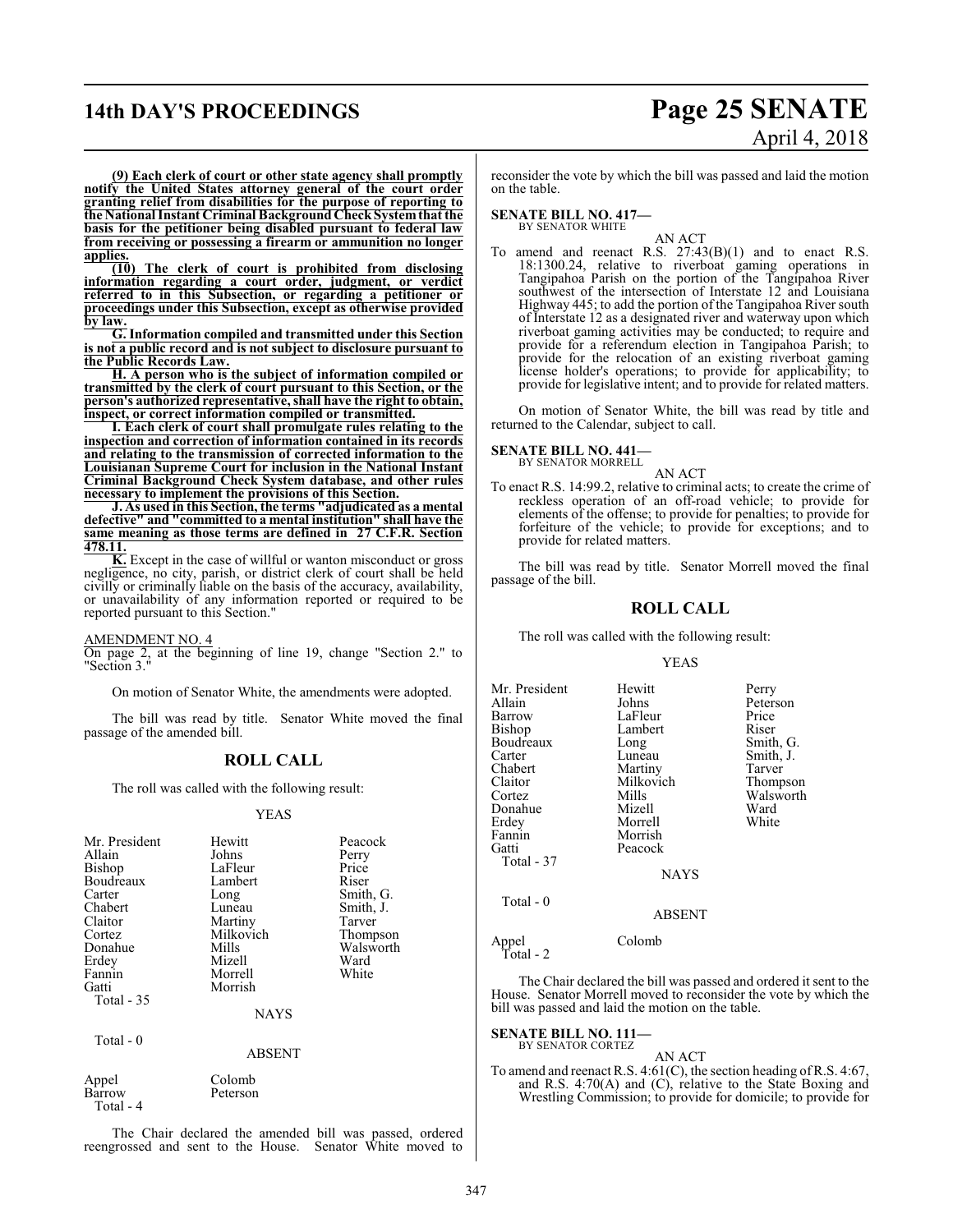**(9) Each clerk of court or other state agency shall promptly notify the United States attorney general of the court order granting relief from disabilities for the purpose of reporting to the National Instant Criminal Background Check System that the basis for the petitioner being disabled pursuant to federal law from receiving or possessing a firearm or ammunition no longer applies.**

**(10) The clerk of court is prohibited from disclosing information regarding a court order, judgment, or verdict referred to in this Subsection, or regarding a petitioner or proceedings under this Subsection, except as otherwise provided by law.**

**G. Information compiled and transmitted under this Section is not a public record and is not subject to disclosure pursuant to the Public Records Law.**

**H. A person who is the subject of information compiled or transmitted by the clerk of court pursuant to this Section, or the person's authorized representative, shall have the right to obtain, inspect, or correct information compiled or transmitted.**

**I. Each clerk of court shall promulgate rules relating to the inspection and correction of information contained in its records and relating to the transmission of corrected information to the Louisianan Supreme Court for inclusion in the National Instant Criminal Background Check System database, and other rules necessary to implement the provisions of this Section.**

**J. As used in this Section, the terms "adjudicated as a mental defective" and "committed to a mental institution" shall have the same meaning as those terms are defined in 27 C.F.R. Section 478.11.**

**K.** Except in the case of willful or wanton misconduct or gross negligence, no city, parish, or district clerk of court shall be held civilly or criminally liable on the basis of the accuracy, availability, or unavailability of any information reported or required to be reported pursuant to this Section."

AMENDMENT NO. 4

On page 2, at the beginning of line 19, change "Section 2." to "Section 3."

On motion of Senator White, the amendments were adopted.

The bill was read by title. Senator White moved the final passage of the amended bill.

## ROLL CALL

The roll was called with the following result:

YEAS

| | | |
|---|---|---|
| Mr. President | Hewitt | Peacock |
| Allain | Johns | Perry |
| Bishop | LaFleur | Price |
| Boudreaux | Lambert | Riser |
| Carter | Long | Smith, G. |
| Chabert | Luneau | Smith, J. |
| Claitor | Martiny | Tarver |
| Cortez | Milkovich | Thompson |
| Donahue | Mills | Walsworth |
| Erdey | Mizell | Ward |
| Fannin | Morrell | White |
| Gatti | Morrish | |

Total - 35

NAYS

Total - 0

ABSENT

| | |
|---|---|
| Appel | Colomb |
| Barrow | Peterson |

Total - 4

The Chair declared the amended bill was passed, ordered reengrossed and sent to the House. Senator White moved to reconsider the vote by which the bill was passed and laid the motion on the table.

**SENATE BILL NO. 417—**
BY SENATOR WHITE

AN ACT

To amend and reenact R.S. 27:43(B)(1) and to enact R.S. 18:1300.24, relative to riverboat gaming operations in Tangipahoa Parish on the portion of the Tangipahoa River southwest of the intersection of Interstate 12 and Louisiana Highway 445; to add the portion of the Tangipahoa River south of Interstate 12 as a designated river and waterway upon which riverboat gaming activities may be conducted; to require and provide for a referendum election in Tangipahoa Parish; to provide for the relocation of an existing riverboat gaming license holder's operations; to provide for applicability; to provide for legislative intent; and to provide for related matters.

On motion of Senator White, the bill was read by title and returned to the Calendar, subject to call.

**SENATE BILL NO. 441—**
BY SENATOR MORRELL

AN ACT

To enact R.S. 14:99.2, relative to criminal acts; to create the crime of reckless operation of an off-road vehicle; to provide for elements of the offense; to provide for penalties; to provide for forfeiture of the vehicle; to provide for exceptions; and to provide for related matters.

The bill was read by title. Senator Morrell moved the final passage of the bill.

## ROLL CALL

The roll was called with the following result:

YEAS

| | | |
|---|---|---|
| Mr. President | Hewitt | Perry |
| Allain | Johns | Peterson |
| Barrow | LaFleur | Price |
| Bishop | Lambert | Riser |
| Boudreaux | Long | Smith, G. |
| Carter | Luneau | Smith, J. |
| Chabert | Martiny | Tarver |
| Claitor | Milkovich | Thompson |
| Cortez | Mills | Walsworth |
| Donahue | Mizell | Ward |
| Erdey | Morrell | White |
| Fannin | Morrish | |
| Gatti | Peacock | |

Total - 37

NAYS

Total - 0

ABSENT

| | |
|---|---|
| Appel | Colomb |

Total - 2

The Chair declared the bill was passed and ordered it sent to the House. Senator Morrell moved to reconsider the vote by which the bill was passed and laid the motion on the table.

**SENATE BILL NO. 111—**
BY SENATOR CORTEZ

AN ACT

To amend and reenact R.S. 4:61(C), the section heading of R.S. 4:67, and R.S. 4:70(A) and (C), relative to the State Boxing and Wrestling Commission; to provide for domicile; to provide for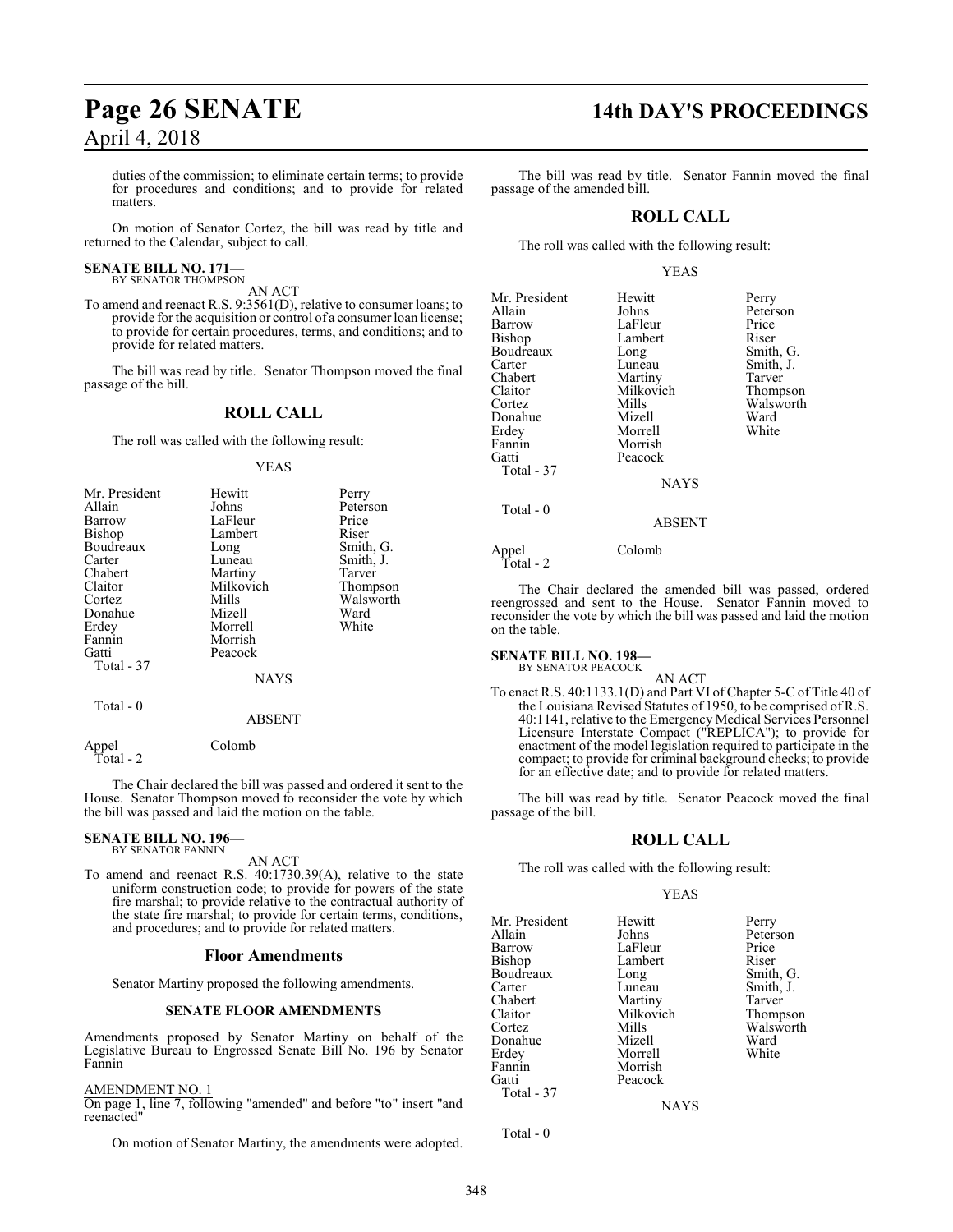duties of the commission; to eliminate certain terms; to provide for procedures and conditions; and to provide for related matters.

On motion of Senator Cortez, the bill was read by title and returned to the Calendar, subject to call.

**SENATE BILL NO. 171—**
BY SENATOR THOMPSON

AN ACT

To amend and reenact R.S. 9:3561(D), relative to consumer loans; to provide for the acquisition or control of a consumer loan license; to provide for certain procedures, terms, and conditions; and to provide for related matters.

The bill was read by title. Senator Thompson moved the final passage of the bill.

## ROLL CALL

The roll was called with the following result:

YEAS

| | | |
|---|---|---|
| Mr. President | Hewitt | Perry |
| Allain | Johns | Peterson |
| Barrow | LaFleur | Price |
| Bishop | Lambert | Riser |
| Boudreaux | Long | Smith, G. |
| Carter | Luneau | Smith, J. |
| Chabert | Martiny | Tarver |
| Claitor | Milkovich | Thompson |
| Cortez | Mills | Walsworth |
| Donahue | Mizell | Ward |
| Erdey | Morrell | White |
| Fannin | Morrish | |
| Gatti | Peacock | |

Total - 37

NAYS

Total - 0

ABSENT

Appel Colomb

Total - 2

The Chair declared the bill was passed and ordered it sent to the House. Senator Thompson moved to reconsider the vote by which the bill was passed and laid the motion on the table.

**SENATE BILL NO. 196—**
BY SENATOR FANNIN

AN ACT

To amend and reenact R.S. 40:1730.39(A), relative to the state uniform construction code; to provide for powers of the state fire marshal; to provide relative to the contractual authority of the state fire marshal; to provide for certain terms, conditions, and procedures; and to provide for related matters.

### Floor Amendments

Senator Martiny proposed the following amendments.

#### SENATE FLOOR AMENDMENTS

Amendments proposed by Senator Martiny on behalf of the Legislative Bureau to Engrossed Senate Bill No. 196 by Senator Fannin

AMENDMENT NO. 1

On page 1, line 7, following "amended" and before "to" insert "and reenacted"

On motion of Senator Martiny, the amendments were adopted.

The bill was read by title. Senator Fannin moved the final passage of the amended bill.

## ROLL CALL

The roll was called with the following result:

YEAS

| | | |
|---|---|---|
| Mr. President | Hewitt | Perry |
| Allain | Johns | Peterson |
| Barrow | LaFleur | Price |
| Bishop | Lambert | Riser |
| Boudreaux | Long | Smith, G. |
| Carter | Luneau | Smith, J. |
| Chabert | Martiny | Tarver |
| Claitor | Milkovich | Thompson |
| Cortez | Mills | Walsworth |
| Donahue | Mizell | Ward |
| Erdey | Morrell | White |
| Fannin | Morrish | |
| Gatti | Peacock | |

Total - 37

NAYS

Total - 0

ABSENT

Appel Colomb

Total - 2

The Chair declared the amended bill was passed, ordered reengrossed and sent to the House. Senator Fannin moved to reconsider the vote by which the bill was passed and laid the motion on the table.

**SENATE BILL NO. 198—**
BY SENATOR PEACOCK

AN ACT

To enact R.S. 40:1133.1(D) and Part VI of Chapter 5-C of Title 40 of the Louisiana Revised Statutes of 1950, to be comprised of R.S. 40:1141, relative to the Emergency Medical Services Personnel Licensure Interstate Compact ("REPLICA"); to provide for enactment of the model legislation required to participate in the compact; to provide for criminal background checks; to provide for an effective date; and to provide for related matters.

The bill was read by title. Senator Peacock moved the final passage of the bill.

## ROLL CALL

The roll was called with the following result:

YEAS

| | | |
|---|---|---|
| Mr. President | Hewitt | Perry |
| Allain | Johns | Peterson |
| Barrow | LaFleur | Price |
| Bishop | Lambert | Riser |
| Boudreaux | Long | Smith, G. |
| Carter | Luneau | Smith, J. |
| Chabert | Martiny | Tarver |
| Claitor | Milkovich | Thompson |
| Cortez | Mills | Walsworth |
| Donahue | Mizell | Ward |
| Erdey | Morrell | White |
| Fannin | Morrish | |
| Gatti | Peacock | |

Total - 37

NAYS

Total - 0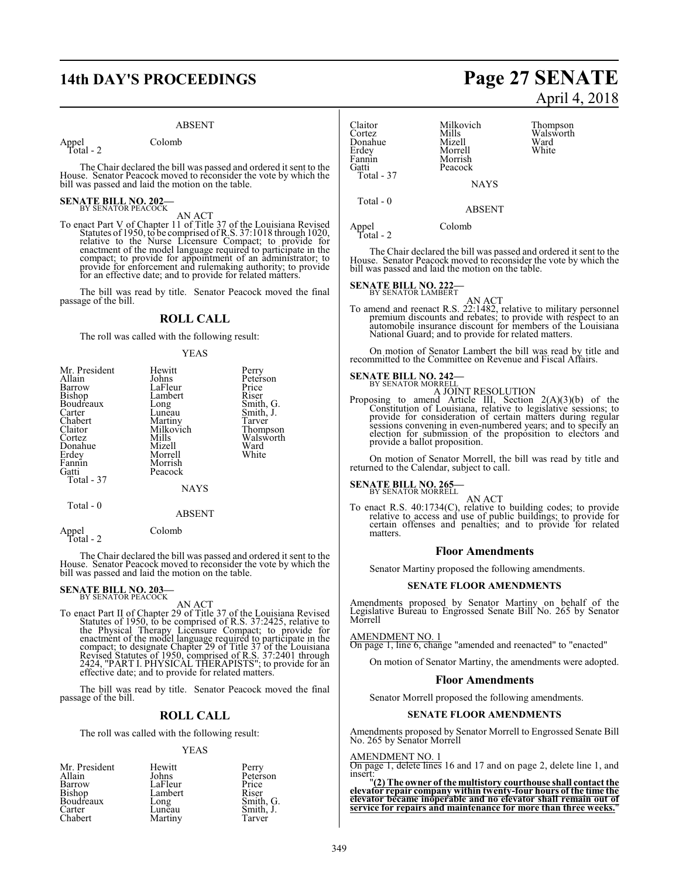ABSENT

| | | |
|---|---|---|
| Appel | Colomb | |
| Total - 2 | | |

The Chair declared the bill was passed and ordered it sent to the House. Senator Peacock moved to reconsider the vote by which the bill was passed and laid the motion on the table.

**SENATE BILL NO. 202—**
BY SENATOR PEACOCK

AN ACT

To enact Part V of Chapter 11 of Title 37 of the Louisiana Revised Statutes of 1950, to be comprised of R.S. 37:1018 through 1020, relative to the Nurse Licensure Compact; to provide for enactment of the model language required to participate in the compact; to provide for appointment of an administrator; to provide for enforcement and rulemaking authority; to provide for an effective date; and to provide for related matters.

The bill was read by title. Senator Peacock moved the final passage of the bill.

## ROLL CALL

The roll was called with the following result:

YEAS

| | | |
|---|---|---|
| Mr. President | Hewitt | Perry |
| Allain | Johns | Peterson |
| Barrow | LaFleur | Price |
| Bishop | Lambert | Riser |
| Boudreaux | Long | Smith, G. |
| Carter | Luneau | Smith, J. |
| Chabert | Martiny | Tarver |
| Claitor | Milkovich | Thompson |
| Cortez | Mills | Walsworth |
| Donahue | Mizell | Ward |
| Erdey | Morrell | White |
| Fannin | Morrish | |
| Gatti | Peacock | |
| Total - 37 | | |

NAYS

Total - 0

ABSENT

| | | |
|---|---|---|
| Appel | Colomb | |
| Total - 2 | | |

The Chair declared the bill was passed and ordered it sent to the House. Senator Peacock moved to reconsider the vote by which the bill was passed and laid the motion on the table.

**SENATE BILL NO. 203—**
BY SENATOR PEACOCK

AN ACT

To enact Part II of Chapter 29 of Title 37 of the Louisiana Revised Statutes of 1950, to be comprised of R.S. 37:2425, relative to the Physical Therapy Licensure Compact; to provide for enactment of the model language required to participate in the compact; to designate Chapter 29 of Title 37 of the Louisiana Revised Statutes of 1950, comprised of R.S. 37:2401 through 2424, "PART I. PHYSICAL THERAPISTS"; to provide for an effective date; and to provide for related matters.

The bill was read by title. Senator Peacock moved the final passage of the bill.

## ROLL CALL

The roll was called with the following result:

YEAS

| | | |
|---|---|---|
| Mr. President | Hewitt | Perry |
| Allain | Johns | Peterson |
| Barrow | LaFleur | Price |
| Bishop | Lambert | Riser |
| Boudreaux | Long | Smith, G. |
| Carter | Luneau | Smith, J. |
| Chabert | Martiny | Tarver |
| Claitor | Milkovich | Thompson |
| Cortez | Mills | Walsworth |
| Donahue | Mizell | Ward |
| Erdey | Morrell | White |
| Fannin | Morrish | |
| Gatti | Peacock | |
| Total - 37 | | |

NAYS

Total - 0

ABSENT

| | | |
|---|---|---|
| Appel | Colomb | |
| Total - 2 | | |

The Chair declared the bill was passed and ordered it sent to the House. Senator Peacock moved to reconsider the vote by which the bill was passed and laid the motion on the table.

**SENATE BILL NO. 222—**
BY SENATOR LAMBERT

AN ACT

To amend and reenact R.S. 22:1482, relative to military personnel premium discounts and rebates; to provide with respect to an automobile insurance discount for members of the Louisiana National Guard; and to provide for related matters.

On motion of Senator Lambert the bill was read by title and recommitted to the Committee on Revenue and Fiscal Affairs.

**SENATE BILL NO. 242—**
BY SENATOR MORRELL

A JOINT RESOLUTION

Proposing to amend Article III, Section 2(A)(3)(b) of the Constitution of Louisiana, relative to legislative sessions; to provide for consideration of certain matters during regular sessions convening in even-numbered years; and to specify an election for submission of the proposition to electors and provide a ballot proposition.

On motion of Senator Morrell, the bill was read by title and returned to the Calendar, subject to call.

**SENATE BILL NO. 265—**
BY SENATOR MORRELL

AN ACT

To enact R.S. 40:1734(C), relative to building codes; to provide relative to access and use of public buildings; to provide for certain offenses and penalties; and to provide for related matters.

### Floor Amendments

Senator Martiny proposed the following amendments.

#### SENATE FLOOR AMENDMENTS

Amendments proposed by Senator Martiny on behalf of the Legislative Bureau to Engrossed Senate Bill No. 265 by Senator Morrell

AMENDMENT NO. 1
On page 1, line 6, change "amended and reenacted" to "enacted"

On motion of Senator Martiny, the amendments were adopted.

### Floor Amendments

Senator Morrell proposed the following amendments.

#### SENATE FLOOR AMENDMENTS

Amendments proposed by Senator Morrell to Engrossed Senate Bill No. 265 by Senator Morrell

AMENDMENT NO. 1
On page 1, delete lines 16 and 17 and on page 2, delete line 1, and insert:

"**(2) The owner of the multistory courthouse shall contact the elevator repair company within twenty-four hours of the time the elevator became inoperable and no elevator shall remain out of service for repairs and maintenance for more than three weeks.**"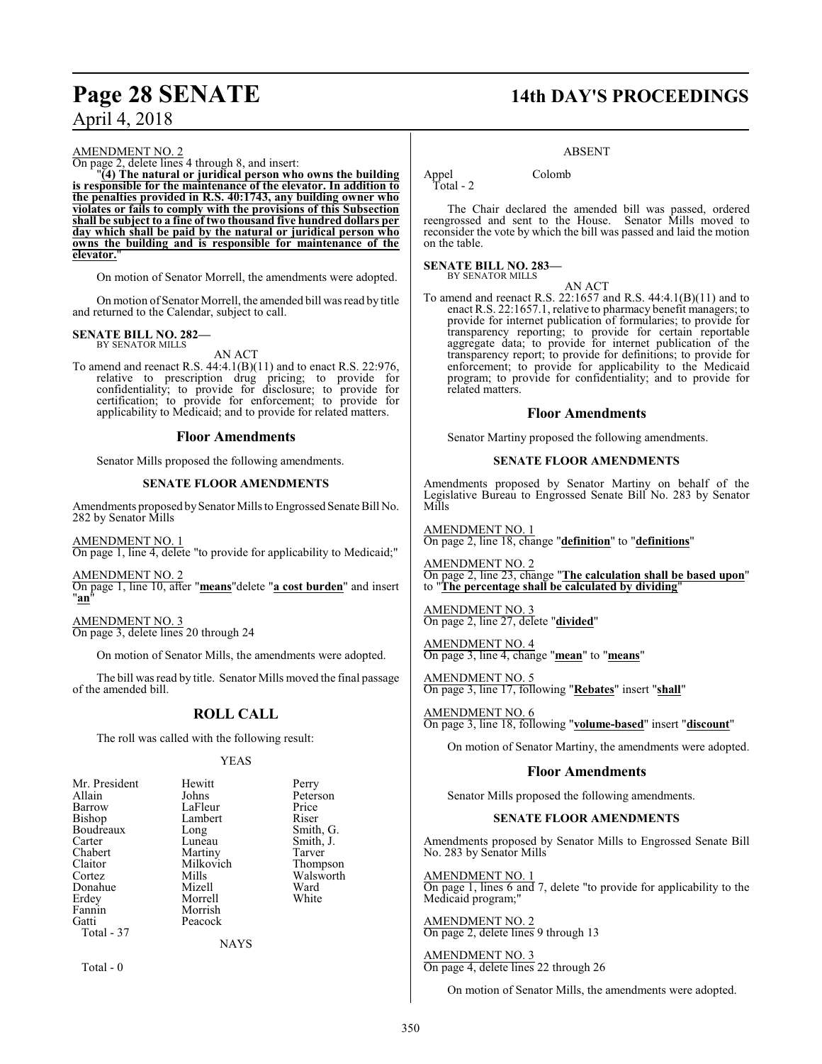AMENDMENT NO. 2

On page 2, delete lines 4 through 8, and insert:

"**(4) The natural or juridical person who owns the building is responsible for the maintenance of the elevator. In addition to the penalties provided in R.S. 40:1743, any building owner who violates or fails to comply with the provisions of this Subsection shall be subject to a fine of two thousand five hundred dollars per day which shall be paid by the natural or juridical person who owns the building and is responsible for maintenance of the elevator.**"

On motion of Senator Morrell, the amendments were adopted.

On motion of Senator Morrell, the amended bill was read by title and returned to the Calendar, subject to call.

**SENATE BILL NO. 282—**
BY SENATOR MILLS

AN ACT

To amend and reenact R.S. 44:4.1(B)(11) and to enact R.S. 22:976, relative to prescription drug pricing; to provide for confidentiality; to provide for disclosure; to provide for certification; to provide for enforcement; to provide for applicability to Medicaid; and to provide for related matters.

## Floor Amendments

Senator Mills proposed the following amendments.

### SENATE FLOOR AMENDMENTS

Amendments proposed by Senator Mills to Engrossed Senate Bill No. 282 by Senator Mills

AMENDMENT NO. 1

On page 1, line 4, delete "to provide for applicability to Medicaid;"

AMENDMENT NO. 2

On page 1, line 10, after "**means**"delete "**a cost burden**" and insert "**an**"

AMENDMENT NO. 3

On page 3, delete lines 20 through 24

On motion of Senator Mills, the amendments were adopted.

The bill was read by title. Senator Mills moved the final passage of the amended bill.

## ROLL CALL

The roll was called with the following result:

YEAS

| | | |
|---|---|---|
| Mr. President | Hewitt | Perry |
| Allain | Johns | Peterson |
| Barrow | LaFleur | Price |
| Bishop | Lambert | Riser |
| Boudreaux | Long | Smith, G. |
| Carter | Luneau | Smith, J. |
| Chabert | Martiny | Tarver |
| Claitor | Milkovich | Thompson |
| Cortez | Mills | Walsworth |
| Donahue | Mizell | Ward |
| Erdey | Morrell | White |
| Fannin | Morrish | |
| Gatti | Peacock | |
| Total - 37 | | |

NAYS

Total - 0

ABSENT

| | |
|---|---|
| Appel | Colomb |
| Total - 2 | |

The Chair declared the amended bill was passed, ordered reengrossed and sent to the House. Senator Mills moved to reconsider the vote by which the bill was passed and laid the motion on the table.

**SENATE BILL NO. 283—**
BY SENATOR MILLS

AN ACT

To amend and reenact R.S. 22:1657 and R.S. 44:4.1(B)(11) and to enact R.S. 22:1657.1, relative to pharmacy benefit managers; to provide for internet publication of formularies; to provide for transparency reporting; to provide for certain reportable aggregate data; to provide for internet publication of the transparency report; to provide for definitions; to provide for enforcement; to provide for applicability to the Medicaid program; to provide for confidentiality; and to provide for related matters.

## Floor Amendments

Senator Martiny proposed the following amendments.

### SENATE FLOOR AMENDMENTS

Amendments proposed by Senator Martiny on behalf of the Legislative Bureau to Engrossed Senate Bill No. 283 by Senator Mills

AMENDMENT NO. 1

On page 2, line 18, change "**definition**" to "**definitions**"

AMENDMENT NO. 2

On page 2, line 23, change "**The calculation shall be based upon**" to "**The percentage shall be calculated by dividing**"

AMENDMENT NO. 3

On page 2, line 27, delete "**divided**"

AMENDMENT NO. 4

On page 3, line 4, change "**mean**" to "**means**"

AMENDMENT NO. 5

On page 3, line 17, following "**Rebates**" insert "**shall**"

AMENDMENT NO. 6

On page 3, line 18, following "**volume-based**" insert "**discount**"

On motion of Senator Martiny, the amendments were adopted.

## Floor Amendments

Senator Mills proposed the following amendments.

### SENATE FLOOR AMENDMENTS

Amendments proposed by Senator Mills to Engrossed Senate Bill No. 283 by Senator Mills

AMENDMENT NO. 1

On page 1, lines 6 and 7, delete "to provide for applicability to the Medicaid program;"

AMENDMENT NO. 2

On page 2, delete lines 9 through 13

AMENDMENT NO. 3

On page 4, delete lines 22 through 26

On motion of Senator Mills, the amendments were adopted.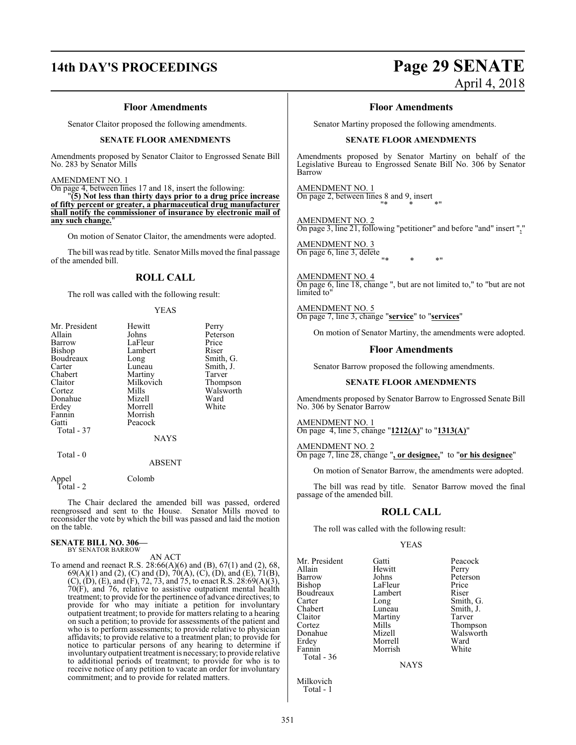## Floor Amendments

Senator Claitor proposed the following amendments.

### SENATE FLOOR AMENDMENTS

Amendments proposed by Senator Claitor to Engrossed Senate Bill No. 283 by Senator Mills

AMENDMENT NO. 1
On page 4, between lines 17 and 18, insert the following:
"**(5) Not less than thirty days prior to a drug price increase of fifty percent or greater, a pharmaceutical drug manufacturer shall notify the commissioner of insurance by electronic mail of any such change.**"

On motion of Senator Claitor, the amendments were adopted.

The bill was read by title. Senator Mills moved the final passage of the amended bill.

## ROLL CALL

The roll was called with the following result:

YEAS

| | | |
|---|---|---|
| Mr. President | Hewitt | Perry |
| Allain | Johns | Peterson |
| Barrow | LaFleur | Price |
| Bishop | Lambert | Riser |
| Boudreaux | Long | Smith, G. |
| Carter | Luneau | Smith, J. |
| Chabert | Martiny | Tarver |
| Claitor | Milkovich | Thompson |
| Cortez | Mills | Walsworth |
| Donahue | Mizell | Ward |
| Erdey | Morrell | White |
| Fannin | Morrish | |
| Gatti | Peacock | |

Total - 37

NAYS

Total - 0

ABSENT

Appel    Colomb
Total - 2

The Chair declared the amended bill was passed, ordered reengrossed and sent to the House. Senator Mills moved to reconsider the vote by which the bill was passed and laid the motion on the table.

**SENATE BILL NO. 306—**
BY SENATOR BARROW

AN ACT

To amend and reenact R.S. 28:66(A)(6) and (B), 67(1) and (2), 68, 69(A)(1) and (2), (C) and (D), 70(A), (C), (D), and (E), 71(B), (C), (D), (E), and (F), 72, 73, and 75, to enact R.S. 28:69(A)(3), 70(F), and 76, relative to assistive outpatient mental health treatment; to provide for the pertinence of advance directives; to provide for who may initiate a petition for involuntary outpatient treatment; to provide for matters relating to a hearing on such a petition; to provide for assessments of the patient and who is to perform assessments; to provide relative to physician affidavits; to provide relative to a treatment plan; to provide for notice to particular persons of any hearing to determine if involuntary outpatient treatment is necessary; to provide relative to additional periods of treatment; to provide for who is to receive notice of any petition to vacate an order for involuntary commitment; and to provide for related matters.

## Floor Amendments

Senator Martiny proposed the following amendments.

### SENATE FLOOR AMENDMENTS

Amendments proposed by Senator Martiny on behalf of the Legislative Bureau to Engrossed Senate Bill No. 306 by Senator Barrow

AMENDMENT NO. 1
On page 2, between lines 8 and 9, insert
"*    *    *"

AMENDMENT NO. 2
On page 3, line 21, following "petitioner" and before "and" insert "**,**"

AMENDMENT NO. 3
On page 6, line 3, delete
"*    *    *"

AMENDMENT NO. 4
On page 6, line 18, change ", but are not limited to," to "but are not limited to"

AMENDMENT NO. 5
On page 7, line 3, change "**service**" to "**services**"

On motion of Senator Martiny, the amendments were adopted.

## Floor Amendments

Senator Barrow proposed the following amendments.

### SENATE FLOOR AMENDMENTS

Amendments proposed by Senator Barrow to Engrossed Senate Bill No. 306 by Senator Barrow

AMENDMENT NO. 1
On page 4, line 5, change "**1212(A)**" to "**1313(A)**"

AMENDMENT NO. 2
On page 7, line 28, change "**, or designee,**" to "**or his designee**"

On motion of Senator Barrow, the amendments were adopted.

The bill was read by title. Senator Barrow moved the final passage of the amended bill.

## ROLL CALL

The roll was called with the following result:

YEAS

| | | |
|---|---|---|
| Mr. President | Gatti | Peacock |
| Allain | Hewitt | Perry |
| Barrow | Johns | Peterson |
| Bishop | LaFleur | Price |
| Boudreaux | Lambert | Riser |
| Carter | Long | Smith, G. |
| Chabert | Luneau | Smith, J. |
| Claitor | Martiny | Tarver |
| Cortez | Mills | Thompson |
| Donahue | Mizell | Walsworth |
| Erdey | Morrell | Ward |
| Fannin | Morrish | White |

Total - 36

NAYS

Milkovich
Total - 1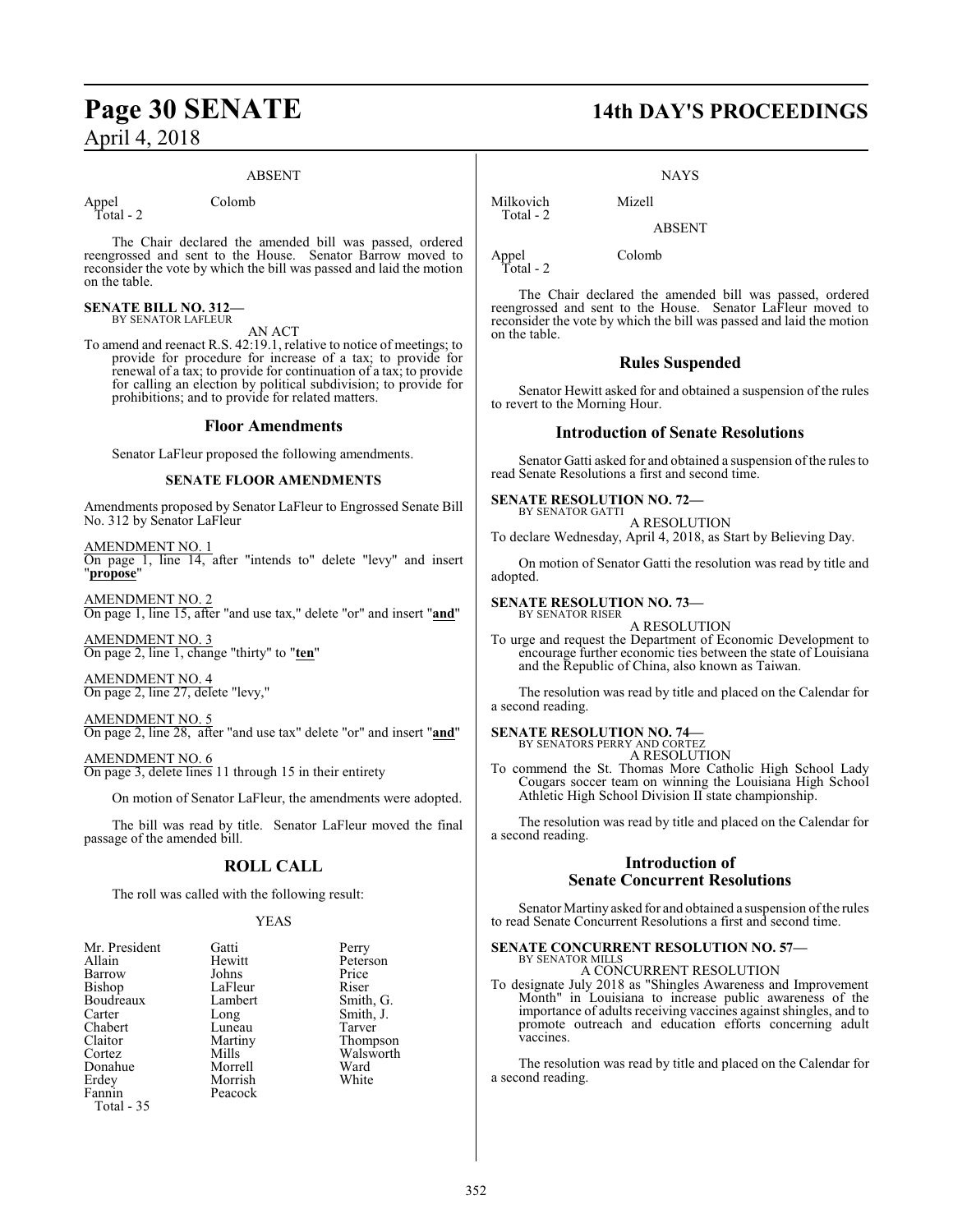ABSENT

| | |
|---|---|
| Appel | Colomb |
| Total - 2 | |

The Chair declared the amended bill was passed, ordered reengrossed and sent to the House. Senator Barrow moved to reconsider the vote by which the bill was passed and laid the motion on the table.

**SENATE BILL NO. 312—**
BY SENATOR LAFLEUR

AN ACT

To amend and reenact R.S. 42:19.1, relative to notice of meetings; to provide for procedure for increase of a tax; to provide for renewal of a tax; to provide for continuation of a tax; to provide for calling an election by political subdivision; to provide for prohibitions; and to provide for related matters.

## Floor Amendments

Senator LaFleur proposed the following amendments.

### SENATE FLOOR AMENDMENTS

Amendments proposed by Senator LaFleur to Engrossed Senate Bill No. 312 by Senator LaFleur

AMENDMENT NO. 1
On page 1, line 14, after "intends to" delete "levy" and insert "**propose**"

AMENDMENT NO. 2
On page 1, line 15, after "and use tax," delete "or" and insert "**and**"

AMENDMENT NO. 3
On page 2, line 1, change "thirty" to "**ten**"

AMENDMENT NO. 4
On page 2, line 27, delete "levy,"

AMENDMENT NO. 5
On page 2, line 28, after "and use tax" delete "or" and insert "**and**"

AMENDMENT NO. 6
On page 3, delete lines 11 through 15 in their entirety

On motion of Senator LaFleur, the amendments were adopted.

The bill was read by title. Senator LaFleur moved the final passage of the amended bill.

## ROLL CALL

The roll was called with the following result:

YEAS

| | | |
|---|---|---|
| Mr. President | Gatti | Perry |
| Allain | Hewitt | Peterson |
| Barrow | Johns | Price |
| Bishop | LaFleur | Riser |
| Boudreaux | Lambert | Smith, G. |
| Carter | Long | Smith, J. |
| Chabert | Luneau | Tarver |
| Claitor | Martiny | Thompson |
| Cortez | Mills | Walsworth |
| Donahue | Morrell | Ward |
| Erdey | Morrish | White |
| Fannin | Peacock | |
| Total - 35 | | |

NAYS

| | |
|---|---|
| Milkovich | Mizell |
| Total - 2 | |

ABSENT

| | |
|---|---|
| Appel | Colomb |
| Total - 2 | |

The Chair declared the amended bill was passed, ordered reengrossed and sent to the House. Senator LaFleur moved to reconsider the vote by which the bill was passed and laid the motion on the table.

## Rules Suspended

Senator Hewitt asked for and obtained a suspension of the rules to revert to the Morning Hour.

## Introduction of Senate Resolutions

Senator Gatti asked for and obtained a suspension of the rules to read Senate Resolutions a first and second time.

**SENATE RESOLUTION NO. 72—**
BY SENATOR GATTI

A RESOLUTION

To declare Wednesday, April 4, 2018, as Start by Believing Day.

On motion of Senator Gatti the resolution was read by title and adopted.

**SENATE RESOLUTION NO. 73—**
BY SENATOR RISER

A RESOLUTION

To urge and request the Department of Economic Development to encourage further economic ties between the state of Louisiana and the Republic of China, also known as Taiwan.

The resolution was read by title and placed on the Calendar for a second reading.

**SENATE RESOLUTION NO. 74—**
BY SENATORS PERRY AND CORTEZ

A RESOLUTION

To commend the St. Thomas More Catholic High School Lady Cougars soccer team on winning the Louisiana High School Athletic High School Division II state championship.

The resolution was read by title and placed on the Calendar for a second reading.

## Introduction of Senate Concurrent Resolutions

Senator Martiny asked for and obtained a suspension of the rules to read Senate Concurrent Resolutions a first and second time.

**SENATE CONCURRENT RESOLUTION NO. 57—**
BY SENATOR MILLS

A CONCURRENT RESOLUTION

To designate July 2018 as "Shingles Awareness and Improvement Month" in Louisiana to increase public awareness of the importance of adults receiving vaccines against shingles, and to promote outreach and education efforts concerning adult vaccines.

The resolution was read by title and placed on the Calendar for a second reading.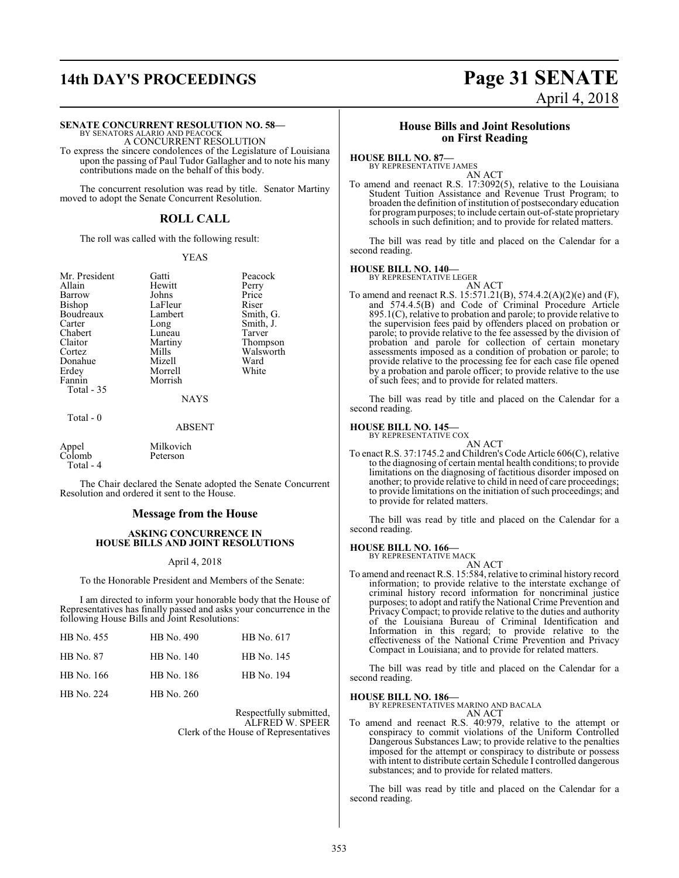**SENATE CONCURRENT RESOLUTION NO. 58—**
BY SENATORS ALARIO AND PEACOCK
A CONCURRENT RESOLUTION

To express the sincere condolences of the Legislature of Louisiana upon the passing of Paul Tudor Gallagher and to note his many contributions made on the behalf of this body.

The concurrent resolution was read by title. Senator Martiny moved to adopt the Senate Concurrent Resolution.

## ROLL CALL

The roll was called with the following result:

YEAS

| | | |
|---|---|---|
| Mr. President | Gatti | Peacock |
| Allain | Hewitt | Perry |
| Barrow | Johns | Price |
| Bishop | LaFleur | Riser |
| Boudreaux | Lambert | Smith, G. |
| Carter | Long | Smith, J. |
| Chabert | Luneau | Tarver |
| Claitor | Martiny | Thompson |
| Cortez | Mills | Walsworth |
| Donahue | Mizell | Ward |
| Erdey | Morrell | White |
| Fannin | Morrish | |
| Total - 35 | | |

NAYS

Total - 0

ABSENT

| | |
|---|---|
| Appel | Milkovich |
| Colomb | Peterson |
| Total - 4 | |

The Chair declared the Senate adopted the Senate Concurrent Resolution and ordered it sent to the House.

## Message from the House

### ASKING CONCURRENCE IN HOUSE BILLS AND JOINT RESOLUTIONS

April 4, 2018

To the Honorable President and Members of the Senate:

I am directed to inform your honorable body that the House of Representatives has finally passed and asks your concurrence in the following House Bills and Joint Resolutions:

| | | |
|---|---|---|
| HB No. 455 | HB No. 490 | HB No. 617 |
| HB No. 87 | HB No. 140 | HB No. 145 |
| HB No. 166 | HB No. 186 | HB No. 194 |
| HB No. 224 | HB No. 260 | |

Respectfully submitted,
ALFRED W. SPEER
Clerk of the House of Representatives

## House Bills and Joint Resolutions on First Reading

**HOUSE BILL NO. 87—**
BY REPRESENTATIVE JAMES
AN ACT

To amend and reenact R.S. 17:3092(5), relative to the Louisiana Student Tuition Assistance and Revenue Trust Program; to broaden the definition of institution of postsecondary education for program purposes; to include certain out-of-state proprietary schools in such definition; and to provide for related matters.

The bill was read by title and placed on the Calendar for a second reading.

**HOUSE BILL NO. 140—**
BY REPRESENTATIVE LEGER
AN ACT

To amend and reenact R.S. 15:571.21(B), 574.4.2(A)(2)(e) and (F), and 574.4.5(B) and Code of Criminal Procedure Article 895.1(C), relative to probation and parole; to provide relative to the supervision fees paid by offenders placed on probation or parole; to provide relative to the fee assessed by the division of probation and parole for collection of certain monetary assessments imposed as a condition of probation or parole; to provide relative to the processing fee for each case file opened by a probation and parole officer; to provide relative to the use of such fees; and to provide for related matters.

The bill was read by title and placed on the Calendar for a second reading.

**HOUSE BILL NO. 145—**
BY REPRESENTATIVE COX
AN ACT

To enact R.S. 37:1745.2 and Children's Code Article 606(C), relative to the diagnosing of certain mental health conditions; to provide limitations on the diagnosing of factitious disorder imposed on another; to provide relative to child in need of care proceedings; to provide limitations on the initiation of such proceedings; and to provide for related matters.

The bill was read by title and placed on the Calendar for a second reading.

**HOUSE BILL NO. 166—**
BY REPRESENTATIVE MACK
AN ACT

To amend and reenact R.S. 15:584, relative to criminal history record information; to provide relative to the interstate exchange of criminal history record information for noncriminal justice purposes; to adopt and ratify the National Crime Prevention and Privacy Compact; to provide relative to the duties and authority of the Louisiana Bureau of Criminal Identification and Information in this regard; to provide relative to the effectiveness of the National Crime Prevention and Privacy Compact in Louisiana; and to provide for related matters.

The bill was read by title and placed on the Calendar for a second reading.

**HOUSE BILL NO. 186—**
BY REPRESENTATIVES MARINO AND BACALA
AN ACT

To amend and reenact R.S. 40:979, relative to the attempt or conspiracy to commit violations of the Uniform Controlled Dangerous Substances Law; to provide relative to the penalties imposed for the attempt or conspiracy to distribute or possess with intent to distribute certain Schedule I controlled dangerous substances; and to provide for related matters.

The bill was read by title and placed on the Calendar for a second reading.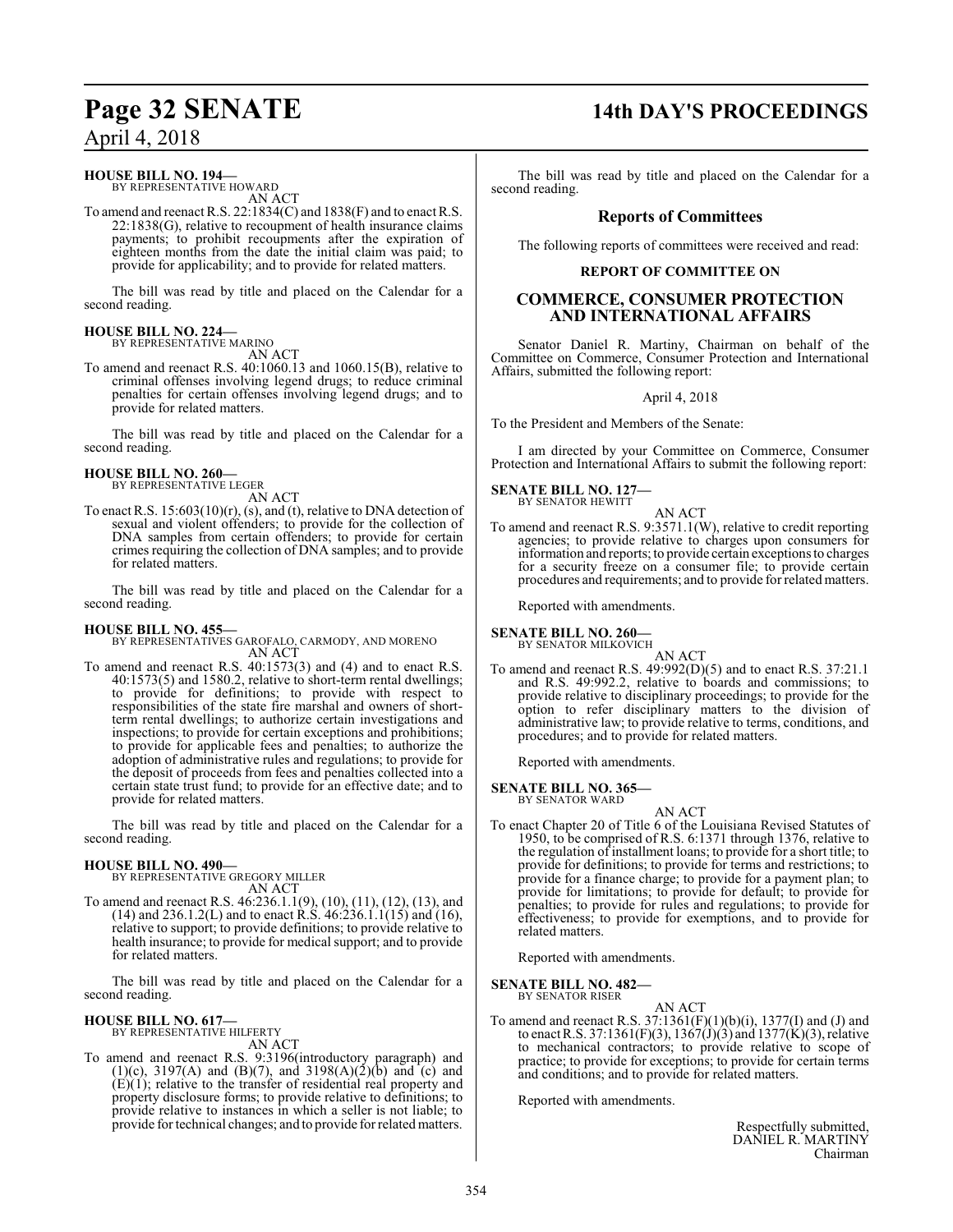**HOUSE BILL NO. 194—**
BY REPRESENTATIVE HOWARD

AN ACT

To amend and reenact R.S. 22:1834(C) and 1838(F) and to enact R.S. 22:1838(G), relative to recoupment of health insurance claims payments; to prohibit recoupments after the expiration of eighteen months from the date the initial claim was paid; to provide for applicability; and to provide for related matters.

The bill was read by title and placed on the Calendar for a second reading.

**HOUSE BILL NO. 224—**
BY REPRESENTATIVE MARINO

AN ACT

To amend and reenact R.S. 40:1060.13 and 1060.15(B), relative to criminal offenses involving legend drugs; to reduce criminal penalties for certain offenses involving legend drugs; and to provide for related matters.

The bill was read by title and placed on the Calendar for a second reading.

**HOUSE BILL NO. 260—**
BY REPRESENTATIVE LEGER

AN ACT

To enact R.S. 15:603(10)(r), (s), and (t), relative to DNA detection of sexual and violent offenders; to provide for the collection of DNA samples from certain offenders; to provide for certain crimes requiring the collection of DNA samples; and to provide for related matters.

The bill was read by title and placed on the Calendar for a second reading.

**HOUSE BILL NO. 455—**
BY REPRESENTATIVES GAROFALO, CARMODY, AND MORENO

AN ACT

To amend and reenact R.S. 40:1573(3) and (4) and to enact R.S. 40:1573(5) and 1580.2, relative to short-term rental dwellings; to provide for definitions; to provide with respect to responsibilities of the state fire marshal and owners of short-term rental dwellings; to authorize certain investigations and inspections; to provide for certain exceptions and prohibitions; to provide for applicable fees and penalties; to authorize the adoption of administrative rules and regulations; to provide for the deposit of proceeds from fees and penalties collected into a certain state trust fund; to provide for an effective date; and to provide for related matters.

The bill was read by title and placed on the Calendar for a second reading.

**HOUSE BILL NO. 490—**
BY REPRESENTATIVE GREGORY MILLER

AN ACT

To amend and reenact R.S. 46:236.1.1(9), (10), (11), (12), (13), and (14) and 236.1.2(L) and to enact R.S. 46:236.1.1(15) and (16), relative to support; to provide definitions; to provide relative to health insurance; to provide for medical support; and to provide for related matters.

The bill was read by title and placed on the Calendar for a second reading.

**HOUSE BILL NO. 617—**
BY REPRESENTATIVE HILFERTY

AN ACT

To amend and reenact R.S. 9:3196(introductory paragraph) and (1)(c), 3197(A) and (B)(7), and 3198(A)(2)(b) and (c) and (E)(1); relative to the transfer of residential real property and property disclosure forms; to provide relative to definitions; to provide relative to instances in which a seller is not liable; to provide for technical changes; and to provide for related matters.

The bill was read by title and placed on the Calendar for a second reading.

## Reports of Committees

The following reports of committees were received and read:

### REPORT OF COMMITTEE ON

## COMMERCE, CONSUMER PROTECTION AND INTERNATIONAL AFFAIRS

Senator Daniel R. Martiny, Chairman on behalf of the Committee on Commerce, Consumer Protection and International Affairs, submitted the following report:

April 4, 2018

To the President and Members of the Senate:

I am directed by your Committee on Commerce, Consumer Protection and International Affairs to submit the following report:

**SENATE BILL NO. 127—**
BY SENATOR HEWITT

AN ACT

To amend and reenact R.S. 9:3571.1(W), relative to credit reporting agencies; to provide relative to charges upon consumers for information and reports; to provide certain exceptions to charges for a security freeze on a consumer file; to provide certain procedures and requirements; and to provide for related matters.

Reported with amendments.

**SENATE BILL NO. 260—**
BY SENATOR MILKOVICH

AN ACT

To amend and reenact R.S. 49:992(D)(5) and to enact R.S. 37:21.1 and R.S. 49:992.2, relative to boards and commissions; to provide relative to disciplinary proceedings; to provide for the option to refer disciplinary matters to the division of administrative law; to provide relative to terms, conditions, and procedures; and to provide for related matters.

Reported with amendments.

**SENATE BILL NO. 365—**
BY SENATOR WARD

AN ACT

To enact Chapter 20 of Title 6 of the Louisiana Revised Statutes of 1950, to be comprised of R.S. 6:1371 through 1376, relative to the regulation of installment loans; to provide for a short title; to provide for definitions; to provide for terms and restrictions; to provide for a finance charge; to provide for a payment plan; to provide for limitations; to provide for default; to provide for penalties; to provide for rules and regulations; to provide for effectiveness; to provide for exemptions, and to provide for related matters.

Reported with amendments.

**SENATE BILL NO. 482—**
BY SENATOR RISER

AN ACT

To amend and reenact R.S. 37:1361(F)(1)(b)(i), 1377(I) and (J) and to enact R.S. 37:1361(F)(3), 1367(J)(3) and 1377(K)(3), relative to mechanical contractors; to provide relative to scope of practice; to provide for exceptions; to provide for certain terms and conditions; and to provide for related matters.

Reported with amendments.

Respectfully submitted,
DANIEL R. MARTINY
Chairman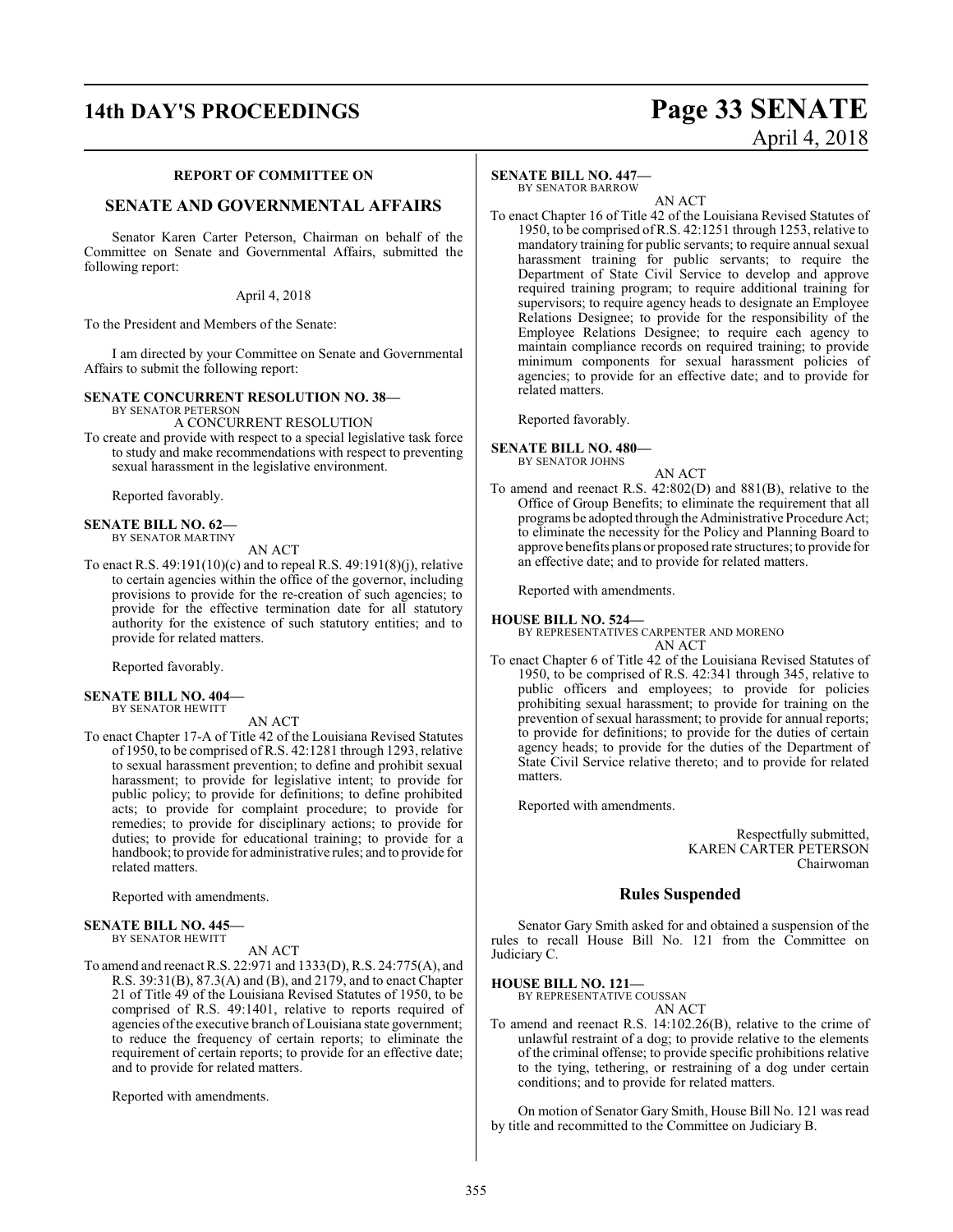## REPORT OF COMMITTEE ON

## SENATE AND GOVERNMENTAL AFFAIRS

Senator Karen Carter Peterson, Chairman on behalf of the Committee on Senate and Governmental Affairs, submitted the following report:

April 4, 2018

To the President and Members of the Senate:

I am directed by your Committee on Senate and Governmental Affairs to submit the following report:

**SENATE CONCURRENT RESOLUTION NO. 38—**
BY SENATOR PETERSON

A CONCURRENT RESOLUTION

To create and provide with respect to a special legislative task force to study and make recommendations with respect to preventing sexual harassment in the legislative environment.

Reported favorably.

**SENATE BILL NO. 62—**
BY SENATOR MARTINY

AN ACT

To enact R.S. 49:191(10)(c) and to repeal R.S. 49:191(8)(j), relative to certain agencies within the office of the governor, including provisions to provide for the re-creation of such agencies; to provide for the effective termination date for all statutory authority for the existence of such statutory entities; and to provide for related matters.

Reported favorably.

**SENATE BILL NO. 404—**
BY SENATOR HEWITT

AN ACT

To enact Chapter 17-A of Title 42 of the Louisiana Revised Statutes of 1950, to be comprised of R.S. 42:1281 through 1293, relative to sexual harassment prevention; to define and prohibit sexual harassment; to provide for legislative intent; to provide for public policy; to provide for definitions; to define prohibited acts; to provide for complaint procedure; to provide for remedies; to provide for disciplinary actions; to provide for duties; to provide for educational training; to provide for a handbook; to provide for administrative rules; and to provide for related matters.

Reported with amendments.

**SENATE BILL NO. 445—**
BY SENATOR HEWITT

AN ACT

To amend and reenact R.S. 22:971 and 1333(D), R.S. 24:775(A), and R.S. 39:31(B), 87.3(A) and (B), and 2179, and to enact Chapter 21 of Title 49 of the Louisiana Revised Statutes of 1950, to be comprised of R.S. 49:1401, relative to reports required of agencies of the executive branch of Louisiana state government; to reduce the frequency of certain reports; to eliminate the requirement of certain reports; to provide for an effective date; and to provide for related matters.

Reported with amendments.

**SENATE BILL NO. 447—**
BY SENATOR BARROW

AN ACT

To enact Chapter 16 of Title 42 of the Louisiana Revised Statutes of 1950, to be comprised of R.S. 42:1251 through 1253, relative to mandatory training for public servants; to require annual sexual harassment training for public servants; to require the Department of State Civil Service to develop and approve required training program; to require additional training for supervisors; to require agency heads to designate an Employee Relations Designee; to provide for the responsibility of the Employee Relations Designee; to require each agency to maintain compliance records on required training; to provide minimum components for sexual harassment policies of agencies; to provide for an effective date; and to provide for related matters.

Reported favorably.

**SENATE BILL NO. 480—**
BY SENATOR JOHNS

AN ACT

To amend and reenact R.S. 42:802(D) and 881(B), relative to the Office of Group Benefits; to eliminate the requirement that all programs be adopted through the Administrative Procedure Act; to eliminate the necessity for the Policy and Planning Board to approve benefits plans or proposed rate structures; to provide for an effective date; and to provide for related matters.

Reported with amendments.

**HOUSE BILL NO. 524—**
BY REPRESENTATIVES CARPENTER AND MORENO

AN ACT

To enact Chapter 6 of Title 42 of the Louisiana Revised Statutes of 1950, to be comprised of R.S. 42:341 through 345, relative to public officers and employees; to provide for policies prohibiting sexual harassment; to provide for training on the prevention of sexual harassment; to provide for annual reports; to provide for definitions; to provide for the duties of certain agency heads; to provide for the duties of the Department of State Civil Service relative thereto; and to provide for related matters.

Reported with amendments.

Respectfully submitted,
KAREN CARTER PETERSON
Chairwoman

## Rules Suspended

Senator Gary Smith asked for and obtained a suspension of the rules to recall House Bill No. 121 from the Committee on Judiciary C.

**HOUSE BILL NO. 121—**
BY REPRESENTATIVE COUSSAN

AN ACT

To amend and reenact R.S. 14:102.26(B), relative to the crime of unlawful restraint of a dog; to provide relative to the elements of the criminal offense; to provide specific prohibitions relative to the tying, tethering, or restraining of a dog under certain conditions; and to provide for related matters.

On motion of Senator Gary Smith, House Bill No. 121 was read by title and recommitted to the Committee on Judiciary B.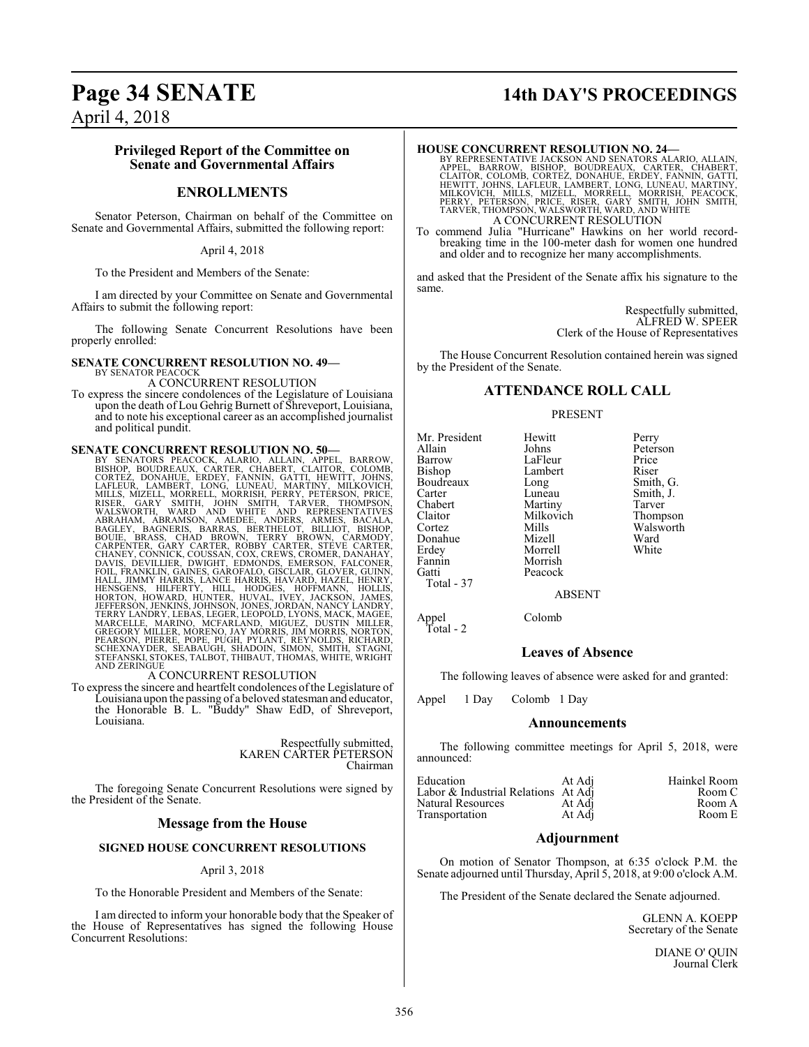### Privileged Report of the Committee on Senate and Governmental Affairs

## ENROLLMENTS

Senator Peterson, Chairman on behalf of the Committee on Senate and Governmental Affairs, submitted the following report:

April 4, 2018

To the President and Members of the Senate:

I am directed by your Committee on Senate and Governmental Affairs to submit the following report:

The following Senate Concurrent Resolutions have been properly enrolled:

**SENATE CONCURRENT RESOLUTION NO. 49—**
BY SENATOR PEACOCK
A CONCURRENT RESOLUTION

To express the sincere condolences of the Legislature of Louisiana upon the death of Lou Gehrig Burnett of Shreveport, Louisiana, and to note his exceptional career as an accomplished journalist and political pundit.

**SENATE CONCURRENT RESOLUTION NO. 50—**
BY SENATORS PEACOCK, ALARIO, ALLAIN, APPEL, BARROW, BISHOP, BOUDREAUX, CARTER, CHABERT, CLAITOR, COLOMB, CORTEZ, DONAHUE, ERDEY, FANNIN, GATTI, HEWITT, JOHNS, LAFLEUR, LAMBERT, LONG, LUNEAU, MARTINY, MILKOVICH, MILLS, MIZELL, MORRELL, MORRISH, PERRY, PETERSON, PRICE, RISER, GARY SMITH, JOHN SMITH, TARVER, THOMPSON, WALSWORTH, WARD AND WHITE AND REPRESENTATIVES ABRAHAM, ABRAMSON, AMEDEE, ANDERS, ARMES, BACALA, BAGLEY, BAGNERIS, BARRAS, BERTHELOT, BILLIOT, BISHOP, BOUIE, BRASS, CHAD BROWN, TERRY BROWN, CARMODY, CARPENTER, GARY CARTER, ROBBY CARTER, STEVE CARTER, CHANEY, CONNICK, COUSSAN, COX, CREWS, CROMER, DANAHAY, DAVIS, DEVILLIER, DWIGHT, EDMONDS, EMERSON, FALCONER, FOIL, FRANKLIN, GAINES, GAROFALO, GISCLAIR, GLOVER, GUINN, HALL, JIMMY HARRIS, LANCE HARRIS, HAVARD, HAZEL, HENRY, HENSGENS, HILFERTY, HILL, HODGES, HOFFMANN, HOLLIS, HORTON, HOWARD, HUNTER, HUVAL, IVEY, JACKSON, JAMES, JEFFERSON, JENKINS, JOHNSON, JONES, JORDAN, NANCY LANDRY, TERRY LANDRY, LEBAS, LEGER, LEOPOLD, LYONS, MACK, MAGEE, MARCELLE, MARINO, MCFARLAND, MIGUEZ, DUSTIN MILLER, GREGORY MILLER, MORENO, JAY MORRIS, JIM MORRIS, NORTON, PEARSON, PIERRE, POPE, PUGH, PYLANT, REYNOLDS, RICHARD, SCHEXNAYDER, SEABAUGH, SHADOIN, SIMON, SMITH, STAGNI, STEFANSKI, STOKES, TALBOT, THIBAUT, THOMAS, WHITE, WRIGHT AND ZERINGUE
A CONCURRENT RESOLUTION

To express the sincere and heartfelt condolences of the Legislature of Louisiana upon the passing of a beloved statesman and educator, the Honorable B. L. "Buddy" Shaw EdD, of Shreveport, Louisiana.

Respectfully submitted,
KAREN CARTER PETERSON
Chairman

The foregoing Senate Concurrent Resolutions were signed by the President of the Senate.

## Message from the House

### SIGNED HOUSE CONCURRENT RESOLUTIONS

April 3, 2018

To the Honorable President and Members of the Senate:

I am directed to inform your honorable body that the Speaker of the House of Representatives has signed the following House Concurrent Resolutions:

**HOUSE CONCURRENT RESOLUTION NO. 24—**
BY REPRESENTATIVE JACKSON AND SENATORS ALARIO, ALLAIN, APPEL, BARROW, BISHOP, BOUDREAUX, CARTER, CHABERT, CLAITOR, COLOMB, CORTEZ, DONAHUE, ERDEY, FANNIN, GATTI, HEWITT, JOHNS, LAFLEUR, LAMBERT, LONG, LUNEAU, MARTINY, MILKOVICH, MILLS, MIZELL, MORRELL, MORRISH, PEACOCK, PERRY, PETERSON, PRICE, RISER, GARY SMITH, JOHN SMITH, TARVER, THOMPSON, WALSWORTH, WARD, AND WHITE
A CONCURRENT RESOLUTION

To commend Julia "Hurricane" Hawkins on her world record-breaking time in the 100-meter dash for women one hundred and older and to recognize her many accomplishments.

and asked that the President of the Senate affix his signature to the same.

Respectfully submitted,
ALFRED W. SPEER
Clerk of the House of Representatives

The House Concurrent Resolution contained herein was signed by the President of the Senate.

## ATTENDANCE ROLL CALL

PRESENT

| | | |
|---|---|---|
| Mr. President | Hewitt | Perry |
| Allain | Johns | Peterson |
| Barrow | LaFleur | Price |
| Bishop | Lambert | Riser |
| Boudreaux | Long | Smith, G. |
| Carter | Luneau | Smith, J. |
| Chabert | Martiny | Tarver |
| Claitor | Milkovich | Thompson |
| Cortez | Mills | Walsworth |
| Donahue | Mizell | Ward |
| Erdey | Morrell | White |
| Fannin | Morrish | |
| Gatti | Peacock | |

Total - 37

ABSENT

| | |
|---|---|
| Appel | Colomb |

Total - 2

## Leaves of Absence

The following leaves of absence were asked for and granted:

Appel 1 Day Colomb 1 Day

## Announcements

The following committee meetings for April 5, 2018, were announced:

| | | |
|---|---|---|
| Education | At Adj | Hainkel Room |
| Labor & Industrial Relations | At Adj | Room C |
| Natural Resources | At Adj | Room A |
| Transportation | At Adj | Room E |

## Adjournment

On motion of Senator Thompson, at 6:35 o'clock P.M. the Senate adjourned until Thursday, April 5, 2018, at 9:00 o'clock A.M.

The President of the Senate declared the Senate adjourned.

GLENN A. KOEPP
Secretary of the Senate

DIANE O' QUIN
Journal Clerk